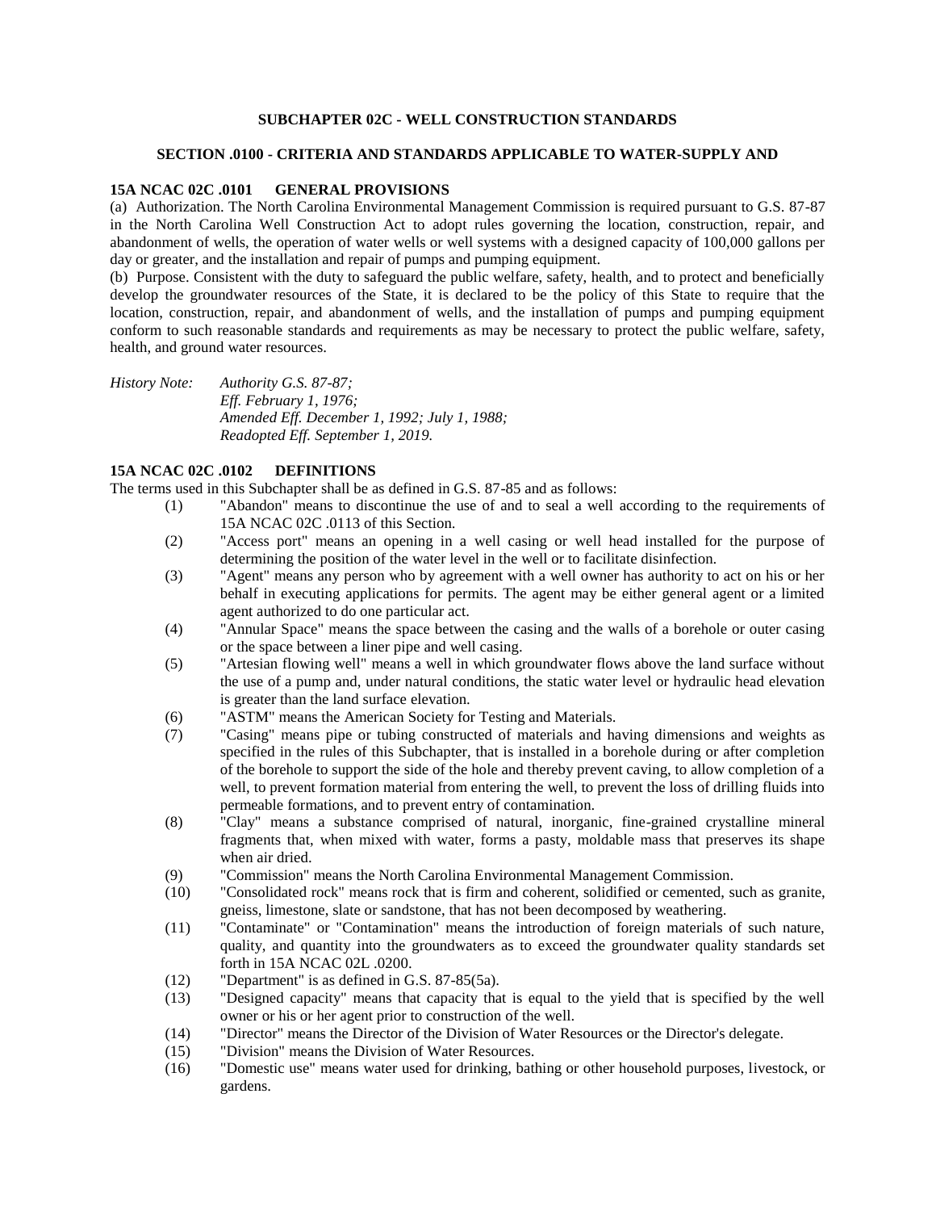## SUBCHAPTER 02C - WELL CONSTRUCTION STANDARDS

### SECTION .0100 - CRITERIA AND STANDARDS APPLICABLE TO WATER-SUPPLY AND

#### 15A NCAC 02C .0101 GENERAL PROVISIONS

(a) Authorization. The North Carolina Environmental Management Commission is required pursuant to G.S. 87-87 in the North Carolina Well Construction Act to adopt rules governing the location, construction, repair, and abandonment of wells, the operation of water wells or well systems with a designed capacity of 100,000 gallons per day or greater, and the installation and repair of pumps and pumping equipment.

(b) Purpose. Consistent with the duty to safeguard the public welfare, safety, health, and to protect and beneficially develop the groundwater resources of the State, it is declared to be the policy of this State to require that the location, construction, repair, and abandonment of wells, and the installation of pumps and pumping equipment conform to such reasonable standards and requirements as may be necessary to protect the public welfare, safety, health, and ground water resources.

*History Note: Authority G.S. 87-87;*
*Eff. February 1, 1976;*
*Amended Eff. December 1, 1992; July 1, 1988;*
*Readopted Eff. September 1, 2019.*

#### 15A NCAC 02C .0102 DEFINITIONS

The terms used in this Subchapter shall be as defined in G.S. 87-85 and as follows:

(1) "Abandon" means to discontinue the use of and to seal a well according to the requirements of 15A NCAC 02C .0113 of this Section.

(2) "Access port" means an opening in a well casing or well head installed for the purpose of determining the position of the water level in the well or to facilitate disinfection.

(3) "Agent" means any person who by agreement with a well owner has authority to act on his or her behalf in executing applications for permits. The agent may be either general agent or a limited agent authorized to do one particular act.

(4) "Annular Space" means the space between the casing and the walls of a borehole or outer casing or the space between a liner pipe and well casing.

(5) "Artesian flowing well" means a well in which groundwater flows above the land surface without the use of a pump and, under natural conditions, the static water level or hydraulic head elevation is greater than the land surface elevation.

(6) "ASTM" means the American Society for Testing and Materials.

(7) "Casing" means pipe or tubing constructed of materials and having dimensions and weights as specified in the rules of this Subchapter, that is installed in a borehole during or after completion of the borehole to support the side of the hole and thereby prevent caving, to allow completion of a well, to prevent formation material from entering the well, to prevent the loss of drilling fluids into permeable formations, and to prevent entry of contamination.

(8) "Clay" means a substance comprised of natural, inorganic, fine-grained crystalline mineral fragments that, when mixed with water, forms a pasty, moldable mass that preserves its shape when air dried.

(9) "Commission" means the North Carolina Environmental Management Commission.

(10) "Consolidated rock" means rock that is firm and coherent, solidified or cemented, such as granite, gneiss, limestone, slate or sandstone, that has not been decomposed by weathering.

(11) "Contaminate" or "Contamination" means the introduction of foreign materials of such nature, quality, and quantity into the groundwaters as to exceed the groundwater quality standards set forth in 15A NCAC 02L .0200.

(12) "Department" is as defined in G.S. 87-85(5a).

(13) "Designed capacity" means that capacity that is equal to the yield that is specified by the well owner or his or her agent prior to construction of the well.

(14) "Director" means the Director of the Division of Water Resources or the Director's delegate.

(15) "Division" means the Division of Water Resources.

(16) "Domestic use" means water used for drinking, bathing or other household purposes, livestock, or gardens.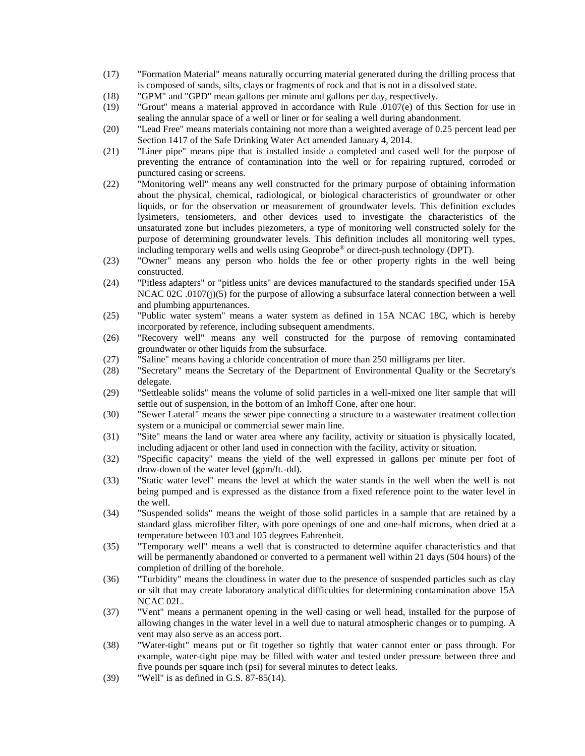(17) "Formation Material" means naturally occurring material generated during the drilling process that is composed of sands, silts, clays or fragments of rock and that is not in a dissolved state.

(18) "GPM" and "GPD" mean gallons per minute and gallons per day, respectively.

(19) "Grout" means a material approved in accordance with Rule .0107(e) of this Section for use in sealing the annular space of a well or liner or for sealing a well during abandonment.

(20) "Lead Free" means materials containing not more than a weighted average of 0.25 percent lead per Section 1417 of the Safe Drinking Water Act amended January 4, 2014.

(21) "Liner pipe" means pipe that is installed inside a completed and cased well for the purpose of preventing the entrance of contamination into the well or for repairing ruptured, corroded or punctured casing or screens.

(22) "Monitoring well" means any well constructed for the primary purpose of obtaining information about the physical, chemical, radiological, or biological characteristics of groundwater or other liquids, or for the observation or measurement of groundwater levels. This definition excludes lysimeters, tensiometers, and other devices used to investigate the characteristics of the unsaturated zone but includes piezometers, a type of monitoring well constructed solely for the purpose of determining groundwater levels. This definition includes all monitoring well types, including temporary wells and wells using Geoprobe® or direct-push technology (DPT).

(23) "Owner" means any person who holds the fee or other property rights in the well being constructed.

(24) "Pitless adapters" or "pitless units" are devices manufactured to the standards specified under 15A NCAC 02C .0107(j)(5) for the purpose of allowing a subsurface lateral connection between a well and plumbing appurtenances.

(25) "Public water system" means a water system as defined in 15A NCAC 18C, which is hereby incorporated by reference, including subsequent amendments.

(26) "Recovery well" means any well constructed for the purpose of removing contaminated groundwater or other liquids from the subsurface.

(27) "Saline" means having a chloride concentration of more than 250 milligrams per liter.

(28) "Secretary" means the Secretary of the Department of Environmental Quality or the Secretary's delegate.

(29) "Settleable solids" means the volume of solid particles in a well-mixed one liter sample that will settle out of suspension, in the bottom of an Imhoff Cone, after one hour.

(30) "Sewer Lateral" means the sewer pipe connecting a structure to a wastewater treatment collection system or a municipal or commercial sewer main line.

(31) "Site" means the land or water area where any facility, activity or situation is physically located, including adjacent or other land used in connection with the facility, activity or situation.

(32) "Specific capacity" means the yield of the well expressed in gallons per minute per foot of draw-down of the water level (gpm/ft.-dd).

(33) "Static water level" means the level at which the water stands in the well when the well is not being pumped and is expressed as the distance from a fixed reference point to the water level in the well.

(34) "Suspended solids" means the weight of those solid particles in a sample that are retained by a standard glass microfiber filter, with pore openings of one and one-half microns, when dried at a temperature between 103 and 105 degrees Fahrenheit.

(35) "Temporary well" means a well that is constructed to determine aquifer characteristics and that will be permanently abandoned or converted to a permanent well within 21 days (504 hours) of the completion of drilling of the borehole.

(36) "Turbidity" means the cloudiness in water due to the presence of suspended particles such as clay or silt that may create laboratory analytical difficulties for determining contamination above 15A NCAC 02L.

(37) "Vent" means a permanent opening in the well casing or well head, installed for the purpose of allowing changes in the water level in a well due to natural atmospheric changes or to pumping. A vent may also serve as an access port.

(38) "Water-tight" means put or fit together so tightly that water cannot enter or pass through. For example, water-tight pipe may be filled with water and tested under pressure between three and five pounds per square inch (psi) for several minutes to detect leaks.

(39) "Well" is as defined in G.S. 87-85(14).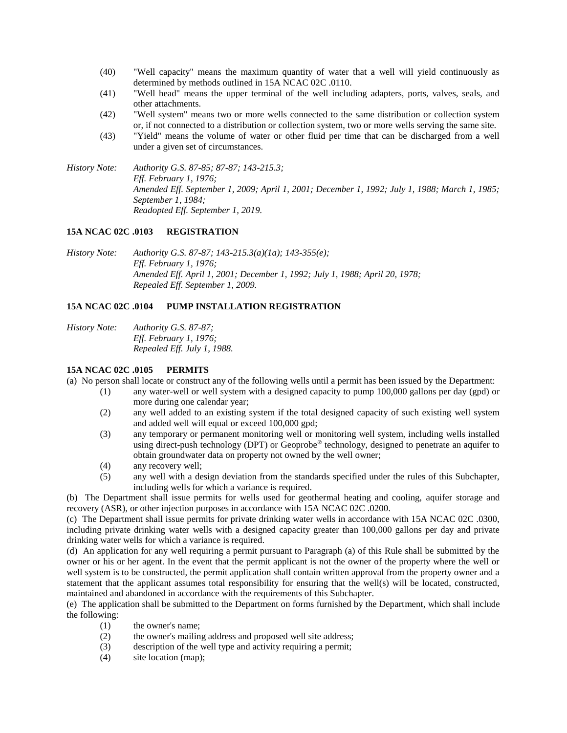(40) "Well capacity" means the maximum quantity of water that a well will yield continuously as determined by methods outlined in 15A NCAC 02C .0110.

(41) "Well head" means the upper terminal of the well including adapters, ports, valves, seals, and other attachments.

(42) "Well system" means two or more wells connected to the same distribution or collection system or, if not connected to a distribution or collection system, two or more wells serving the same site.

(43) "Yield" means the volume of water or other fluid per time that can be discharged from a well under a given set of circumstances.

*History Note: Authority G.S. 87-85; 87-87; 143-215.3;*
*Eff. February 1, 1976;*
*Amended Eff. September 1, 2009; April 1, 2001; December 1, 1992; July 1, 1988; March 1, 1985; September 1, 1984;*
*Readopted Eff. September 1, 2019.*

**15A NCAC 02C .0103 REGISTRATION**

*History Note: Authority G.S. 87-87; 143-215.3(a)(1a); 143-355(e);*
*Eff. February 1, 1976;*
*Amended Eff. April 1, 2001; December 1, 1992; July 1, 1988; April 20, 1978;*
*Repealed Eff. September 1, 2009.*

**15A NCAC 02C .0104 PUMP INSTALLATION REGISTRATION**

*History Note: Authority G.S. 87-87;*
*Eff. February 1, 1976;*
*Repealed Eff. July 1, 1988.*

**15A NCAC 02C .0105 PERMITS**

(a) No person shall locate or construct any of the following wells until a permit has been issued by the Department:

(1) any water-well or well system with a designed capacity to pump 100,000 gallons per day (gpd) or more during one calendar year;

(2) any well added to an existing system if the total designed capacity of such existing well system and added well will equal or exceed 100,000 gpd;

(3) any temporary or permanent monitoring well or monitoring well system, including wells installed using direct-push technology (DPT) or Geoprobe® technology, designed to penetrate an aquifer to obtain groundwater data on property not owned by the well owner;

(4) any recovery well;

(5) any well with a design deviation from the standards specified under the rules of this Subchapter, including wells for which a variance is required.

(b) The Department shall issue permits for wells used for geothermal heating and cooling, aquifer storage and recovery (ASR), or other injection purposes in accordance with 15A NCAC 02C .0200.

(c) The Department shall issue permits for private drinking water wells in accordance with 15A NCAC 02C .0300, including private drinking water wells with a designed capacity greater than 100,000 gallons per day and private drinking water wells for which a variance is required.

(d) An application for any well requiring a permit pursuant to Paragraph (a) of this Rule shall be submitted by the owner or his or her agent. In the event that the permit applicant is not the owner of the property where the well or well system is to be constructed, the permit application shall contain written approval from the property owner and a statement that the applicant assumes total responsibility for ensuring that the well(s) will be located, constructed, maintained and abandoned in accordance with the requirements of this Subchapter.

(e) The application shall be submitted to the Department on forms furnished by the Department, which shall include the following:

(1) the owner's name;

(2) the owner's mailing address and proposed well site address;

(3) description of the well type and activity requiring a permit;

(4) site location (map);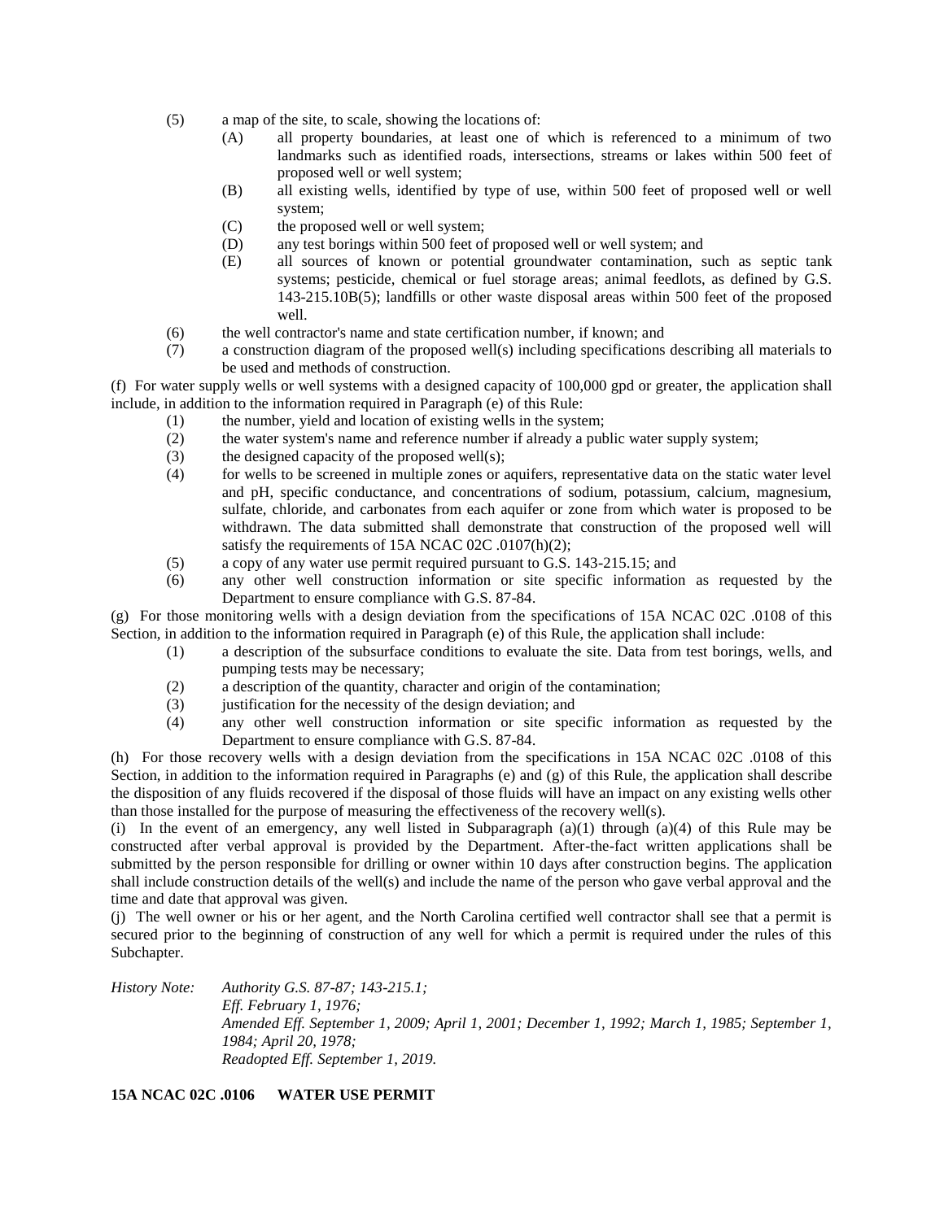(5) a map of the site, to scale, showing the locations of:

  (A) all property boundaries, at least one of which is referenced to a minimum of two landmarks such as identified roads, intersections, streams or lakes within 500 feet of proposed well or well system;
  (B) all existing wells, identified by type of use, within 500 feet of proposed well or well system;
  (C) the proposed well or well system;
  (D) any test borings within 500 feet of proposed well or well system; and
  (E) all sources of known or potential groundwater contamination, such as septic tank systems; pesticide, chemical or fuel storage areas; animal feedlots, as defined by G.S. 143-215.10B(5); landfills or other waste disposal areas within 500 feet of the proposed well.

(6) the well contractor's name and state certification number, if known; and

(7) a construction diagram of the proposed well(s) including specifications describing all materials to be used and methods of construction.

(f) For water supply wells or well systems with a designed capacity of 100,000 gpd or greater, the application shall include, in addition to the information required in Paragraph (e) of this Rule:

(1) the number, yield and location of existing wells in the system;

(2) the water system's name and reference number if already a public water supply system;

(3) the designed capacity of the proposed well(s);

(4) for wells to be screened in multiple zones or aquifers, representative data on the static water level and pH, specific conductance, and concentrations of sodium, potassium, calcium, magnesium, sulfate, chloride, and carbonates from each aquifer or zone from which water is proposed to be withdrawn. The data submitted shall demonstrate that construction of the proposed well will satisfy the requirements of 15A NCAC 02C .0107(h)(2);

(5) a copy of any water use permit required pursuant to G.S. 143-215.15; and

(6) any other well construction information or site specific information as requested by the Department to ensure compliance with G.S. 87-84.

(g) For those monitoring wells with a design deviation from the specifications of 15A NCAC 02C .0108 of this Section, in addition to the information required in Paragraph (e) of this Rule, the application shall include:

(1) a description of the subsurface conditions to evaluate the site. Data from test borings, wells, and pumping tests may be necessary;

(2) a description of the quantity, character and origin of the contamination;

(3) justification for the necessity of the design deviation; and

(4) any other well construction information or site specific information as requested by the Department to ensure compliance with G.S. 87-84.

(h) For those recovery wells with a design deviation from the specifications in 15A NCAC 02C .0108 of this Section, in addition to the information required in Paragraphs (e) and (g) of this Rule, the application shall describe the disposition of any fluids recovered if the disposal of those fluids will have an impact on any existing wells other than those installed for the purpose of measuring the effectiveness of the recovery well(s).

(i) In the event of an emergency, any well listed in Subparagraph (a)(1) through (a)(4) of this Rule may be constructed after verbal approval is provided by the Department. After-the-fact written applications shall be submitted by the person responsible for drilling or owner within 10 days after construction begins. The application shall include construction details of the well(s) and include the name of the person who gave verbal approval and the time and date that approval was given.

(j) The well owner or his or her agent, and the North Carolina certified well contractor shall see that a permit is secured prior to the beginning of construction of any well for which a permit is required under the rules of this Subchapter.

*History Note: Authority G.S. 87-87; 143-215.1;*
*Eff. February 1, 1976;*
*Amended Eff. September 1, 2009; April 1, 2001; December 1, 1992; March 1, 1985; September 1, 1984; April 20, 1978;*
*Readopted Eff. September 1, 2019.*

**15A NCAC 02C .0106 WATER USE PERMIT**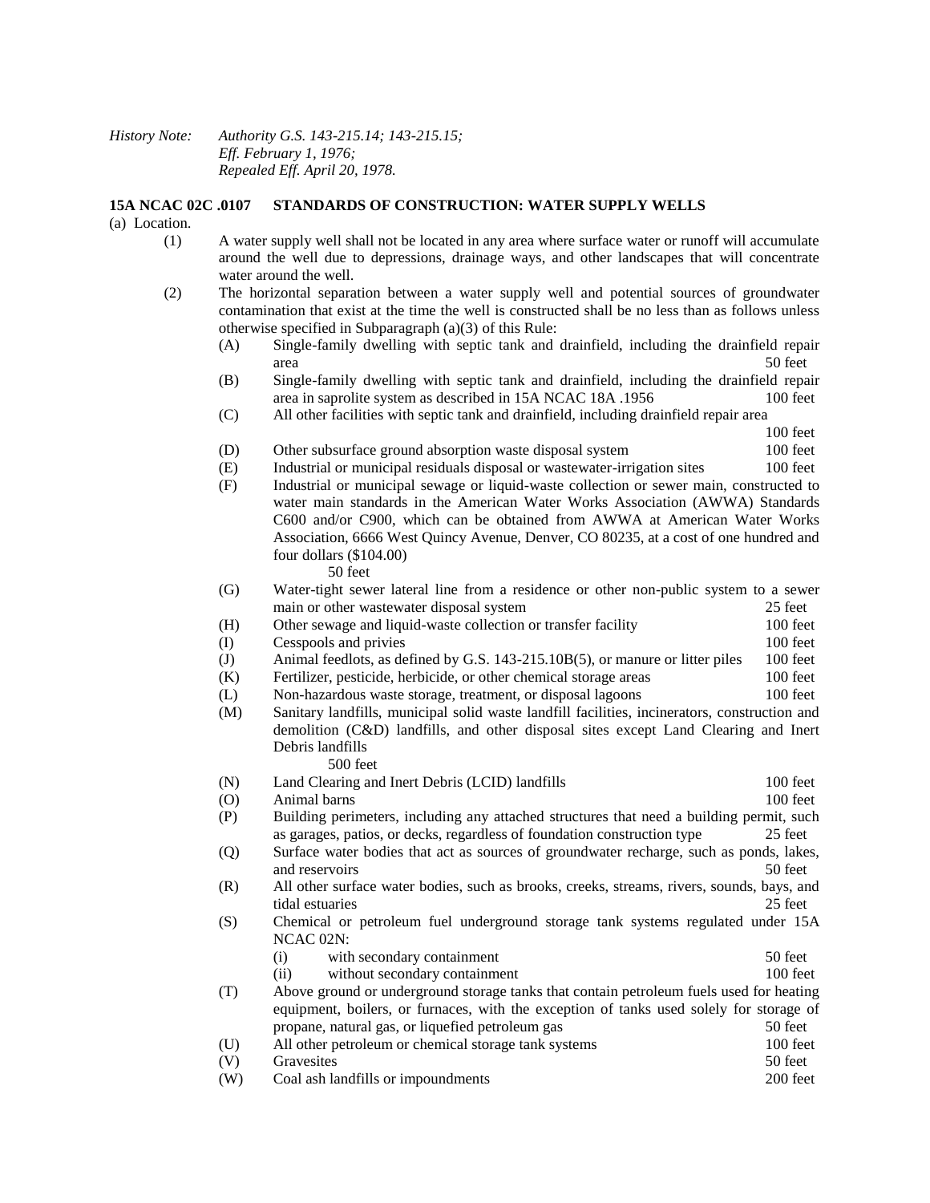*History Note: Authority G.S. 143-215.14; 143-215.15;*
*Eff. February 1, 1976;*
*Repealed Eff. April 20, 1978.*

**15A NCAC 02C .0107 STANDARDS OF CONSTRUCTION: WATER SUPPLY WELLS**

(a) Location.

(1) A water supply well shall not be located in any area where surface water or runoff will accumulate around the well due to depressions, drainage ways, and other landscapes that will concentrate water around the well.

(2) The horizontal separation between a water supply well and potential sources of groundwater contamination that exist at the time the well is constructed shall be no less than as follows unless otherwise specified in Subparagraph (a)(3) of this Rule:

(A) Single-family dwelling with septic tank and drainfield, including the drainfield repair area — 50 feet

(B) Single-family dwelling with septic tank and drainfield, including the drainfield repair area in saprolite system as described in 15A NCAC 18A .1956 — 100 feet

(C) All other facilities with septic tank and drainfield, including drainfield repair area — 100 feet

(D) Other subsurface ground absorption waste disposal system — 100 feet

(E) Industrial or municipal residuals disposal or wastewater-irrigation sites — 100 feet

(F) Industrial or municipal sewage or liquid-waste collection or sewer main, constructed to water main standards in the American Water Works Association (AWWA) Standards C600 and/or C900, which can be obtained from AWWA at American Water Works Association, 6666 West Quincy Avenue, Denver, CO 80235, at a cost of one hundred and four dollars ($104.00) — 50 feet

(G) Water-tight sewer lateral line from a residence or other non-public system to a sewer main or other wastewater disposal system — 25 feet

(H) Other sewage and liquid-waste collection or transfer facility — 100 feet

(I) Cesspools and privies — 100 feet

(J) Animal feedlots, as defined by G.S. 143-215.10B(5), or manure or litter piles — 100 feet

(K) Fertilizer, pesticide, herbicide, or other chemical storage areas — 100 feet

(L) Non-hazardous waste storage, treatment, or disposal lagoons — 100 feet

(M) Sanitary landfills, municipal solid waste landfill facilities, incinerators, construction and demolition (C&D) landfills, and other disposal sites except Land Clearing and Inert Debris landfills — 500 feet

(N) Land Clearing and Inert Debris (LCID) landfills — 100 feet

(O) Animal barns — 100 feet

(P) Building perimeters, including any attached structures that need a building permit, such as garages, patios, or decks, regardless of foundation construction type — 25 feet

(Q) Surface water bodies that act as sources of groundwater recharge, such as ponds, lakes, and reservoirs — 50 feet

(R) All other surface water bodies, such as brooks, creeks, streams, rivers, sounds, bays, and tidal estuaries — 25 feet

(S) Chemical or petroleum fuel underground storage tank systems regulated under 15A NCAC 02N:

(i) with secondary containment — 50 feet

(ii) without secondary containment — 100 feet

(T) Above ground or underground storage tanks that contain petroleum fuels used for heating equipment, boilers, or furnaces, with the exception of tanks used solely for storage of propane, natural gas, or liquefied petroleum gas — 50 feet

(U) All other petroleum or chemical storage tank systems — 100 feet

(V) Gravesites — 50 feet

(W) Coal ash landfills or impoundments — 200 feet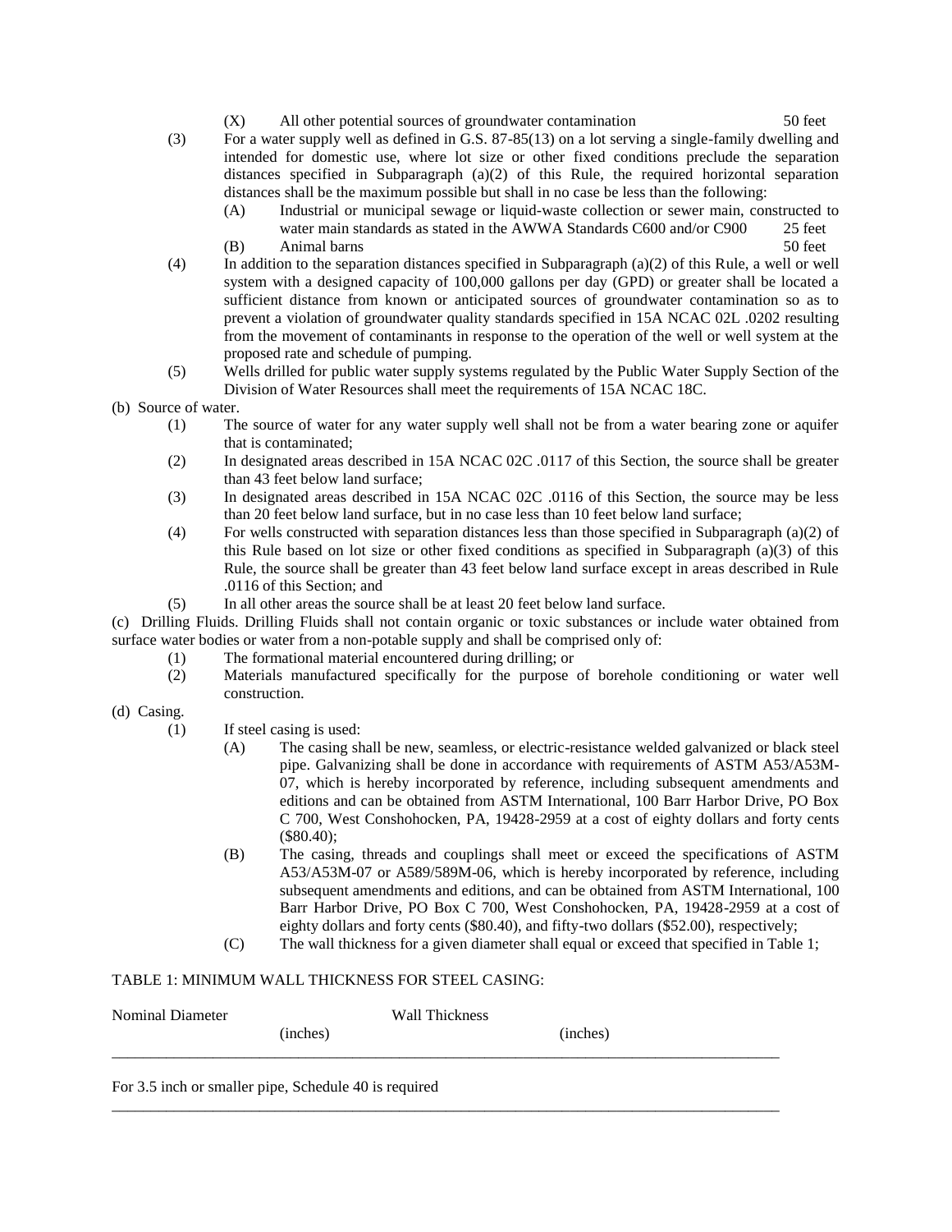(X) All other potential sources of groundwater contamination 50 feet

(3) For a water supply well as defined in G.S. 87-85(13) on a lot serving a single-family dwelling and intended for domestic use, where lot size or other fixed conditions preclude the separation distances specified in Subparagraph (a)(2) of this Rule, the required horizontal separation distances shall be the maximum possible but shall in no case be less than the following:

(A) Industrial or municipal sewage or liquid-waste collection or sewer main, constructed to water main standards as stated in the AWWA Standards C600 and/or C900 25 feet

(B) Animal barns 50 feet

(4) In addition to the separation distances specified in Subparagraph (a)(2) of this Rule, a well or well system with a designed capacity of 100,000 gallons per day (GPD) or greater shall be located a sufficient distance from known or anticipated sources of groundwater contamination so as to prevent a violation of groundwater quality standards specified in 15A NCAC 02L .0202 resulting from the movement of contaminants in response to the operation of the well or well system at the proposed rate and schedule of pumping.

(5) Wells drilled for public water supply systems regulated by the Public Water Supply Section of the Division of Water Resources shall meet the requirements of 15A NCAC 18C.

(b) Source of water.

(1) The source of water for any water supply well shall not be from a water bearing zone or aquifer that is contaminated;

(2) In designated areas described in 15A NCAC 02C .0117 of this Section, the source shall be greater than 43 feet below land surface;

(3) In designated areas described in 15A NCAC 02C .0116 of this Section, the source may be less than 20 feet below land surface, but in no case less than 10 feet below land surface;

(4) For wells constructed with separation distances less than those specified in Subparagraph (a)(2) of this Rule based on lot size or other fixed conditions as specified in Subparagraph (a)(3) of this Rule, the source shall be greater than 43 feet below land surface except in areas described in Rule .0116 of this Section; and

(5) In all other areas the source shall be at least 20 feet below land surface.

(c) Drilling Fluids. Drilling Fluids shall not contain organic or toxic substances or include water obtained from surface water bodies or water from a non-potable supply and shall be comprised only of:

(1) The formational material encountered during drilling; or

(2) Materials manufactured specifically for the purpose of borehole conditioning or water well construction.

(d) Casing.

(1) If steel casing is used:

(A) The casing shall be new, seamless, or electric-resistance welded galvanized or black steel pipe. Galvanizing shall be done in accordance with requirements of ASTM A53/A53M-07, which is hereby incorporated by reference, including subsequent amendments and editions and can be obtained from ASTM International, 100 Barr Harbor Drive, PO Box C 700, West Conshohocken, PA, 19428-2959 at a cost of eighty dollars and forty cents ($80.40);

(B) The casing, threads and couplings shall meet or exceed the specifications of ASTM A53/A53M-07 or A589/589M-06, which is hereby incorporated by reference, including subsequent amendments and editions, and can be obtained from ASTM International, 100 Barr Harbor Drive, PO Box C 700, West Conshohocken, PA, 19428-2959 at a cost of eighty dollars and forty cents ($80.40), and fifty-two dollars ($52.00), respectively;

(C) The wall thickness for a given diameter shall equal or exceed that specified in Table 1;

TABLE 1: MINIMUM WALL THICKNESS FOR STEEL CASING:

| Nominal Diameter (inches) | Wall Thickness (inches) |
|---|---|
| For 3.5 inch or smaller pipe, Schedule 40 is required | |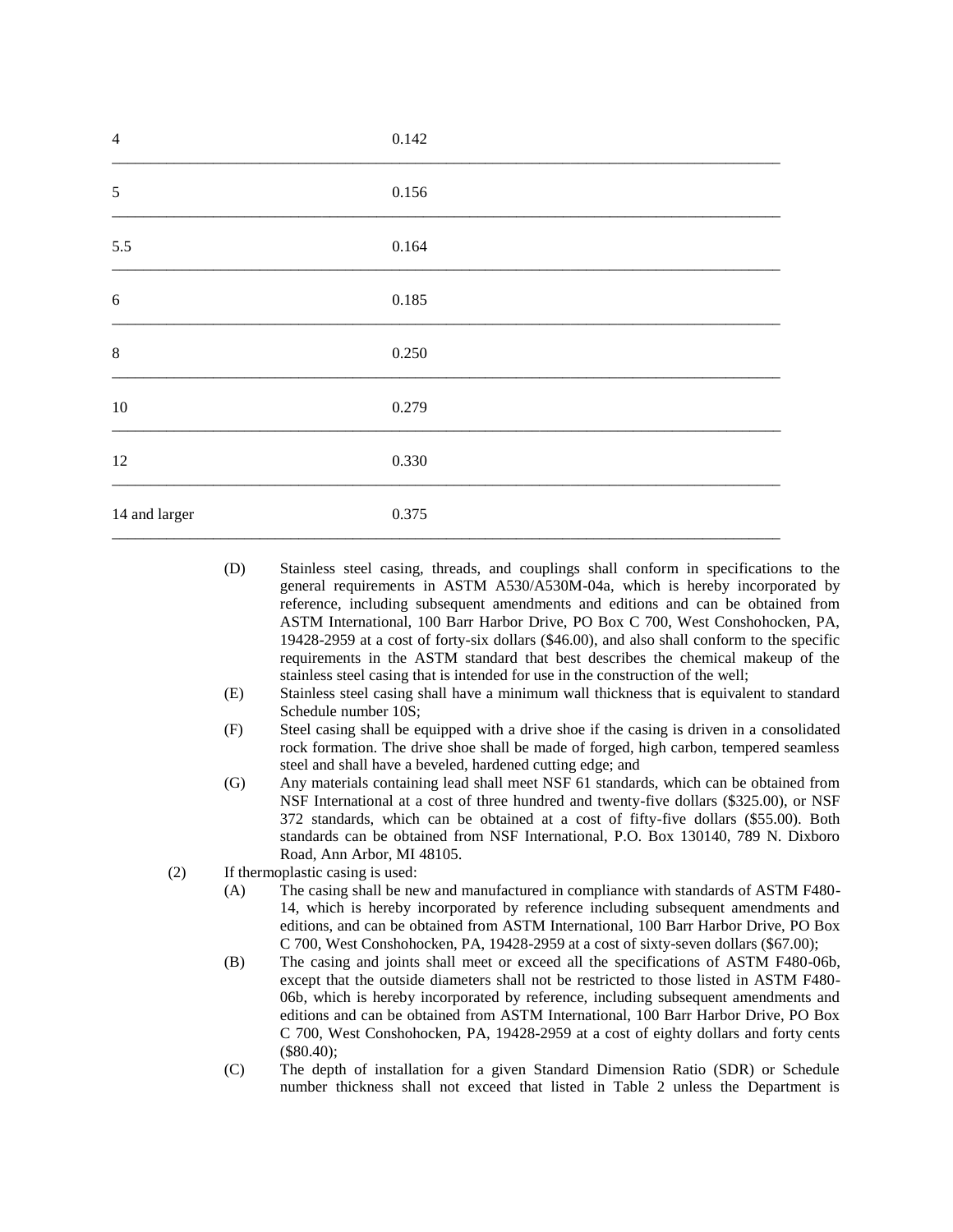| | |
|---|---|
| 4 | 0.142 |
| 5 | 0.156 |
| 5.5 | 0.164 |
| 6 | 0.185 |
| 8 | 0.250 |
| 10 | 0.279 |
| 12 | 0.330 |
| 14 and larger | 0.375 |

(D) Stainless steel casing, threads, and couplings shall conform in specifications to the general requirements in ASTM A530/A530M-04a, which is hereby incorporated by reference, including subsequent amendments and editions and can be obtained from ASTM International, 100 Barr Harbor Drive, PO Box C 700, West Conshohocken, PA, 19428-2959 at a cost of forty-six dollars ($46.00), and also shall conform to the specific requirements in the ASTM standard that best describes the chemical makeup of the stainless steel casing that is intended for use in the construction of the well;

(E) Stainless steel casing shall have a minimum wall thickness that is equivalent to standard Schedule number 10S;

(F) Steel casing shall be equipped with a drive shoe if the casing is driven in a consolidated rock formation. The drive shoe shall be made of forged, high carbon, tempered seamless steel and shall have a beveled, hardened cutting edge; and

(G) Any materials containing lead shall meet NSF 61 standards, which can be obtained from NSF International at a cost of three hundred and twenty-five dollars ($325.00), or NSF 372 standards, which can be obtained at a cost of fifty-five dollars ($55.00). Both standards can be obtained from NSF International, P.O. Box 130140, 789 N. Dixboro Road, Ann Arbor, MI 48105.

(2) If thermoplastic casing is used:

(A) The casing shall be new and manufactured in compliance with standards of ASTM F480-14, which is hereby incorporated by reference including subsequent amendments and editions, and can be obtained from ASTM International, 100 Barr Harbor Drive, PO Box C 700, West Conshohocken, PA, 19428-2959 at a cost of sixty-seven dollars ($67.00);

(B) The casing and joints shall meet or exceed all the specifications of ASTM F480-06b, except that the outside diameters shall not be restricted to those listed in ASTM F480-06b, which is hereby incorporated by reference, including subsequent amendments and editions and can be obtained from ASTM International, 100 Barr Harbor Drive, PO Box C 700, West Conshohocken, PA, 19428-2959 at a cost of eighty dollars and forty cents ($80.40);

(C) The depth of installation for a given Standard Dimension Ratio (SDR) or Schedule number thickness shall not exceed that listed in Table 2 unless the Department is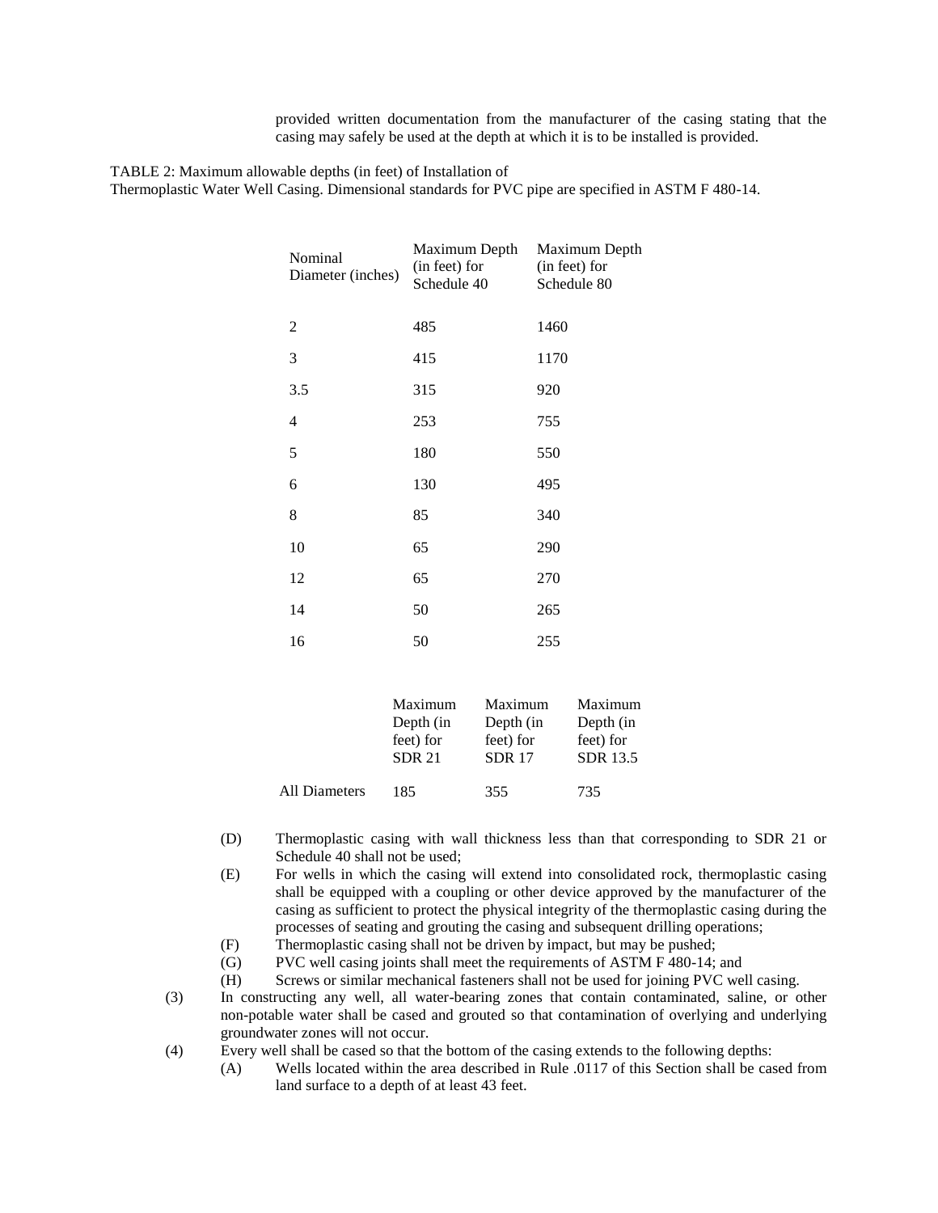provided written documentation from the manufacturer of the casing stating that the casing may safely be used at the depth at which it is to be installed is provided.

TABLE 2: Maximum allowable depths (in feet) of Installation of Thermoplastic Water Well Casing. Dimensional standards for PVC pipe are specified in ASTM F 480-14.

| Nominal Diameter (inches) | Maximum Depth (in feet) for Schedule 40 | Maximum Depth (in feet) for Schedule 80 |
|---|---|---|
| 2 | 485 | 1460 |
| 3 | 415 | 1170 |
| 3.5 | 315 | 920 |
| 4 | 253 | 755 |
| 5 | 180 | 550 |
| 6 | 130 | 495 |
| 8 | 85 | 340 |
| 10 | 65 | 290 |
| 12 | 65 | 270 |
| 14 | 50 | 265 |
| 16 | 50 | 255 |

| | Maximum Depth (in feet) for SDR 21 | Maximum Depth (in feet) for SDR 17 | Maximum Depth (in feet) for SDR 13.5 |
|---|---|---|---|
| All Diameters | 185 | 355 | 735 |

(D) Thermoplastic casing with wall thickness less than that corresponding to SDR 21 or Schedule 40 shall not be used;

(E) For wells in which the casing will extend into consolidated rock, thermoplastic casing shall be equipped with a coupling or other device approved by the manufacturer of the casing as sufficient to protect the physical integrity of the thermoplastic casing during the processes of seating and grouting the casing and subsequent drilling operations;

(F) Thermoplastic casing shall not be driven by impact, but may be pushed;

(G) PVC well casing joints shall meet the requirements of ASTM F 480-14; and

(H) Screws or similar mechanical fasteners shall not be used for joining PVC well casing.

(3) In constructing any well, all water-bearing zones that contain contaminated, saline, or other non-potable water shall be cased and grouted so that contamination of overlying and underlying groundwater zones will not occur.

(4) Every well shall be cased so that the bottom of the casing extends to the following depths:

(A) Wells located within the area described in Rule .0117 of this Section shall be cased from land surface to a depth of at least 43 feet.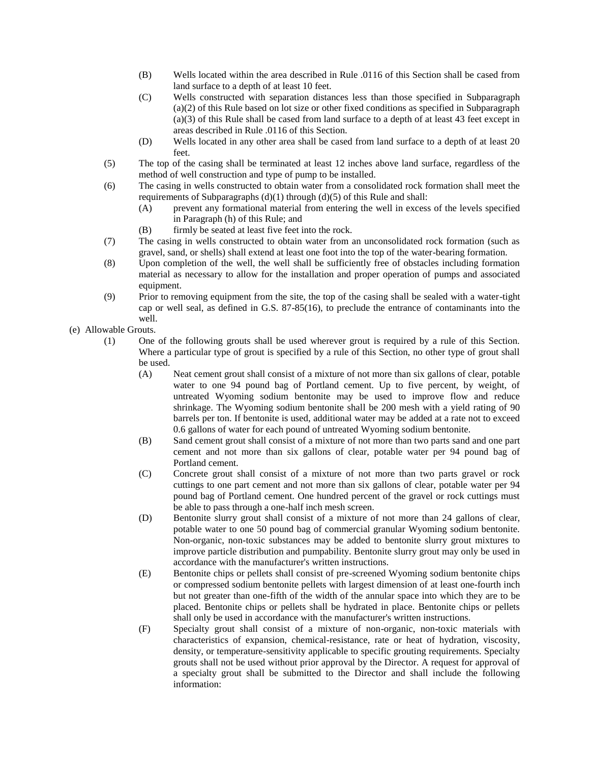- (B) Wells located within the area described in Rule .0116 of this Section shall be cased from land surface to a depth of at least 10 feet.
- (C) Wells constructed with separation distances less than those specified in Subparagraph (a)(2) of this Rule based on lot size or other fixed conditions as specified in Subparagraph (a)(3) of this Rule shall be cased from land surface to a depth of at least 43 feet except in areas described in Rule .0116 of this Section.
- (D) Wells located in any other area shall be cased from land surface to a depth of at least 20 feet.

(5) The top of the casing shall be terminated at least 12 inches above land surface, regardless of the method of well construction and type of pump to be installed.

(6) The casing in wells constructed to obtain water from a consolidated rock formation shall meet the requirements of Subparagraphs (d)(1) through (d)(5) of this Rule and shall:
- (A) prevent any formational material from entering the well in excess of the levels specified in Paragraph (h) of this Rule; and
- (B) firmly be seated at least five feet into the rock.

(7) The casing in wells constructed to obtain water from an unconsolidated rock formation (such as gravel, sand, or shells) shall extend at least one foot into the top of the water-bearing formation.

(8) Upon completion of the well, the well shall be sufficiently free of obstacles including formation material as necessary to allow for the installation and proper operation of pumps and associated equipment.

(9) Prior to removing equipment from the site, the top of the casing shall be sealed with a water-tight cap or well seal, as defined in G.S. 87-85(16), to preclude the entrance of contaminants into the well.

(e) Allowable Grouts.

(1) One of the following grouts shall be used wherever grout is required by a rule of this Section. Where a particular type of grout is specified by a rule of this Section, no other type of grout shall be used.
- (A) Neat cement grout shall consist of a mixture of not more than six gallons of clear, potable water to one 94 pound bag of Portland cement. Up to five percent, by weight, of untreated Wyoming sodium bentonite may be used to improve flow and reduce shrinkage. The Wyoming sodium bentonite shall be 200 mesh with a yield rating of 90 barrels per ton. If bentonite is used, additional water may be added at a rate not to exceed 0.6 gallons of water for each pound of untreated Wyoming sodium bentonite.
- (B) Sand cement grout shall consist of a mixture of not more than two parts sand and one part cement and not more than six gallons of clear, potable water per 94 pound bag of Portland cement.
- (C) Concrete grout shall consist of a mixture of not more than two parts gravel or rock cuttings to one part cement and not more than six gallons of clear, potable water per 94 pound bag of Portland cement. One hundred percent of the gravel or rock cuttings must be able to pass through a one-half inch mesh screen.
- (D) Bentonite slurry grout shall consist of a mixture of not more than 24 gallons of clear, potable water to one 50 pound bag of commercial granular Wyoming sodium bentonite. Non-organic, non-toxic substances may be added to bentonite slurry grout mixtures to improve particle distribution and pumpability. Bentonite slurry grout may only be used in accordance with the manufacturer's written instructions.
- (E) Bentonite chips or pellets shall consist of pre-screened Wyoming sodium bentonite chips or compressed sodium bentonite pellets with largest dimension of at least one-fourth inch but not greater than one-fifth of the width of the annular space into which they are to be placed. Bentonite chips or pellets shall be hydrated in place. Bentonite chips or pellets shall only be used in accordance with the manufacturer's written instructions.
- (F) Specialty grout shall consist of a mixture of non-organic, non-toxic materials with characteristics of expansion, chemical-resistance, rate or heat of hydration, viscosity, density, or temperature-sensitivity applicable to specific grouting requirements. Specialty grouts shall not be used without prior approval by the Director. A request for approval of a specialty grout shall be submitted to the Director and shall include the following information: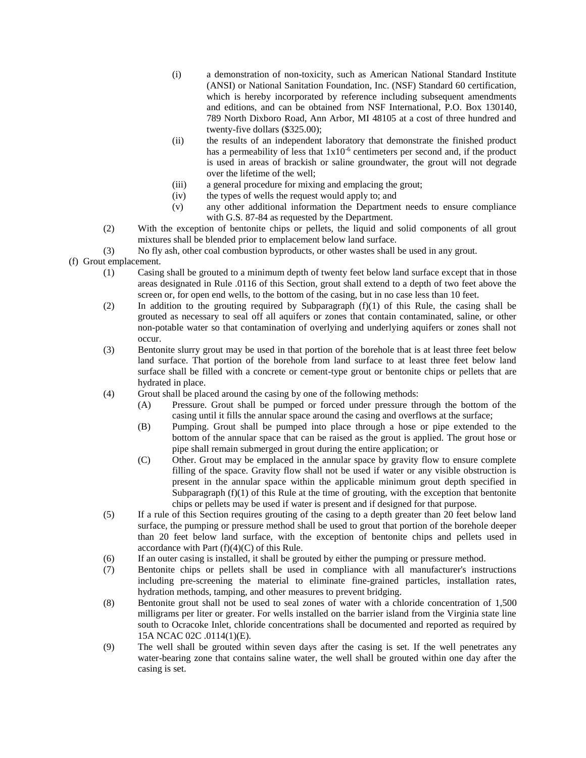(i) a demonstration of non-toxicity, such as American National Standard Institute (ANSI) or National Sanitation Foundation, Inc. (NSF) Standard 60 certification, which is hereby incorporated by reference including subsequent amendments and editions, and can be obtained from NSF International, P.O. Box 130140, 789 North Dixboro Road, Ann Arbor, MI 48105 at a cost of three hundred and twenty-five dollars ($325.00);

(ii) the results of an independent laboratory that demonstrate the finished product has a permeability of less that $1x10^{-6}$ centimeters per second and, if the product is used in areas of brackish or saline groundwater, the grout will not degrade over the lifetime of the well;

(iii) a general procedure for mixing and emplacing the grout;

(iv) the types of wells the request would apply to; and

(v) any other additional information the Department needs to ensure compliance with G.S. 87-84 as requested by the Department.

(2) With the exception of bentonite chips or pellets, the liquid and solid components of all grout mixtures shall be blended prior to emplacement below land surface.

(3) No fly ash, other coal combustion byproducts, or other wastes shall be used in any grout.

(f) Grout emplacement.

(1) Casing shall be grouted to a minimum depth of twenty feet below land surface except that in those areas designated in Rule .0116 of this Section, grout shall extend to a depth of two feet above the screen or, for open end wells, to the bottom of the casing, but in no case less than 10 feet.

(2) In addition to the grouting required by Subparagraph (f)(1) of this Rule, the casing shall be grouted as necessary to seal off all aquifers or zones that contain contaminated, saline, or other non-potable water so that contamination of overlying and underlying aquifers or zones shall not occur.

(3) Bentonite slurry grout may be used in that portion of the borehole that is at least three feet below land surface. That portion of the borehole from land surface to at least three feet below land surface shall be filled with a concrete or cement-type grout or bentonite chips or pellets that are hydrated in place.

(4) Grout shall be placed around the casing by one of the following methods:

(A) Pressure. Grout shall be pumped or forced under pressure through the bottom of the casing until it fills the annular space around the casing and overflows at the surface;

(B) Pumping. Grout shall be pumped into place through a hose or pipe extended to the bottom of the annular space that can be raised as the grout is applied. The grout hose or pipe shall remain submerged in grout during the entire application; or

(C) Other. Grout may be emplaced in the annular space by gravity flow to ensure complete filling of the space. Gravity flow shall not be used if water or any visible obstruction is present in the annular space within the applicable minimum grout depth specified in Subparagraph (f)(1) of this Rule at the time of grouting, with the exception that bentonite chips or pellets may be used if water is present and if designed for that purpose.

(5) If a rule of this Section requires grouting of the casing to a depth greater than 20 feet below land surface, the pumping or pressure method shall be used to grout that portion of the borehole deeper than 20 feet below land surface, with the exception of bentonite chips and pellets used in accordance with Part (f)(4)(C) of this Rule.

(6) If an outer casing is installed, it shall be grouted by either the pumping or pressure method.

(7) Bentonite chips or pellets shall be used in compliance with all manufacturer's instructions including pre-screening the material to eliminate fine-grained particles, installation rates, hydration methods, tamping, and other measures to prevent bridging.

(8) Bentonite grout shall not be used to seal zones of water with a chloride concentration of 1,500 milligrams per liter or greater. For wells installed on the barrier island from the Virginia state line south to Ocracoke Inlet, chloride concentrations shall be documented and reported as required by 15A NCAC 02C .0114(1)(E).

(9) The well shall be grouted within seven days after the casing is set. If the well penetrates any water-bearing zone that contains saline water, the well shall be grouted within one day after the casing is set.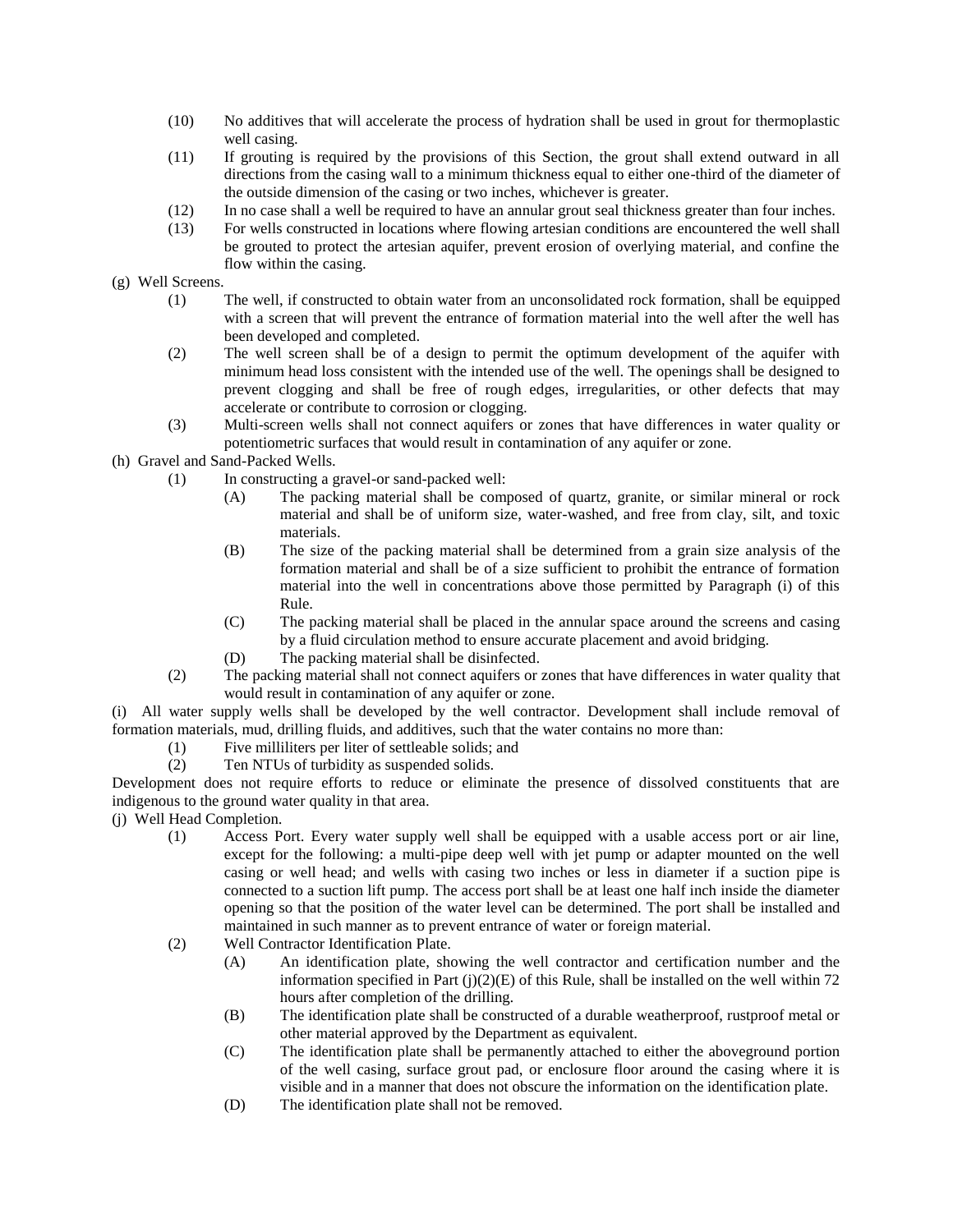(10) No additives that will accelerate the process of hydration shall be used in grout for thermoplastic well casing.

(11) If grouting is required by the provisions of this Section, the grout shall extend outward in all directions from the casing wall to a minimum thickness equal to either one-third of the diameter of the outside dimension of the casing or two inches, whichever is greater.

(12) In no case shall a well be required to have an annular grout seal thickness greater than four inches.

(13) For wells constructed in locations where flowing artesian conditions are encountered the well shall be grouted to protect the artesian aquifer, prevent erosion of overlying material, and confine the flow within the casing.

(g) Well Screens.

(1) The well, if constructed to obtain water from an unconsolidated rock formation, shall be equipped with a screen that will prevent the entrance of formation material into the well after the well has been developed and completed.

(2) The well screen shall be of a design to permit the optimum development of the aquifer with minimum head loss consistent with the intended use of the well. The openings shall be designed to prevent clogging and shall be free of rough edges, irregularities, or other defects that may accelerate or contribute to corrosion or clogging.

(3) Multi-screen wells shall not connect aquifers or zones that have differences in water quality or potentiometric surfaces that would result in contamination of any aquifer or zone.

(h) Gravel and Sand-Packed Wells.

(1) In constructing a gravel-or sand-packed well:

(A) The packing material shall be composed of quartz, granite, or similar mineral or rock material and shall be of uniform size, water-washed, and free from clay, silt, and toxic materials.

(B) The size of the packing material shall be determined from a grain size analysis of the formation material and shall be of a size sufficient to prohibit the entrance of formation material into the well in concentrations above those permitted by Paragraph (i) of this Rule.

(C) The packing material shall be placed in the annular space around the screens and casing by a fluid circulation method to ensure accurate placement and avoid bridging.

(D) The packing material shall be disinfected.

(2) The packing material shall not connect aquifers or zones that have differences in water quality that would result in contamination of any aquifer or zone.

(i) All water supply wells shall be developed by the well contractor. Development shall include removal of formation materials, mud, drilling fluids, and additives, such that the water contains no more than:

(1) Five milliliters per liter of settleable solids; and

(2) Ten NTUs of turbidity as suspended solids.

Development does not require efforts to reduce or eliminate the presence of dissolved constituents that are indigenous to the ground water quality in that area.

(j) Well Head Completion.

(1) Access Port. Every water supply well shall be equipped with a usable access port or air line, except for the following: a multi-pipe deep well with jet pump or adapter mounted on the well casing or well head; and wells with casing two inches or less in diameter if a suction pipe is connected to a suction lift pump. The access port shall be at least one half inch inside the diameter opening so that the position of the water level can be determined. The port shall be installed and maintained in such manner as to prevent entrance of water or foreign material.

(2) Well Contractor Identification Plate.

(A) An identification plate, showing the well contractor and certification number and the information specified in Part (j)(2)(E) of this Rule, shall be installed on the well within 72 hours after completion of the drilling.

(B) The identification plate shall be constructed of a durable weatherproof, rustproof metal or other material approved by the Department as equivalent.

(C) The identification plate shall be permanently attached to either the aboveground portion of the well casing, surface grout pad, or enclosure floor around the casing where it is visible and in a manner that does not obscure the information on the identification plate.

(D) The identification plate shall not be removed.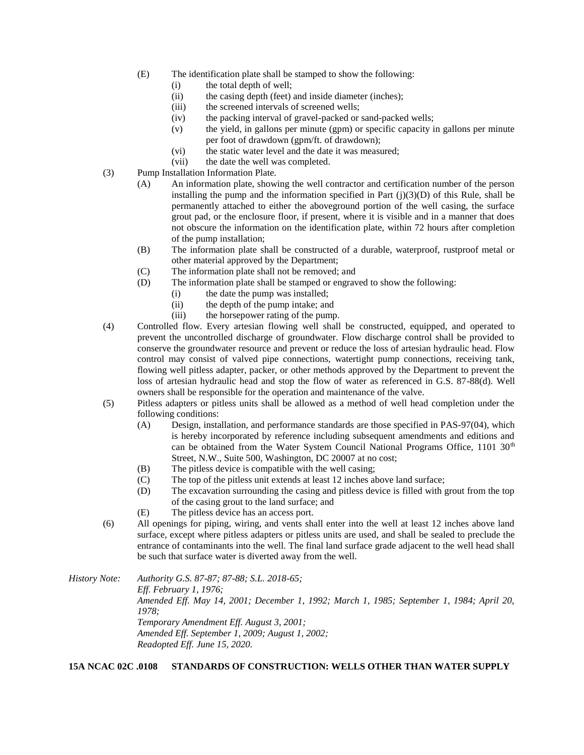(E) The identification plate shall be stamped to show the following:

   (i) the total depth of well;

   (ii) the casing depth (feet) and inside diameter (inches);

   (iii) the screened intervals of screened wells;

   (iv) the packing interval of gravel-packed or sand-packed wells;

   (v) the yield, in gallons per minute (gpm) or specific capacity in gallons per minute per foot of drawdown (gpm/ft. of drawdown);

   (vi) the static water level and the date it was measured;

   (vii) the date the well was completed.

(3) Pump Installation Information Plate.

   (A) An information plate, showing the well contractor and certification number of the person installing the pump and the information specified in Part (j)(3)(D) of this Rule, shall be permanently attached to either the aboveground portion of the well casing, the surface grout pad, or the enclosure floor, if present, where it is visible and in a manner that does not obscure the information on the identification plate, within 72 hours after completion of the pump installation;

   (B) The information plate shall be constructed of a durable, waterproof, rustproof metal or other material approved by the Department;

   (C) The information plate shall not be removed; and

   (D) The information plate shall be stamped or engraved to show the following:

      (i) the date the pump was installed;

      (ii) the depth of the pump intake; and

      (iii) the horsepower rating of the pump.

(4) Controlled flow. Every artesian flowing well shall be constructed, equipped, and operated to prevent the uncontrolled discharge of groundwater. Flow discharge control shall be provided to conserve the groundwater resource and prevent or reduce the loss of artesian hydraulic head. Flow control may consist of valved pipe connections, watertight pump connections, receiving tank, flowing well pitless adapter, packer, or other methods approved by the Department to prevent the loss of artesian hydraulic head and stop the flow of water as referenced in G.S. 87-88(d). Well owners shall be responsible for the operation and maintenance of the valve.

(5) Pitless adapters or pitless units shall be allowed as a method of well head completion under the following conditions:

   (A) Design, installation, and performance standards are those specified in PAS-97(04), which is hereby incorporated by reference including subsequent amendments and editions and can be obtained from the Water System Council National Programs Office, 1101 30th Street, N.W., Suite 500, Washington, DC 20007 at no cost;

   (B) The pitless device is compatible with the well casing;

   (C) The top of the pitless unit extends at least 12 inches above land surface;

   (D) The excavation surrounding the casing and pitless device is filled with grout from the top of the casing grout to the land surface; and

   (E) The pitless device has an access port.

(6) All openings for piping, wiring, and vents shall enter into the well at least 12 inches above land surface, except where pitless adapters or pitless units are used, and shall be sealed to preclude the entrance of contaminants into the well. The final land surface grade adjacent to the well head shall be such that surface water is diverted away from the well.

*History Note: Authority G.S. 87-87; 87-88; S.L. 2018-65;*
*Eff. February 1, 1976;*
*Amended Eff. May 14, 2001; December 1, 1992; March 1, 1985; September 1, 1984; April 20, 1978;*
*Temporary Amendment Eff. August 3, 2001;*
*Amended Eff. September 1, 2009; August 1, 2002;*
*Readopted Eff. June 15, 2020.*

**15A NCAC 02C .0108 STANDARDS OF CONSTRUCTION: WELLS OTHER THAN WATER SUPPLY**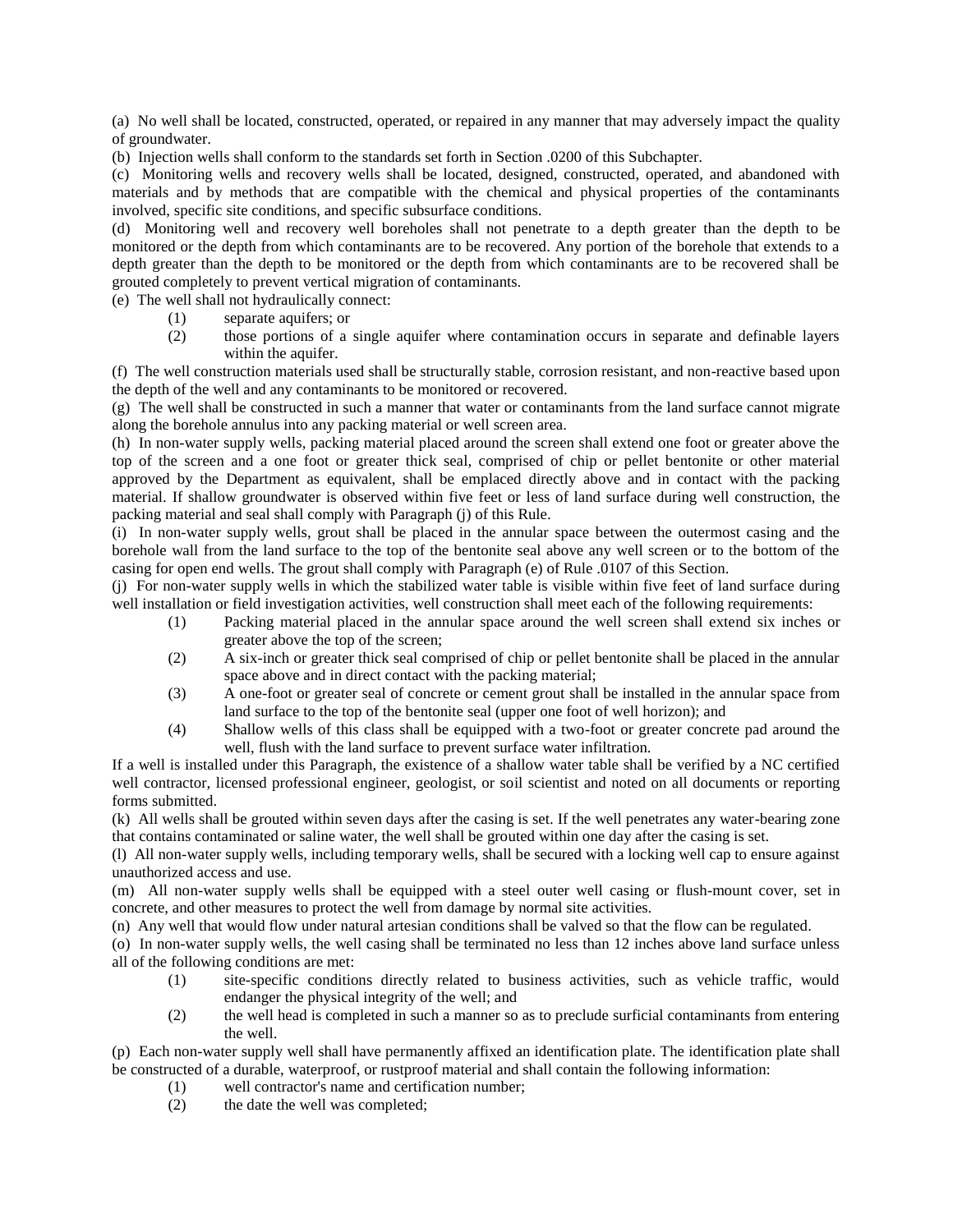(a) No well shall be located, constructed, operated, or repaired in any manner that may adversely impact the quality of groundwater.

(b) Injection wells shall conform to the standards set forth in Section .0200 of this Subchapter.

(c) Monitoring wells and recovery wells shall be located, designed, constructed, operated, and abandoned with materials and by methods that are compatible with the chemical and physical properties of the contaminants involved, specific site conditions, and specific subsurface conditions.

(d) Monitoring well and recovery well boreholes shall not penetrate to a depth greater than the depth to be monitored or the depth from which contaminants are to be recovered. Any portion of the borehole that extends to a depth greater than the depth to be monitored or the depth from which contaminants are to be recovered shall be grouted completely to prevent vertical migration of contaminants.

(e) The well shall not hydraulically connect:

- (1) separate aquifers; or
- (2) those portions of a single aquifer where contamination occurs in separate and definable layers within the aquifer.

(f) The well construction materials used shall be structurally stable, corrosion resistant, and non-reactive based upon the depth of the well and any contaminants to be monitored or recovered.

(g) The well shall be constructed in such a manner that water or contaminants from the land surface cannot migrate along the borehole annulus into any packing material or well screen area.

(h) In non-water supply wells, packing material placed around the screen shall extend one foot or greater above the top of the screen and a one foot or greater thick seal, comprised of chip or pellet bentonite or other material approved by the Department as equivalent, shall be emplaced directly above and in contact with the packing material. If shallow groundwater is observed within five feet or less of land surface during well construction, the packing material and seal shall comply with Paragraph (j) of this Rule.

(i) In non-water supply wells, grout shall be placed in the annular space between the outermost casing and the borehole wall from the land surface to the top of the bentonite seal above any well screen or to the bottom of the casing for open end wells. The grout shall comply with Paragraph (e) of Rule .0107 of this Section.

(j) For non-water supply wells in which the stabilized water table is visible within five feet of land surface during well installation or field investigation activities, well construction shall meet each of the following requirements:

- (1) Packing material placed in the annular space around the well screen shall extend six inches or greater above the top of the screen;
- (2) A six-inch or greater thick seal comprised of chip or pellet bentonite shall be placed in the annular space above and in direct contact with the packing material;
- (3) A one-foot or greater seal of concrete or cement grout shall be installed in the annular space from land surface to the top of the bentonite seal (upper one foot of well horizon); and
- (4) Shallow wells of this class shall be equipped with a two-foot or greater concrete pad around the well, flush with the land surface to prevent surface water infiltration.

If a well is installed under this Paragraph, the existence of a shallow water table shall be verified by a NC certified well contractor, licensed professional engineer, geologist, or soil scientist and noted on all documents or reporting forms submitted.

(k) All wells shall be grouted within seven days after the casing is set. If the well penetrates any water-bearing zone that contains contaminated or saline water, the well shall be grouted within one day after the casing is set.

(l) All non-water supply wells, including temporary wells, shall be secured with a locking well cap to ensure against unauthorized access and use.

(m) All non-water supply wells shall be equipped with a steel outer well casing or flush-mount cover, set in concrete, and other measures to protect the well from damage by normal site activities.

(n) Any well that would flow under natural artesian conditions shall be valved so that the flow can be regulated.

(o) In non-water supply wells, the well casing shall be terminated no less than 12 inches above land surface unless all of the following conditions are met:

- (1) site-specific conditions directly related to business activities, such as vehicle traffic, would endanger the physical integrity of the well; and
- (2) the well head is completed in such a manner so as to preclude surficial contaminants from entering the well.

(p) Each non-water supply well shall have permanently affixed an identification plate. The identification plate shall be constructed of a durable, waterproof, or rustproof material and shall contain the following information:

- (1) well contractor's name and certification number;
- (2) the date the well was completed;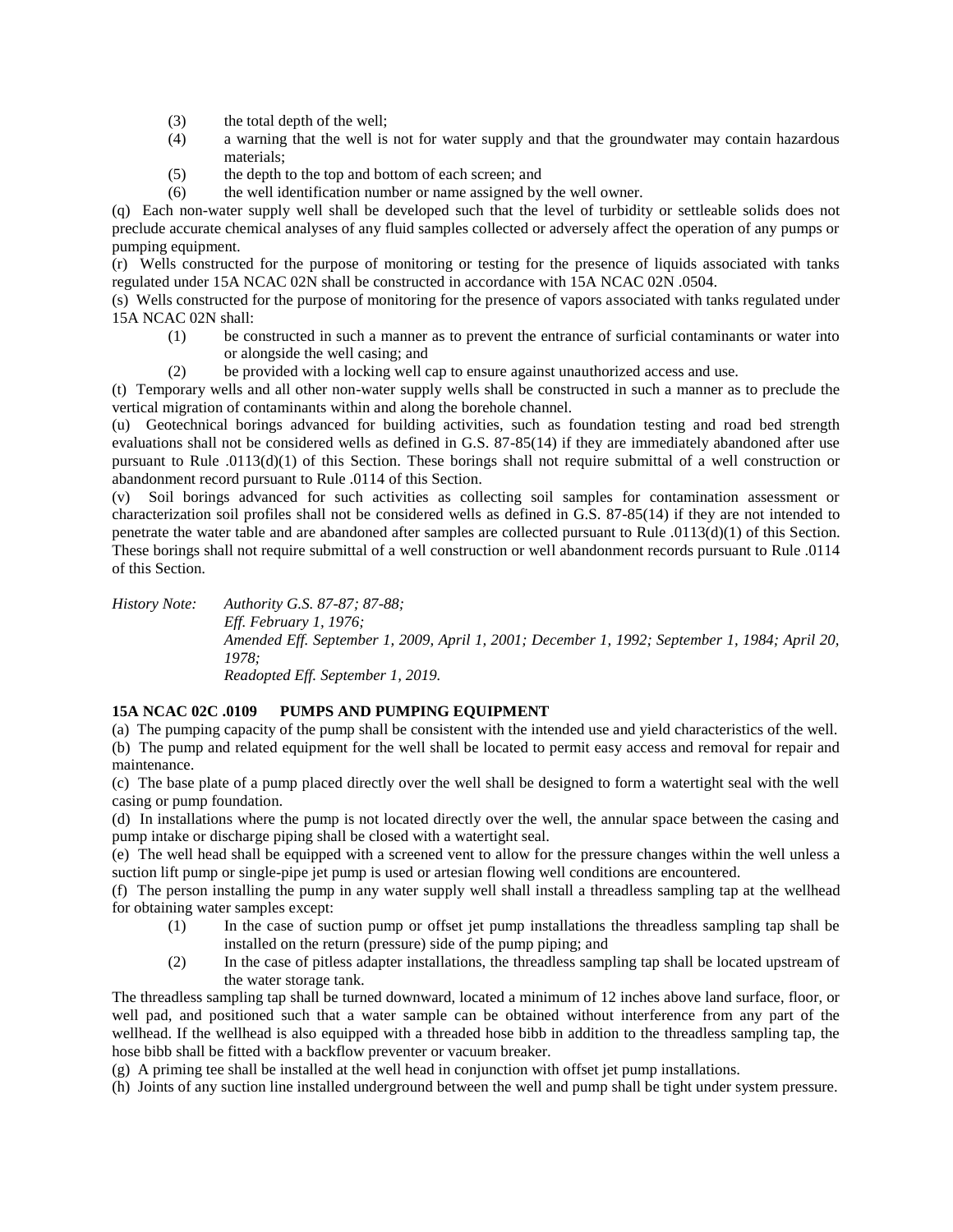(3) the total depth of the well;
(4) a warning that the well is not for water supply and that the groundwater may contain hazardous materials;
(5) the depth to the top and bottom of each screen; and
(6) the well identification number or name assigned by the well owner.

(q) Each non-water supply well shall be developed such that the level of turbidity or settleable solids does not preclude accurate chemical analyses of any fluid samples collected or adversely affect the operation of any pumps or pumping equipment.

(r) Wells constructed for the purpose of monitoring or testing for the presence of liquids associated with tanks regulated under 15A NCAC 02N shall be constructed in accordance with 15A NCAC 02N .0504.

(s) Wells constructed for the purpose of monitoring for the presence of vapors associated with tanks regulated under 15A NCAC 02N shall:

(1) be constructed in such a manner as to prevent the entrance of surficial contaminants or water into or alongside the well casing; and
(2) be provided with a locking well cap to ensure against unauthorized access and use.

(t) Temporary wells and all other non-water supply wells shall be constructed in such a manner as to preclude the vertical migration of contaminants within and along the borehole channel.

(u) Geotechnical borings advanced for building activities, such as foundation testing and road bed strength evaluations shall not be considered wells as defined in G.S. 87-85(14) if they are immediately abandoned after use pursuant to Rule .0113(d)(1) of this Section. These borings shall not require submittal of a well construction or abandonment record pursuant to Rule .0114 of this Section.

(v) Soil borings advanced for such activities as collecting soil samples for contamination assessment or characterization soil profiles shall not be considered wells as defined in G.S. 87-85(14) if they are not intended to penetrate the water table and are abandoned after samples are collected pursuant to Rule .0113(d)(1) of this Section. These borings shall not require submittal of a well construction or well abandonment records pursuant to Rule .0114 of this Section.

*History Note: Authority G.S. 87-87; 87-88;*
*Eff. February 1, 1976;*
*Amended Eff. September 1, 2009, April 1, 2001; December 1, 1992; September 1, 1984; April 20, 1978;*
*Readopted Eff. September 1, 2019.*

**15A NCAC 02C .0109 PUMPS AND PUMPING EQUIPMENT**

(a) The pumping capacity of the pump shall be consistent with the intended use and yield characteristics of the well.

(b) The pump and related equipment for the well shall be located to permit easy access and removal for repair and maintenance.

(c) The base plate of a pump placed directly over the well shall be designed to form a watertight seal with the well casing or pump foundation.

(d) In installations where the pump is not located directly over the well, the annular space between the casing and pump intake or discharge piping shall be closed with a watertight seal.

(e) The well head shall be equipped with a screened vent to allow for the pressure changes within the well unless a suction lift pump or single-pipe jet pump is used or artesian flowing well conditions are encountered.

(f) The person installing the pump in any water supply well shall install a threadless sampling tap at the wellhead for obtaining water samples except:

(1) In the case of suction pump or offset jet pump installations the threadless sampling tap shall be installed on the return (pressure) side of the pump piping; and
(2) In the case of pitless adapter installations, the threadless sampling tap shall be located upstream of the water storage tank.

The threadless sampling tap shall be turned downward, located a minimum of 12 inches above land surface, floor, or well pad, and positioned such that a water sample can be obtained without interference from any part of the wellhead. If the wellhead is also equipped with a threaded hose bibb in addition to the threadless sampling tap, the hose bibb shall be fitted with a backflow preventer or vacuum breaker.

(g) A priming tee shall be installed at the well head in conjunction with offset jet pump installations.

(h) Joints of any suction line installed underground between the well and pump shall be tight under system pressure.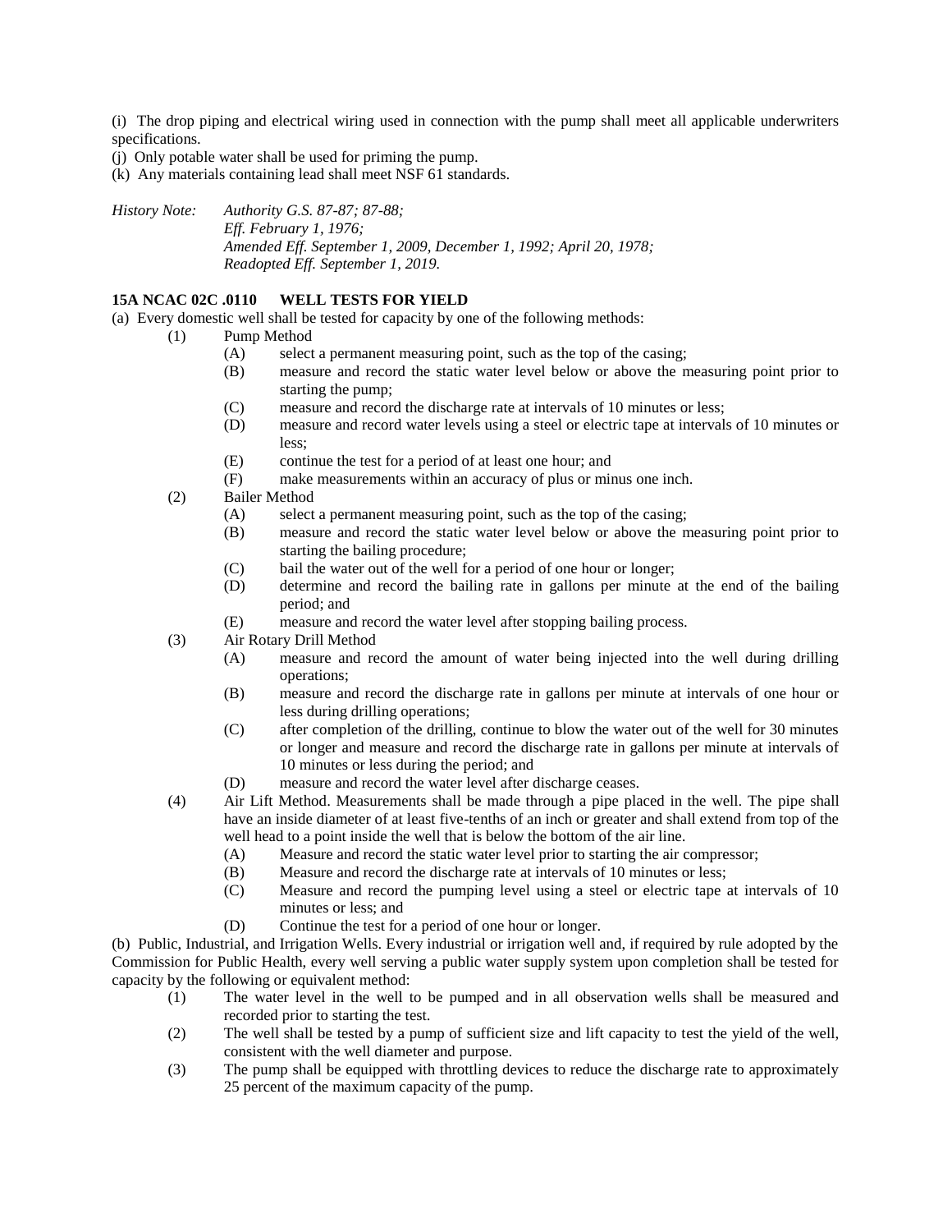(i) The drop piping and electrical wiring used in connection with the pump shall meet all applicable underwriters specifications.

(j) Only potable water shall be used for priming the pump.

(k) Any materials containing lead shall meet NSF 61 standards.

*History Note: Authority G.S. 87-87; 87-88;*
*Eff. February 1, 1976;*
*Amended Eff. September 1, 2009, December 1, 1992; April 20, 1978;*
*Readopted Eff. September 1, 2019.*

**15A NCAC 02C .0110 WELL TESTS FOR YIELD**

(a) Every domestic well shall be tested for capacity by one of the following methods:

- (1) Pump Method
  - (A) select a permanent measuring point, such as the top of the casing;
  - (B) measure and record the static water level below or above the measuring point prior to starting the pump;
  - (C) measure and record the discharge rate at intervals of 10 minutes or less;
  - (D) measure and record water levels using a steel or electric tape at intervals of 10 minutes or less;
  - (E) continue the test for a period of at least one hour; and
  - (F) make measurements within an accuracy of plus or minus one inch.
- (2) Bailer Method
  - (A) select a permanent measuring point, such as the top of the casing;
  - (B) measure and record the static water level below or above the measuring point prior to starting the bailing procedure;
  - (C) bail the water out of the well for a period of one hour or longer;
  - (D) determine and record the bailing rate in gallons per minute at the end of the bailing period; and
  - (E) measure and record the water level after stopping bailing process.
- (3) Air Rotary Drill Method
  - (A) measure and record the amount of water being injected into the well during drilling operations;
  - (B) measure and record the discharge rate in gallons per minute at intervals of one hour or less during drilling operations;
  - (C) after completion of the drilling, continue to blow the water out of the well for 30 minutes or longer and measure and record the discharge rate in gallons per minute at intervals of 10 minutes or less during the period; and
  - (D) measure and record the water level after discharge ceases.
- (4) Air Lift Method. Measurements shall be made through a pipe placed in the well. The pipe shall have an inside diameter of at least five-tenths of an inch or greater and shall extend from top of the well head to a point inside the well that is below the bottom of the air line.
  - (A) Measure and record the static water level prior to starting the air compressor;
  - (B) Measure and record the discharge rate at intervals of 10 minutes or less;
  - (C) Measure and record the pumping level using a steel or electric tape at intervals of 10 minutes or less; and
  - (D) Continue the test for a period of one hour or longer.

(b) Public, Industrial, and Irrigation Wells. Every industrial or irrigation well and, if required by rule adopted by the Commission for Public Health, every well serving a public water supply system upon completion shall be tested for capacity by the following or equivalent method:

- (1) The water level in the well to be pumped and in all observation wells shall be measured and recorded prior to starting the test.
- (2) The well shall be tested by a pump of sufficient size and lift capacity to test the yield of the well, consistent with the well diameter and purpose.
- (3) The pump shall be equipped with throttling devices to reduce the discharge rate to approximately 25 percent of the maximum capacity of the pump.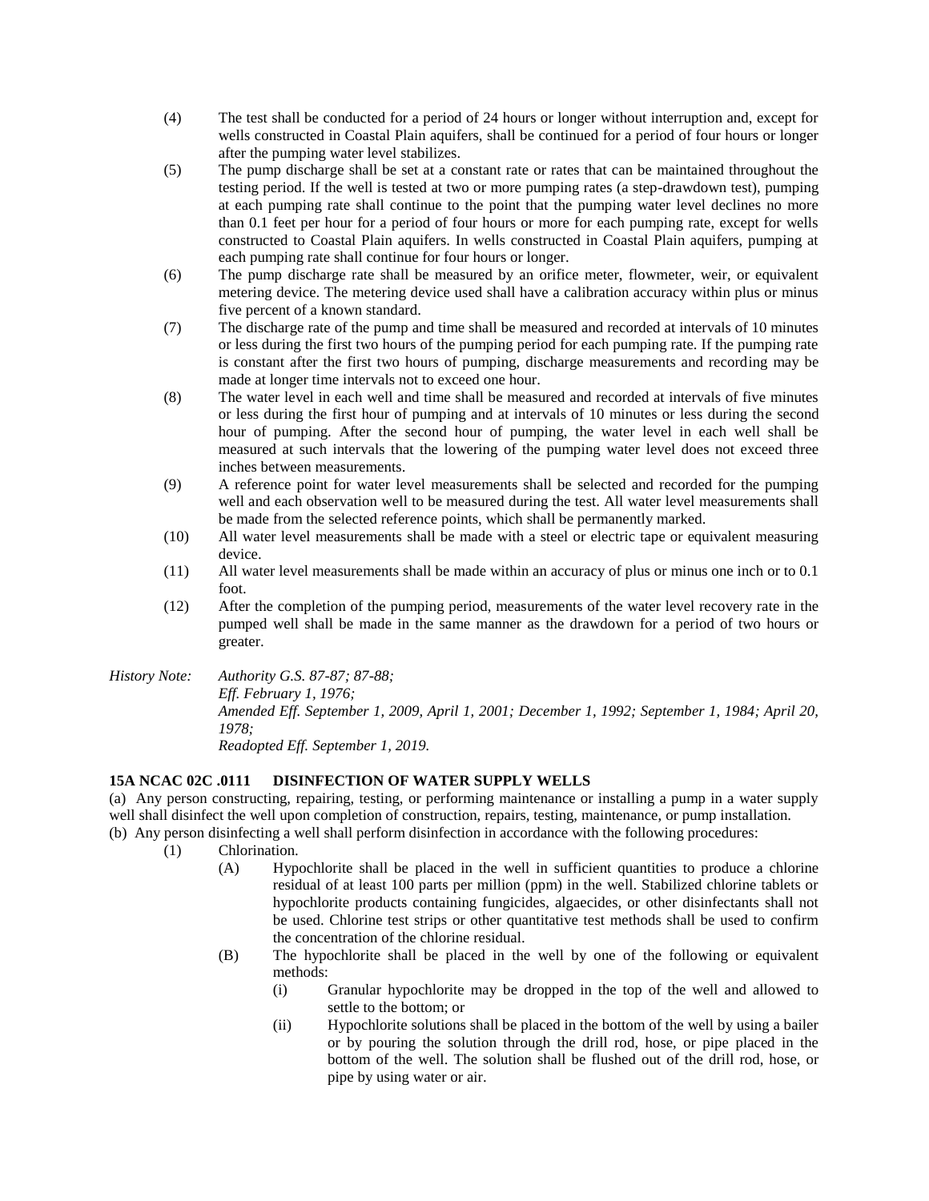(4) The test shall be conducted for a period of 24 hours or longer without interruption and, except for wells constructed in Coastal Plain aquifers, shall be continued for a period of four hours or longer after the pumping water level stabilizes.

(5) The pump discharge shall be set at a constant rate or rates that can be maintained throughout the testing period. If the well is tested at two or more pumping rates (a step-drawdown test), pumping at each pumping rate shall continue to the point that the pumping water level declines no more than 0.1 feet per hour for a period of four hours or more for each pumping rate, except for wells constructed to Coastal Plain aquifers. In wells constructed in Coastal Plain aquifers, pumping at each pumping rate shall continue for four hours or longer.

(6) The pump discharge rate shall be measured by an orifice meter, flowmeter, weir, or equivalent metering device. The metering device used shall have a calibration accuracy within plus or minus five percent of a known standard.

(7) The discharge rate of the pump and time shall be measured and recorded at intervals of 10 minutes or less during the first two hours of the pumping period for each pumping rate. If the pumping rate is constant after the first two hours of pumping, discharge measurements and recording may be made at longer time intervals not to exceed one hour.

(8) The water level in each well and time shall be measured and recorded at intervals of five minutes or less during the first hour of pumping and at intervals of 10 minutes or less during the second hour of pumping. After the second hour of pumping, the water level in each well shall be measured at such intervals that the lowering of the pumping water level does not exceed three inches between measurements.

(9) A reference point for water level measurements shall be selected and recorded for the pumping well and each observation well to be measured during the test. All water level measurements shall be made from the selected reference points, which shall be permanently marked.

(10) All water level measurements shall be made with a steel or electric tape or equivalent measuring device.

(11) All water level measurements shall be made within an accuracy of plus or minus one inch or to 0.1 foot.

(12) After the completion of the pumping period, measurements of the water level recovery rate in the pumped well shall be made in the same manner as the drawdown for a period of two hours or greater.

*History Note: Authority G.S. 87-87; 87-88;*
*Eff. February 1, 1976;*
*Amended Eff. September 1, 2009, April 1, 2001; December 1, 1992; September 1, 1984; April 20, 1978;*
*Readopted Eff. September 1, 2019.*

**15A NCAC 02C .0111 DISINFECTION OF WATER SUPPLY WELLS**

(a) Any person constructing, repairing, testing, or performing maintenance or installing a pump in a water supply well shall disinfect the well upon completion of construction, repairs, testing, maintenance, or pump installation.

(b) Any person disinfecting a well shall perform disinfection in accordance with the following procedures:

(1) Chlorination.

(A) Hypochlorite shall be placed in the well in sufficient quantities to produce a chlorine residual of at least 100 parts per million (ppm) in the well. Stabilized chlorine tablets or hypochlorite products containing fungicides, algaecides, or other disinfectants shall not be used. Chlorine test strips or other quantitative test methods shall be used to confirm the concentration of the chlorine residual.

(B) The hypochlorite shall be placed in the well by one of the following or equivalent methods:

(i) Granular hypochlorite may be dropped in the top of the well and allowed to settle to the bottom; or

(ii) Hypochlorite solutions shall be placed in the bottom of the well by using a bailer or by pouring the solution through the drill rod, hose, or pipe placed in the bottom of the well. The solution shall be flushed out of the drill rod, hose, or pipe by using water or air.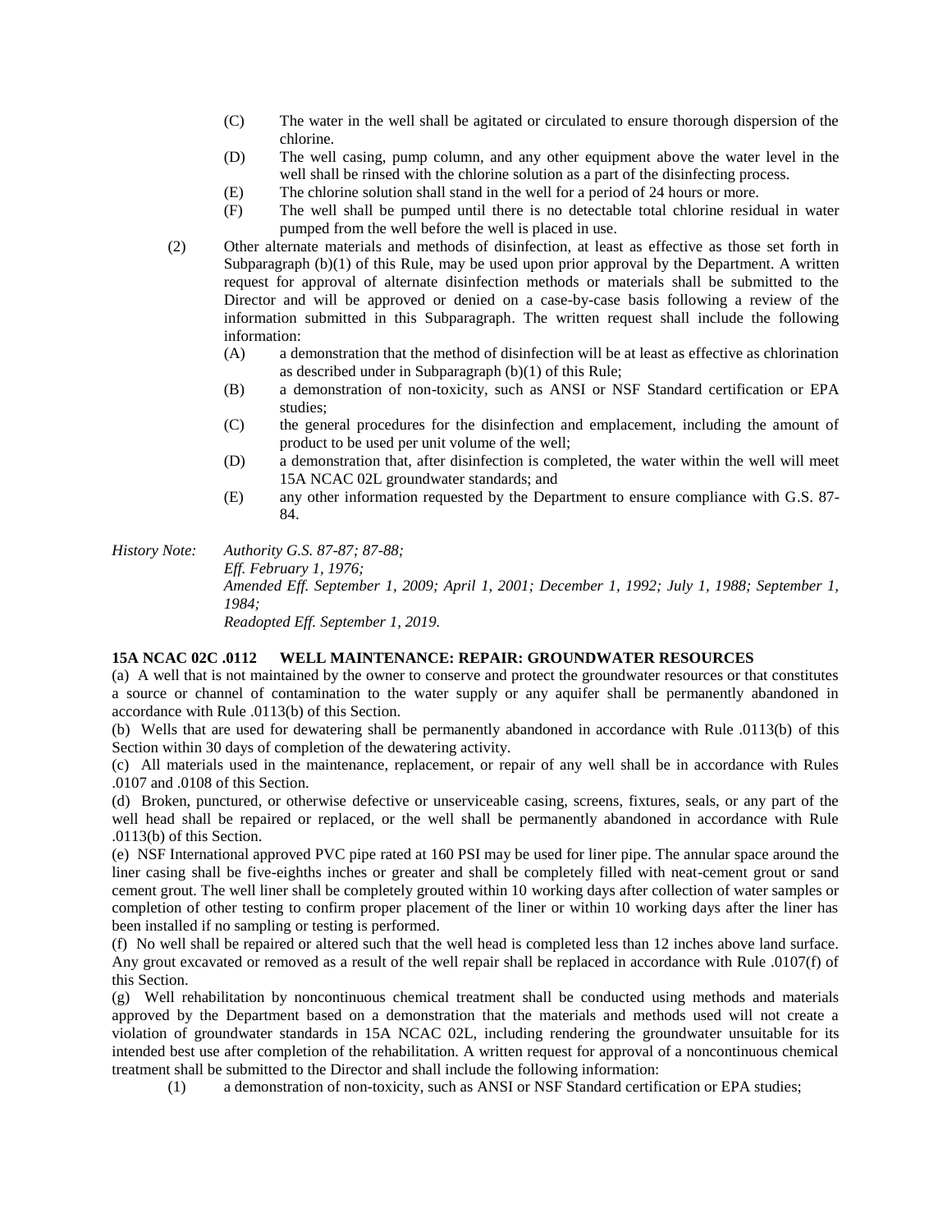(C) The water in the well shall be agitated or circulated to ensure thorough dispersion of the chlorine.

(D) The well casing, pump column, and any other equipment above the water level in the well shall be rinsed with the chlorine solution as a part of the disinfecting process.

(E) The chlorine solution shall stand in the well for a period of 24 hours or more.

(F) The well shall be pumped until there is no detectable total chlorine residual in water pumped from the well before the well is placed in use.

(2) Other alternate materials and methods of disinfection, at least as effective as those set forth in Subparagraph (b)(1) of this Rule, may be used upon prior approval by the Department. A written request for approval of alternate disinfection methods or materials shall be submitted to the Director and will be approved or denied on a case-by-case basis following a review of the information submitted in this Subparagraph. The written request shall include the following information:

(A) a demonstration that the method of disinfection will be at least as effective as chlorination as described under in Subparagraph (b)(1) of this Rule;

(B) a demonstration of non-toxicity, such as ANSI or NSF Standard certification or EPA studies;

(C) the general procedures for the disinfection and emplacement, including the amount of product to be used per unit volume of the well;

(D) a demonstration that, after disinfection is completed, the water within the well will meet 15A NCAC 02L groundwater standards; and

(E) any other information requested by the Department to ensure compliance with G.S. 87-84.

*History Note: Authority G.S. 87-87; 87-88;*
*Eff. February 1, 1976;*
*Amended Eff. September 1, 2009; April 1, 2001; December 1, 1992; July 1, 1988; September 1, 1984;*
*Readopted Eff. September 1, 2019.*

**15A NCAC 02C .0112 WELL MAINTENANCE: REPAIR: GROUNDWATER RESOURCES**

(a) A well that is not maintained by the owner to conserve and protect the groundwater resources or that constitutes a source or channel of contamination to the water supply or any aquifer shall be permanently abandoned in accordance with Rule .0113(b) of this Section.

(b) Wells that are used for dewatering shall be permanently abandoned in accordance with Rule .0113(b) of this Section within 30 days of completion of the dewatering activity.

(c) All materials used in the maintenance, replacement, or repair of any well shall be in accordance with Rules .0107 and .0108 of this Section.

(d) Broken, punctured, or otherwise defective or unserviceable casing, screens, fixtures, seals, or any part of the well head shall be repaired or replaced, or the well shall be permanently abandoned in accordance with Rule .0113(b) of this Section.

(e) NSF International approved PVC pipe rated at 160 PSI may be used for liner pipe. The annular space around the liner casing shall be five-eighths inches or greater and shall be completely filled with neat-cement grout or sand cement grout. The well liner shall be completely grouted within 10 working days after collection of water samples or completion of other testing to confirm proper placement of the liner or within 10 working days after the liner has been installed if no sampling or testing is performed.

(f) No well shall be repaired or altered such that the well head is completed less than 12 inches above land surface. Any grout excavated or removed as a result of the well repair shall be replaced in accordance with Rule .0107(f) of this Section.

(g) Well rehabilitation by noncontinuous chemical treatment shall be conducted using methods and materials approved by the Department based on a demonstration that the materials and methods used will not create a violation of groundwater standards in 15A NCAC 02L, including rendering the groundwater unsuitable for its intended best use after completion of the rehabilitation. A written request for approval of a noncontinuous chemical treatment shall be submitted to the Director and shall include the following information:

(1) a demonstration of non-toxicity, such as ANSI or NSF Standard certification or EPA studies;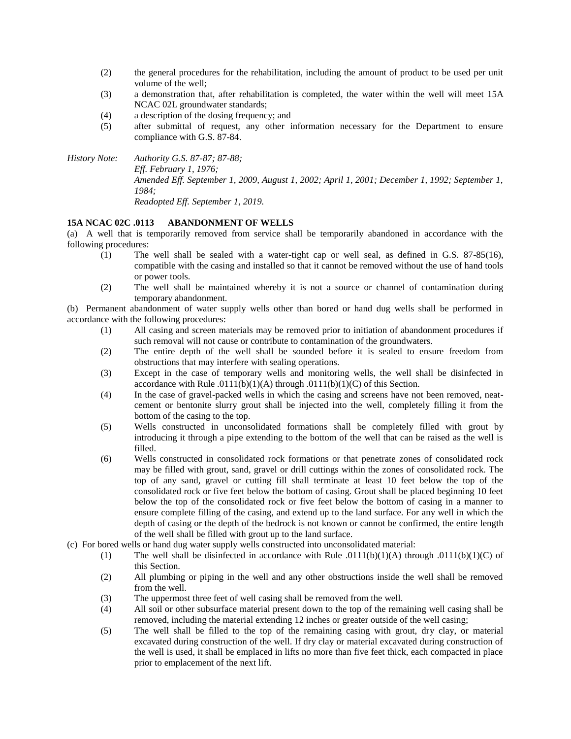(2) the general procedures for the rehabilitation, including the amount of product to be used per unit volume of the well;

(3) a demonstration that, after rehabilitation is completed, the water within the well will meet 15A NCAC 02L groundwater standards;

(4) a description of the dosing frequency; and

(5) after submittal of request, any other information necessary for the Department to ensure compliance with G.S. 87-84.

*History Note: Authority G.S. 87-87; 87-88;*
*Eff. February 1, 1976;*
*Amended Eff. September 1, 2009, August 1, 2002; April 1, 2001; December 1, 1992; September 1, 1984;*
*Readopted Eff. September 1, 2019.*

**15A NCAC 02C .0113 ABANDONMENT OF WELLS**

(a) A well that is temporarily removed from service shall be temporarily abandoned in accordance with the following procedures:

(1) The well shall be sealed with a water-tight cap or well seal, as defined in G.S. 87-85(16), compatible with the casing and installed so that it cannot be removed without the use of hand tools or power tools.

(2) The well shall be maintained whereby it is not a source or channel of contamination during temporary abandonment.

(b) Permanent abandonment of water supply wells other than bored or hand dug wells shall be performed in accordance with the following procedures:

(1) All casing and screen materials may be removed prior to initiation of abandonment procedures if such removal will not cause or contribute to contamination of the groundwaters.

(2) The entire depth of the well shall be sounded before it is sealed to ensure freedom from obstructions that may interfere with sealing operations.

(3) Except in the case of temporary wells and monitoring wells, the well shall be disinfected in accordance with Rule .0111(b)(1)(A) through .0111(b)(1)(C) of this Section.

(4) In the case of gravel-packed wells in which the casing and screens have not been removed, neat-cement or bentonite slurry grout shall be injected into the well, completely filling it from the bottom of the casing to the top.

(5) Wells constructed in unconsolidated formations shall be completely filled with grout by introducing it through a pipe extending to the bottom of the well that can be raised as the well is filled.

(6) Wells constructed in consolidated rock formations or that penetrate zones of consolidated rock may be filled with grout, sand, gravel or drill cuttings within the zones of consolidated rock. The top of any sand, gravel or cutting fill shall terminate at least 10 feet below the top of the consolidated rock or five feet below the bottom of casing. Grout shall be placed beginning 10 feet below the top of the consolidated rock or five feet below the bottom of casing in a manner to ensure complete filling of the casing, and extend up to the land surface. For any well in which the depth of casing or the depth of the bedrock is not known or cannot be confirmed, the entire length of the well shall be filled with grout up to the land surface.

(c) For bored wells or hand dug water supply wells constructed into unconsolidated material:

(1) The well shall be disinfected in accordance with Rule .0111(b)(1)(A) through .0111(b)(1)(C) of this Section.

(2) All plumbing or piping in the well and any other obstructions inside the well shall be removed from the well.

(3) The uppermost three feet of well casing shall be removed from the well.

(4) All soil or other subsurface material present down to the top of the remaining well casing shall be removed, including the material extending 12 inches or greater outside of the well casing;

(5) The well shall be filled to the top of the remaining casing with grout, dry clay, or material excavated during construction of the well. If dry clay or material excavated during construction of the well is used, it shall be emplaced in lifts no more than five feet thick, each compacted in place prior to emplacement of the next lift.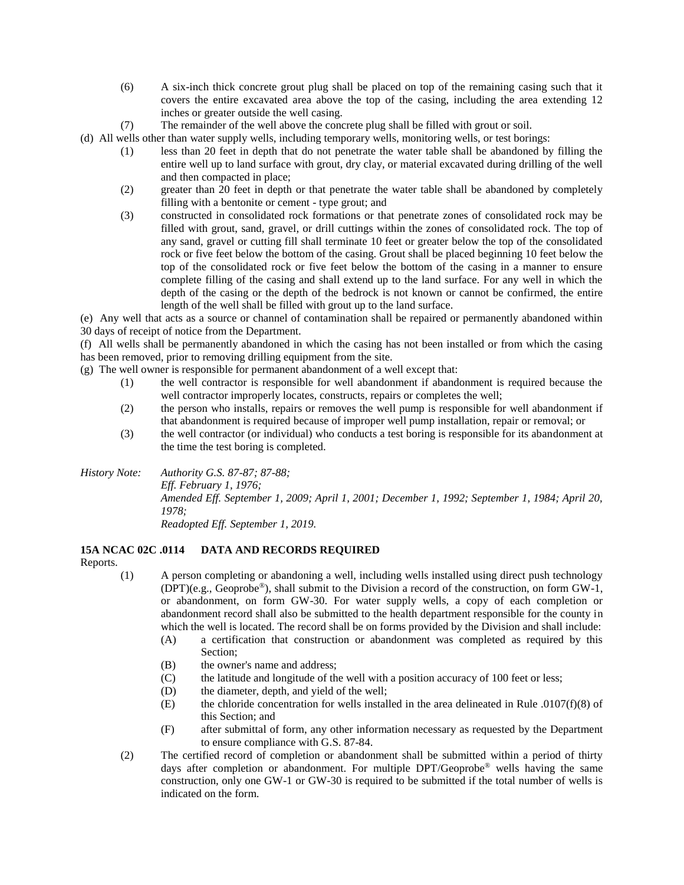(6) A six-inch thick concrete grout plug shall be placed on top of the remaining casing such that it covers the entire excavated area above the top of the casing, including the area extending 12 inches or greater outside the well casing.

(7) The remainder of the well above the concrete plug shall be filled with grout or soil.

(d) All wells other than water supply wells, including temporary wells, monitoring wells, or test borings:

(1) less than 20 feet in depth that do not penetrate the water table shall be abandoned by filling the entire well up to land surface with grout, dry clay, or material excavated during drilling of the well and then compacted in place;

(2) greater than 20 feet in depth or that penetrate the water table shall be abandoned by completely filling with a bentonite or cement - type grout; and

(3) constructed in consolidated rock formations or that penetrate zones of consolidated rock may be filled with grout, sand, gravel, or drill cuttings within the zones of consolidated rock. The top of any sand, gravel or cutting fill shall terminate 10 feet or greater below the top of the consolidated rock or five feet below the bottom of the casing. Grout shall be placed beginning 10 feet below the top of the consolidated rock or five feet below the bottom of the casing in a manner to ensure complete filling of the casing and shall extend up to the land surface. For any well in which the depth of the casing or the depth of the bedrock is not known or cannot be confirmed, the entire length of the well shall be filled with grout up to the land surface.

(e) Any well that acts as a source or channel of contamination shall be repaired or permanently abandoned within 30 days of receipt of notice from the Department.

(f) All wells shall be permanently abandoned in which the casing has not been installed or from which the casing has been removed, prior to removing drilling equipment from the site.

(g) The well owner is responsible for permanent abandonment of a well except that:

(1) the well contractor is responsible for well abandonment if abandonment is required because the well contractor improperly locates, constructs, repairs or completes the well;

(2) the person who installs, repairs or removes the well pump is responsible for well abandonment if that abandonment is required because of improper well pump installation, repair or removal; or

(3) the well contractor (or individual) who conducts a test boring is responsible for its abandonment at the time the test boring is completed.

*History Note: Authority G.S. 87-87; 87-88;*
*Eff. February 1, 1976;*
*Amended Eff. September 1, 2009; April 1, 2001; December 1, 1992; September 1, 1984; April 20, 1978;*
*Readopted Eff. September 1, 2019.*

**15A NCAC 02C .0114 DATA AND RECORDS REQUIRED**

Reports.

(1) A person completing or abandoning a well, including wells installed using direct push technology (DPT)(e.g., Geoprobe®), shall submit to the Division a record of the construction, on form GW-1, or abandonment, on form GW-30. For water supply wells, a copy of each completion or abandonment record shall also be submitted to the health department responsible for the county in which the well is located. The record shall be on forms provided by the Division and shall include:

(A) a certification that construction or abandonment was completed as required by this Section;

(B) the owner's name and address;

(C) the latitude and longitude of the well with a position accuracy of 100 feet or less;

(D) the diameter, depth, and yield of the well;

(E) the chloride concentration for wells installed in the area delineated in Rule .0107(f)(8) of this Section; and

(F) after submittal of form, any other information necessary as requested by the Department to ensure compliance with G.S. 87-84.

(2) The certified record of completion or abandonment shall be submitted within a period of thirty days after completion or abandonment. For multiple DPT/Geoprobe® wells having the same construction, only one GW-1 or GW-30 is required to be submitted if the total number of wells is indicated on the form.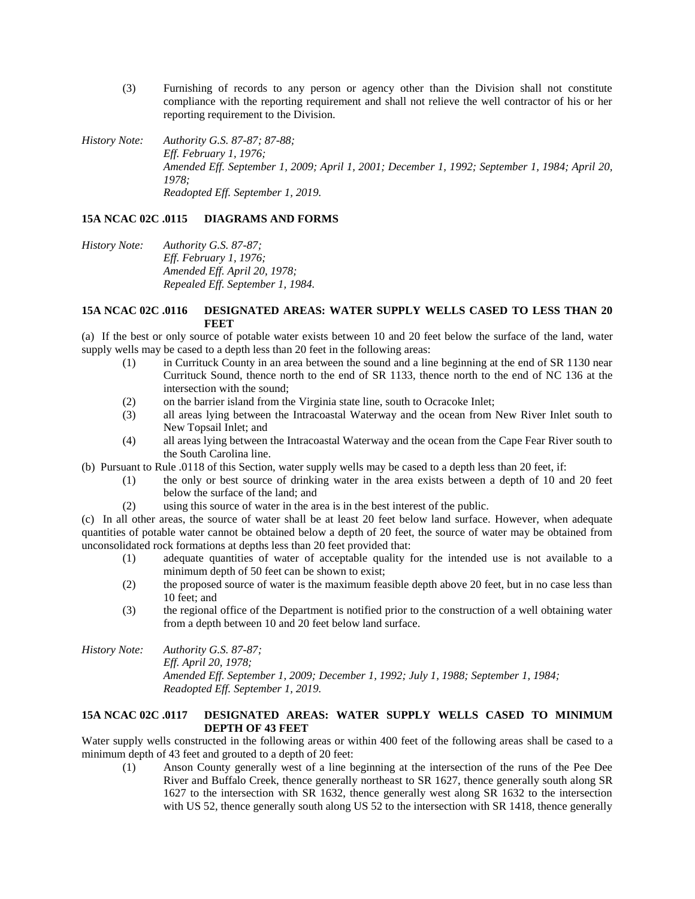(3) Furnishing of records to any person or agency other than the Division shall not constitute compliance with the reporting requirement and shall not relieve the well contractor of his or her reporting requirement to the Division.

*History Note: Authority G.S. 87-87; 87-88;*
*Eff. February 1, 1976;*
*Amended Eff. September 1, 2009; April 1, 2001; December 1, 1992; September 1, 1984; April 20, 1978;*
*Readopted Eff. September 1, 2019.*

**15A NCAC 02C .0115 DIAGRAMS AND FORMS**

*History Note: Authority G.S. 87-87;*
*Eff. February 1, 1976;*
*Amended Eff. April 20, 1978;*
*Repealed Eff. September 1, 1984.*

**15A NCAC 02C .0116 DESIGNATED AREAS: WATER SUPPLY WELLS CASED TO LESS THAN 20 FEET**

(a) If the best or only source of potable water exists between 10 and 20 feet below the surface of the land, water supply wells may be cased to a depth less than 20 feet in the following areas:

(1) in Currituck County in an area between the sound and a line beginning at the end of SR 1130 near Currituck Sound, thence north to the end of SR 1133, thence north to the end of NC 136 at the intersection with the sound;

(2) on the barrier island from the Virginia state line, south to Ocracoke Inlet;

(3) all areas lying between the Intracoastal Waterway and the ocean from New River Inlet south to New Topsail Inlet; and

(4) all areas lying between the Intracoastal Waterway and the ocean from the Cape Fear River south to the South Carolina line.

(b) Pursuant to Rule .0118 of this Section, water supply wells may be cased to a depth less than 20 feet, if:

(1) the only or best source of drinking water in the area exists between a depth of 10 and 20 feet below the surface of the land; and

(2) using this source of water in the area is in the best interest of the public.

(c) In all other areas, the source of water shall be at least 20 feet below land surface. However, when adequate quantities of potable water cannot be obtained below a depth of 20 feet, the source of water may be obtained from unconsolidated rock formations at depths less than 20 feet provided that:

(1) adequate quantities of water of acceptable quality for the intended use is not available to a minimum depth of 50 feet can be shown to exist;

(2) the proposed source of water is the maximum feasible depth above 20 feet, but in no case less than 10 feet; and

(3) the regional office of the Department is notified prior to the construction of a well obtaining water from a depth between 10 and 20 feet below land surface.

*History Note: Authority G.S. 87-87;*
*Eff. April 20, 1978;*
*Amended Eff. September 1, 2009; December 1, 1992; July 1, 1988; September 1, 1984;*
*Readopted Eff. September 1, 2019.*

**15A NCAC 02C .0117 DESIGNATED AREAS: WATER SUPPLY WELLS CASED TO MINIMUM DEPTH OF 43 FEET**

Water supply wells constructed in the following areas or within 400 feet of the following areas shall be cased to a minimum depth of 43 feet and grouted to a depth of 20 feet:

(1) Anson County generally west of a line beginning at the intersection of the runs of the Pee Dee River and Buffalo Creek, thence generally northeast to SR 1627, thence generally south along SR 1627 to the intersection with SR 1632, thence generally west along SR 1632 to the intersection with US 52, thence generally south along US 52 to the intersection with SR 1418, thence generally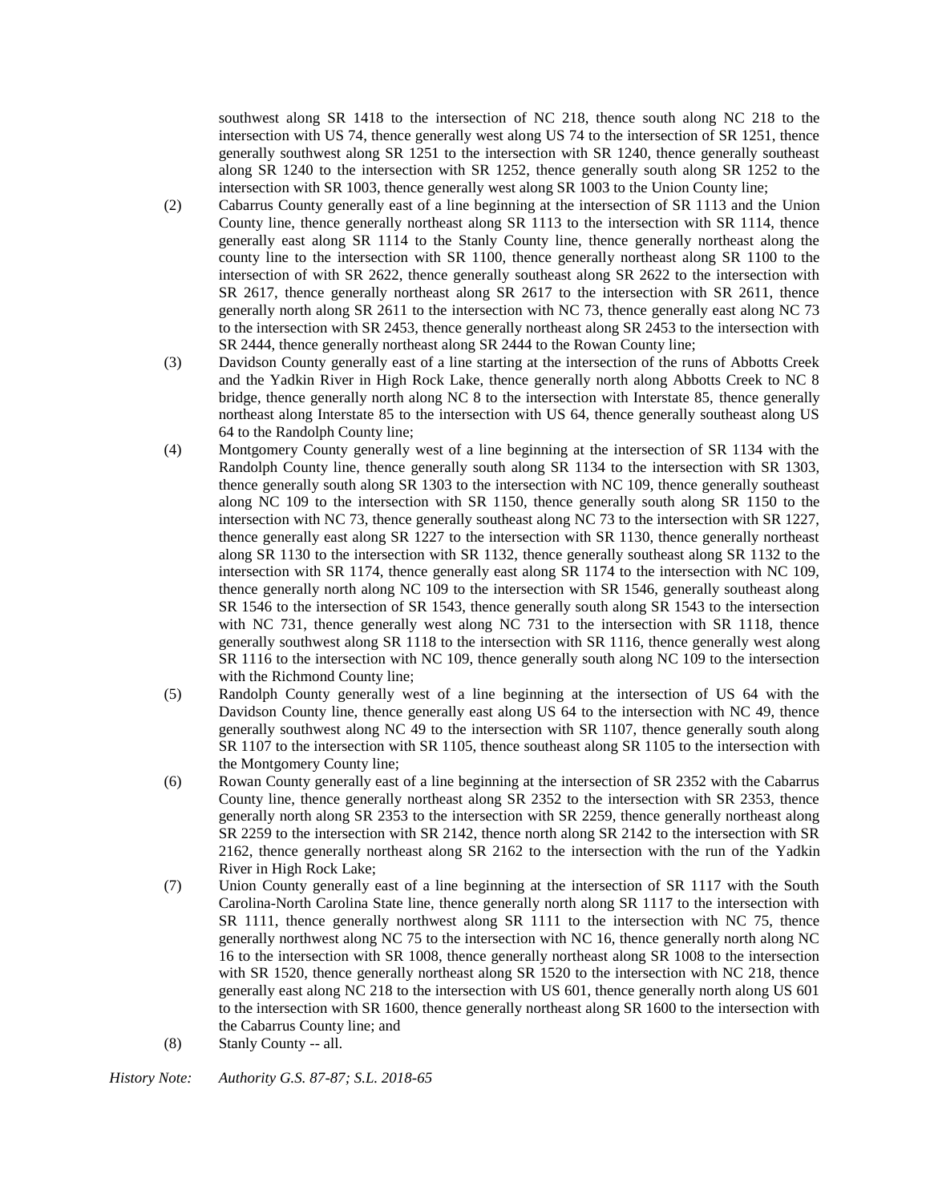southwest along SR 1418 to the intersection of NC 218, thence south along NC 218 to the intersection with US 74, thence generally west along US 74 to the intersection of SR 1251, thence generally southwest along SR 1251 to the intersection with SR 1240, thence generally southeast along SR 1240 to the intersection with SR 1252, thence generally south along SR 1252 to the intersection with SR 1003, thence generally west along SR 1003 to the Union County line;

(2) Cabarrus County generally east of a line beginning at the intersection of SR 1113 and the Union County line, thence generally northeast along SR 1113 to the intersection with SR 1114, thence generally east along SR 1114 to the Stanly County line, thence generally northeast along the county line to the intersection with SR 1100, thence generally northeast along SR 1100 to the intersection of with SR 2622, thence generally southeast along SR 2622 to the intersection with SR 2617, thence generally northeast along SR 2617 to the intersection with SR 2611, thence generally north along SR 2611 to the intersection with NC 73, thence generally east along NC 73 to the intersection with SR 2453, thence generally northeast along SR 2453 to the intersection with SR 2444, thence generally northeast along SR 2444 to the Rowan County line;

(3) Davidson County generally east of a line starting at the intersection of the runs of Abbotts Creek and the Yadkin River in High Rock Lake, thence generally north along Abbotts Creek to NC 8 bridge, thence generally north along NC 8 to the intersection with Interstate 85, thence generally northeast along Interstate 85 to the intersection with US 64, thence generally southeast along US 64 to the Randolph County line;

(4) Montgomery County generally west of a line beginning at the intersection of SR 1134 with the Randolph County line, thence generally south along SR 1134 to the intersection with SR 1303, thence generally south along SR 1303 to the intersection with NC 109, thence generally southeast along NC 109 to the intersection with SR 1150, thence generally south along SR 1150 to the intersection with NC 73, thence generally southeast along NC 73 to the intersection with SR 1227, thence generally east along SR 1227 to the intersection with SR 1130, thence generally northeast along SR 1130 to the intersection with SR 1132, thence generally southeast along SR 1132 to the intersection with SR 1174, thence generally east along SR 1174 to the intersection with NC 109, thence generally north along NC 109 to the intersection with SR 1546, generally southeast along SR 1546 to the intersection of SR 1543, thence generally south along SR 1543 to the intersection with NC 731, thence generally west along NC 731 to the intersection with SR 1118, thence generally southwest along SR 1118 to the intersection with SR 1116, thence generally west along SR 1116 to the intersection with NC 109, thence generally south along NC 109 to the intersection with the Richmond County line;

(5) Randolph County generally west of a line beginning at the intersection of US 64 with the Davidson County line, thence generally east along US 64 to the intersection with NC 49, thence generally southwest along NC 49 to the intersection with SR 1107, thence generally south along SR 1107 to the intersection with SR 1105, thence southeast along SR 1105 to the intersection with the Montgomery County line;

(6) Rowan County generally east of a line beginning at the intersection of SR 2352 with the Cabarrus County line, thence generally northeast along SR 2352 to the intersection with SR 2353, thence generally north along SR 2353 to the intersection with SR 2259, thence generally northeast along SR 2259 to the intersection with SR 2142, thence north along SR 2142 to the intersection with SR 2162, thence generally northeast along SR 2162 to the intersection with the run of the Yadkin River in High Rock Lake;

(7) Union County generally east of a line beginning at the intersection of SR 1117 with the South Carolina-North Carolina State line, thence generally north along SR 1117 to the intersection with SR 1111, thence generally northwest along SR 1111 to the intersection with NC 75, thence generally northwest along NC 75 to the intersection with NC 16, thence generally north along NC 16 to the intersection with SR 1008, thence generally northeast along SR 1008 to the intersection with SR 1520, thence generally northeast along SR 1520 to the intersection with NC 218, thence generally east along NC 218 to the intersection with US 601, thence generally north along US 601 to the intersection with SR 1600, thence generally northeast along SR 1600 to the intersection with the Cabarrus County line; and

(8) Stanly County -- all.

*History Note:* Authority G.S. 87-87; S.L. 2018-65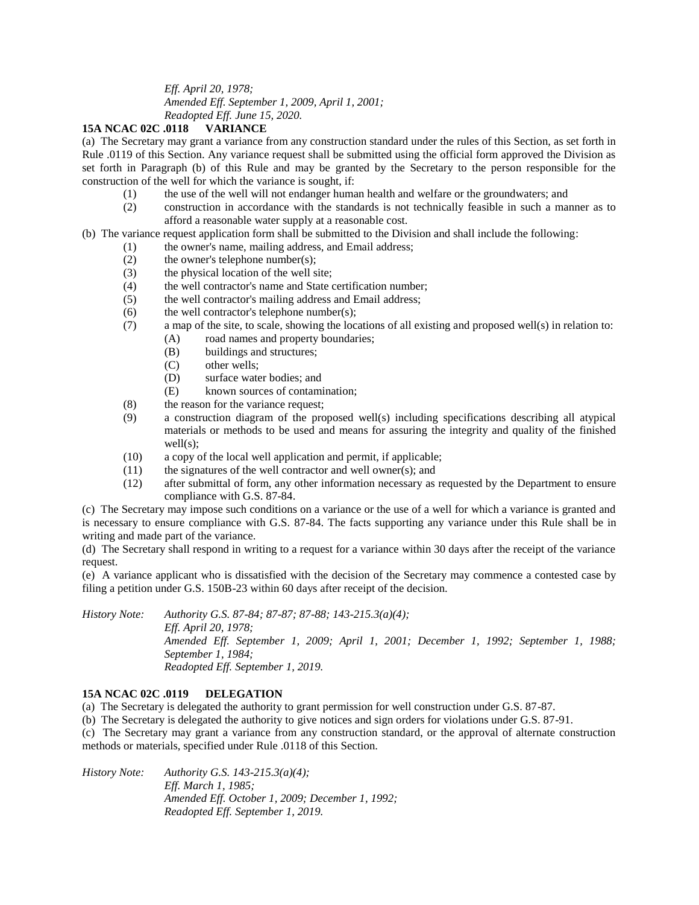*Eff. April 20, 1978;*
*Amended Eff. September 1, 2009, April 1, 2001;*
*Readopted Eff. June 15, 2020.*

**15A NCAC 02C .0118 VARIANCE**

(a) The Secretary may grant a variance from any construction standard under the rules of this Section, as set forth in Rule .0119 of this Section. Any variance request shall be submitted using the official form approved the Division as set forth in Paragraph (b) of this Rule and may be granted by the Secretary to the person responsible for the construction of the well for which the variance is sought, if:

(1) the use of the well will not endanger human health and welfare or the groundwaters; and
(2) construction in accordance with the standards is not technically feasible in such a manner as to afford a reasonable water supply at a reasonable cost.

(b) The variance request application form shall be submitted to the Division and shall include the following:

(1) the owner's name, mailing address, and Email address;
(2) the owner's telephone number(s);
(3) the physical location of the well site;
(4) the well contractor's name and State certification number;
(5) the well contractor's mailing address and Email address;
(6) the well contractor's telephone number(s);
(7) a map of the site, to scale, showing the locations of all existing and proposed well(s) in relation to:
 (A) road names and property boundaries;
 (B) buildings and structures;
 (C) other wells;
 (D) surface water bodies; and
 (E) known sources of contamination;
(8) the reason for the variance request;
(9) a construction diagram of the proposed well(s) including specifications describing all atypical materials or methods to be used and means for assuring the integrity and quality of the finished well(s);
(10) a copy of the local well application and permit, if applicable;
(11) the signatures of the well contractor and well owner(s); and
(12) after submittal of form, any other information necessary as requested by the Department to ensure compliance with G.S. 87-84.

(c) The Secretary may impose such conditions on a variance or the use of a well for which a variance is granted and is necessary to ensure compliance with G.S. 87-84. The facts supporting any variance under this Rule shall be in writing and made part of the variance.

(d) The Secretary shall respond in writing to a request for a variance within 30 days after the receipt of the variance request.

(e) A variance applicant who is dissatisfied with the decision of the Secretary may commence a contested case by filing a petition under G.S. 150B-23 within 60 days after receipt of the decision.

*History Note: Authority G.S. 87-84; 87-87; 87-88; 143-215.3(a)(4);*
*Eff. April 20, 1978;*
*Amended Eff. September 1, 2009; April 1, 2001; December 1, 1992; September 1, 1988; September 1, 1984;*
*Readopted Eff. September 1, 2019.*

**15A NCAC 02C .0119 DELEGATION**

(a) The Secretary is delegated the authority to grant permission for well construction under G.S. 87-87.

(b) The Secretary is delegated the authority to give notices and sign orders for violations under G.S. 87-91.

(c) The Secretary may grant a variance from any construction standard, or the approval of alternate construction methods or materials, specified under Rule .0118 of this Section.

*History Note: Authority G.S. 143-215.3(a)(4);*
*Eff. March 1, 1985;*
*Amended Eff. October 1, 2009; December 1, 1992;*
*Readopted Eff. September 1, 2019.*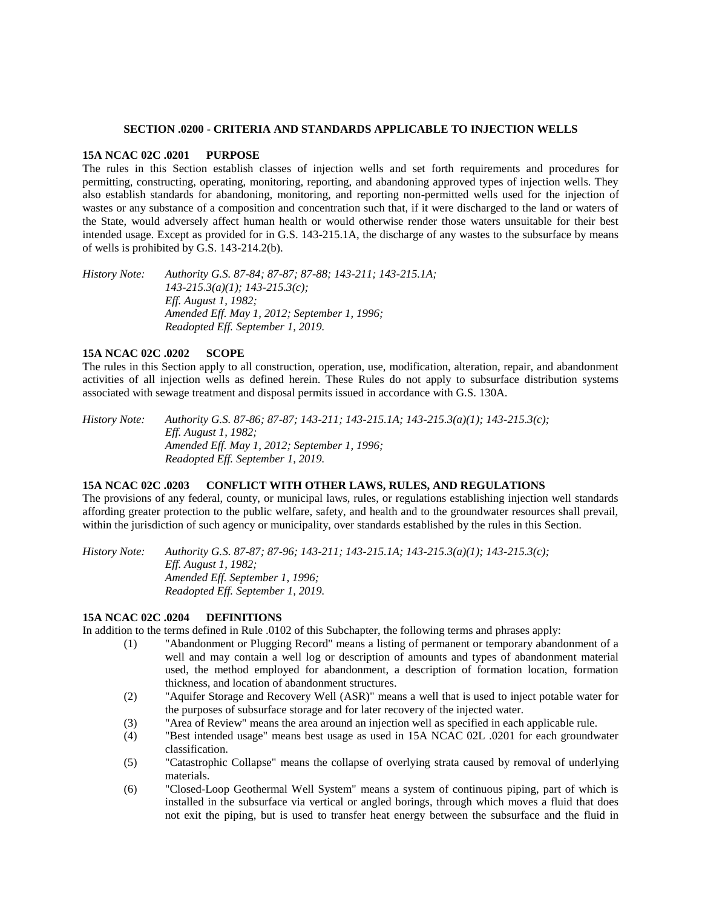## SECTION .0200 - CRITERIA AND STANDARDS APPLICABLE TO INJECTION WELLS

### 15A NCAC 02C .0201 PURPOSE

The rules in this Section establish classes of injection wells and set forth requirements and procedures for permitting, constructing, operating, monitoring, reporting, and abandoning approved types of injection wells. They also establish standards for abandoning, monitoring, and reporting non-permitted wells used for the injection of wastes or any substance of a composition and concentration such that, if it were discharged to the land or waters of the State, would adversely affect human health or would otherwise render those waters unsuitable for their best intended usage. Except as provided for in G.S. 143-215.1A, the discharge of any wastes to the subsurface by means of wells is prohibited by G.S. 143-214.2(b).

*History Note: Authority G.S. 87-84; 87-87; 87-88; 143-211; 143-215.1A; 143-215.3(a)(1); 143-215.3(c);*
*Eff. August 1, 1982;*
*Amended Eff. May 1, 2012; September 1, 1996;*
*Readopted Eff. September 1, 2019.*

### 15A NCAC 02C .0202 SCOPE

The rules in this Section apply to all construction, operation, use, modification, alteration, repair, and abandonment activities of all injection wells as defined herein. These Rules do not apply to subsurface distribution systems associated with sewage treatment and disposal permits issued in accordance with G.S. 130A.

*History Note: Authority G.S. 87-86; 87-87; 143-211; 143-215.1A; 143-215.3(a)(1); 143-215.3(c);*
*Eff. August 1, 1982;*
*Amended Eff. May 1, 2012; September 1, 1996;*
*Readopted Eff. September 1, 2019.*

### 15A NCAC 02C .0203 CONFLICT WITH OTHER LAWS, RULES, AND REGULATIONS

The provisions of any federal, county, or municipal laws, rules, or regulations establishing injection well standards affording greater protection to the public welfare, safety, and health and to the groundwater resources shall prevail, within the jurisdiction of such agency or municipality, over standards established by the rules in this Section.

*History Note: Authority G.S. 87-87; 87-96; 143-211; 143-215.1A; 143-215.3(a)(1); 143-215.3(c);*
*Eff. August 1, 1982;*
*Amended Eff. September 1, 1996;*
*Readopted Eff. September 1, 2019.*

### 15A NCAC 02C .0204 DEFINITIONS

In addition to the terms defined in Rule .0102 of this Subchapter, the following terms and phrases apply:

(1) "Abandonment or Plugging Record" means a listing of permanent or temporary abandonment of a well and may contain a well log or description of amounts and types of abandonment material used, the method employed for abandonment, a description of formation location, formation thickness, and location of abandonment structures.

(2) "Aquifer Storage and Recovery Well (ASR)" means a well that is used to inject potable water for the purposes of subsurface storage and for later recovery of the injected water.

(3) "Area of Review" means the area around an injection well as specified in each applicable rule.

(4) "Best intended usage" means best usage as used in 15A NCAC 02L .0201 for each groundwater classification.

(5) "Catastrophic Collapse" means the collapse of overlying strata caused by removal of underlying materials.

(6) "Closed-Loop Geothermal Well System" means a system of continuous piping, part of which is installed in the subsurface via vertical or angled borings, through which moves a fluid that does not exit the piping, but is used to transfer heat energy between the subsurface and the fluid in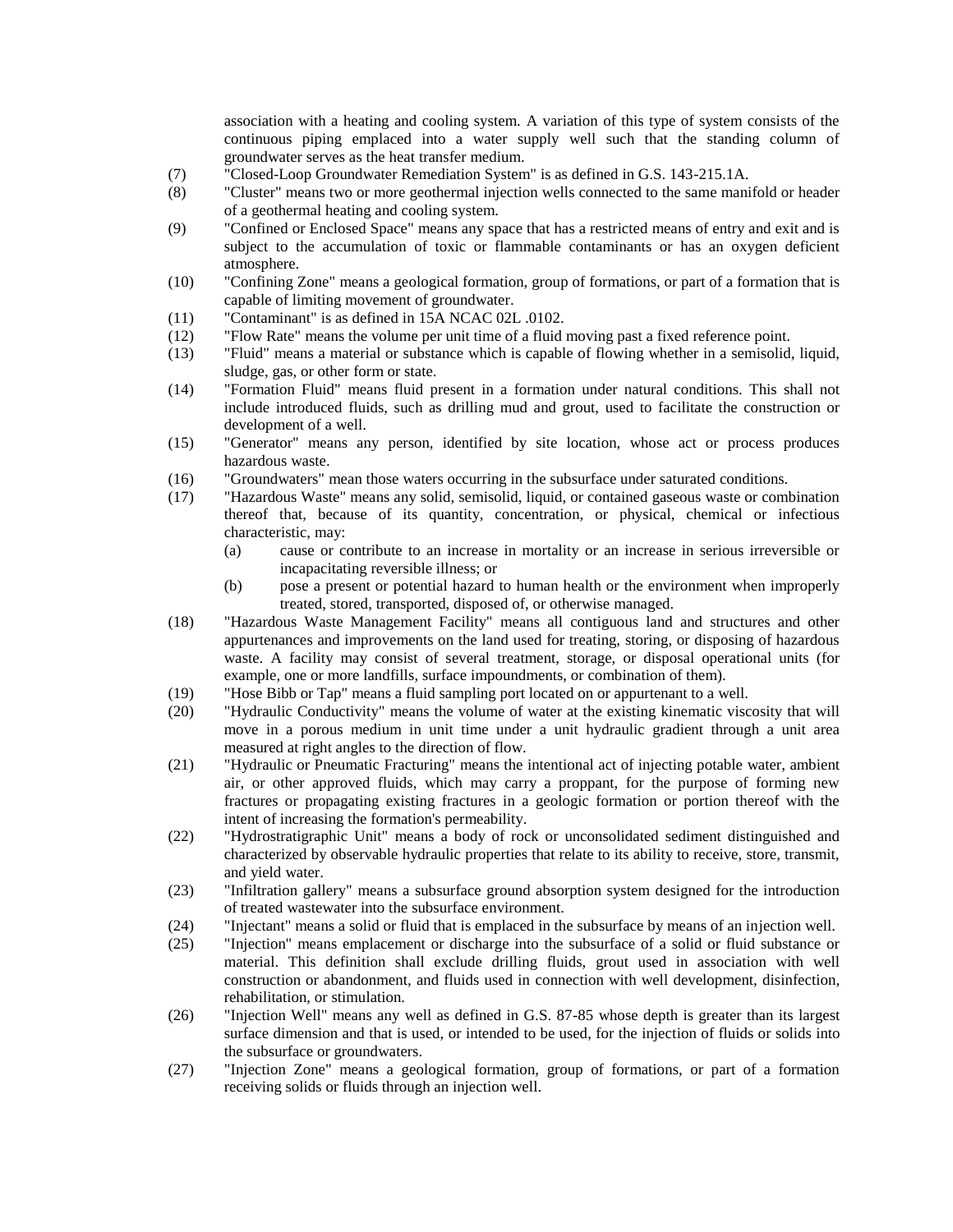association with a heating and cooling system. A variation of this type of system consists of the continuous piping emplaced into a water supply well such that the standing column of groundwater serves as the heat transfer medium.

(7) "Closed-Loop Groundwater Remediation System" is as defined in G.S. 143-215.1A.

(8) "Cluster" means two or more geothermal injection wells connected to the same manifold or header of a geothermal heating and cooling system.

(9) "Confined or Enclosed Space" means any space that has a restricted means of entry and exit and is subject to the accumulation of toxic or flammable contaminants or has an oxygen deficient atmosphere.

(10) "Confining Zone" means a geological formation, group of formations, or part of a formation that is capable of limiting movement of groundwater.

(11) "Contaminant" is as defined in 15A NCAC 02L .0102.

(12) "Flow Rate" means the volume per unit time of a fluid moving past a fixed reference point.

(13) "Fluid" means a material or substance which is capable of flowing whether in a semisolid, liquid, sludge, gas, or other form or state.

(14) "Formation Fluid" means fluid present in a formation under natural conditions. This shall not include introduced fluids, such as drilling mud and grout, used to facilitate the construction or development of a well.

(15) "Generator" means any person, identified by site location, whose act or process produces hazardous waste.

(16) "Groundwaters" mean those waters occurring in the subsurface under saturated conditions.

(17) "Hazardous Waste" means any solid, semisolid, liquid, or contained gaseous waste or combination thereof that, because of its quantity, concentration, or physical, chemical or infectious characteristic, may:

   (a) cause or contribute to an increase in mortality or an increase in serious irreversible or incapacitating reversible illness; or

   (b) pose a present or potential hazard to human health or the environment when improperly treated, stored, transported, disposed of, or otherwise managed.

(18) "Hazardous Waste Management Facility" means all contiguous land and structures and other appurtenances and improvements on the land used for treating, storing, or disposing of hazardous waste. A facility may consist of several treatment, storage, or disposal operational units (for example, one or more landfills, surface impoundments, or combination of them).

(19) "Hose Bibb or Tap" means a fluid sampling port located on or appurtenant to a well.

(20) "Hydraulic Conductivity" means the volume of water at the existing kinematic viscosity that will move in a porous medium in unit time under a unit hydraulic gradient through a unit area measured at right angles to the direction of flow.

(21) "Hydraulic or Pneumatic Fracturing" means the intentional act of injecting potable water, ambient air, or other approved fluids, which may carry a proppant, for the purpose of forming new fractures or propagating existing fractures in a geologic formation or portion thereof with the intent of increasing the formation's permeability.

(22) "Hydrostratigraphic Unit" means a body of rock or unconsolidated sediment distinguished and characterized by observable hydraulic properties that relate to its ability to receive, store, transmit, and yield water.

(23) "Infiltration gallery" means a subsurface ground absorption system designed for the introduction of treated wastewater into the subsurface environment.

(24) "Injectant" means a solid or fluid that is emplaced in the subsurface by means of an injection well.

(25) "Injection" means emplacement or discharge into the subsurface of a solid or fluid substance or material. This definition shall exclude drilling fluids, grout used in association with well construction or abandonment, and fluids used in connection with well development, disinfection, rehabilitation, or stimulation.

(26) "Injection Well" means any well as defined in G.S. 87-85 whose depth is greater than its largest surface dimension and that is used, or intended to be used, for the injection of fluids or solids into the subsurface or groundwaters.

(27) "Injection Zone" means a geological formation, group of formations, or part of a formation receiving solids or fluids through an injection well.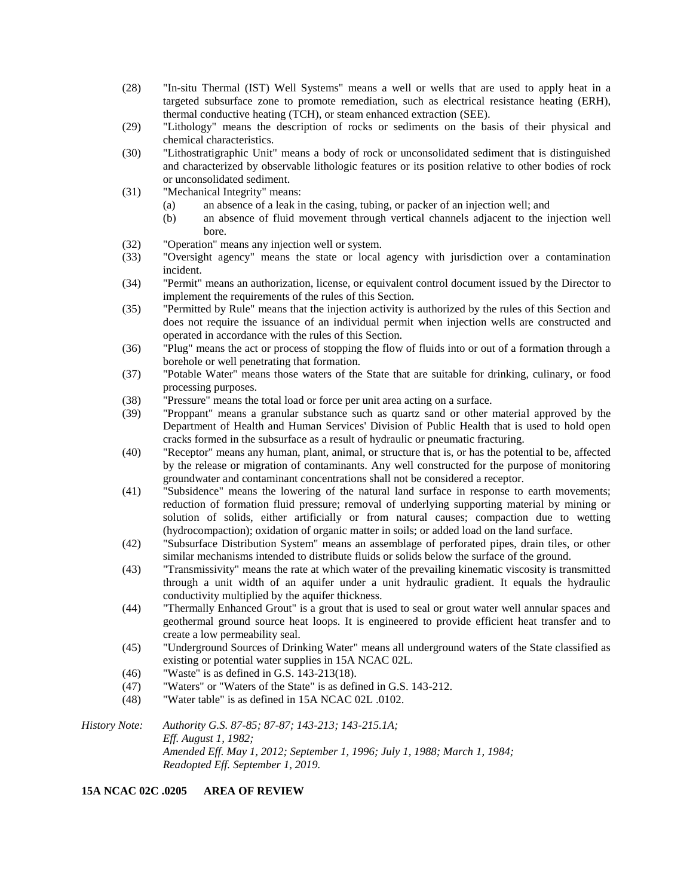(28) "In-situ Thermal (IST) Well Systems" means a well or wells that are used to apply heat in a targeted subsurface zone to promote remediation, such as electrical resistance heating (ERH), thermal conductive heating (TCH), or steam enhanced extraction (SEE).

(29) "Lithology" means the description of rocks or sediments on the basis of their physical and chemical characteristics.

(30) "Lithostratigraphic Unit" means a body of rock or unconsolidated sediment that is distinguished and characterized by observable lithologic features or its position relative to other bodies of rock or unconsolidated sediment.

(31) "Mechanical Integrity" means:

  (a) an absence of a leak in the casing, tubing, or packer of an injection well; and

  (b) an absence of fluid movement through vertical channels adjacent to the injection well bore.

(32) "Operation" means any injection well or system.

(33) "Oversight agency" means the state or local agency with jurisdiction over a contamination incident.

(34) "Permit" means an authorization, license, or equivalent control document issued by the Director to implement the requirements of the rules of this Section.

(35) "Permitted by Rule" means that the injection activity is authorized by the rules of this Section and does not require the issuance of an individual permit when injection wells are constructed and operated in accordance with the rules of this Section.

(36) "Plug" means the act or process of stopping the flow of fluids into or out of a formation through a borehole or well penetrating that formation.

(37) "Potable Water" means those waters of the State that are suitable for drinking, culinary, or food processing purposes.

(38) "Pressure" means the total load or force per unit area acting on a surface.

(39) "Proppant" means a granular substance such as quartz sand or other material approved by the Department of Health and Human Services' Division of Public Health that is used to hold open cracks formed in the subsurface as a result of hydraulic or pneumatic fracturing.

(40) "Receptor" means any human, plant, animal, or structure that is, or has the potential to be, affected by the release or migration of contaminants. Any well constructed for the purpose of monitoring groundwater and contaminant concentrations shall not be considered a receptor.

(41) "Subsidence" means the lowering of the natural land surface in response to earth movements; reduction of formation fluid pressure; removal of underlying supporting material by mining or solution of solids, either artificially or from natural causes; compaction due to wetting (hydrocompaction); oxidation of organic matter in soils; or added load on the land surface.

(42) "Subsurface Distribution System" means an assemblage of perforated pipes, drain tiles, or other similar mechanisms intended to distribute fluids or solids below the surface of the ground.

(43) "Transmissivity" means the rate at which water of the prevailing kinematic viscosity is transmitted through a unit width of an aquifer under a unit hydraulic gradient. It equals the hydraulic conductivity multiplied by the aquifer thickness.

(44) "Thermally Enhanced Grout" is a grout that is used to seal or grout water well annular spaces and geothermal ground source heat loops. It is engineered to provide efficient heat transfer and to create a low permeability seal.

(45) "Underground Sources of Drinking Water" means all underground waters of the State classified as existing or potential water supplies in 15A NCAC 02L.

(46) "Waste" is as defined in G.S. 143-213(18).

(47) "Waters" or "Waters of the State" is as defined in G.S. 143-212.

(48) "Water table" is as defined in 15A NCAC 02L .0102.

*History Note: Authority G.S. 87-85; 87-87; 143-213; 143-215.1A;*
*Eff. August 1, 1982;*
*Amended Eff. May 1, 2012; September 1, 1996; July 1, 1988; March 1, 1984;*
*Readopted Eff. September 1, 2019.*

**15A NCAC 02C .0205 AREA OF REVIEW**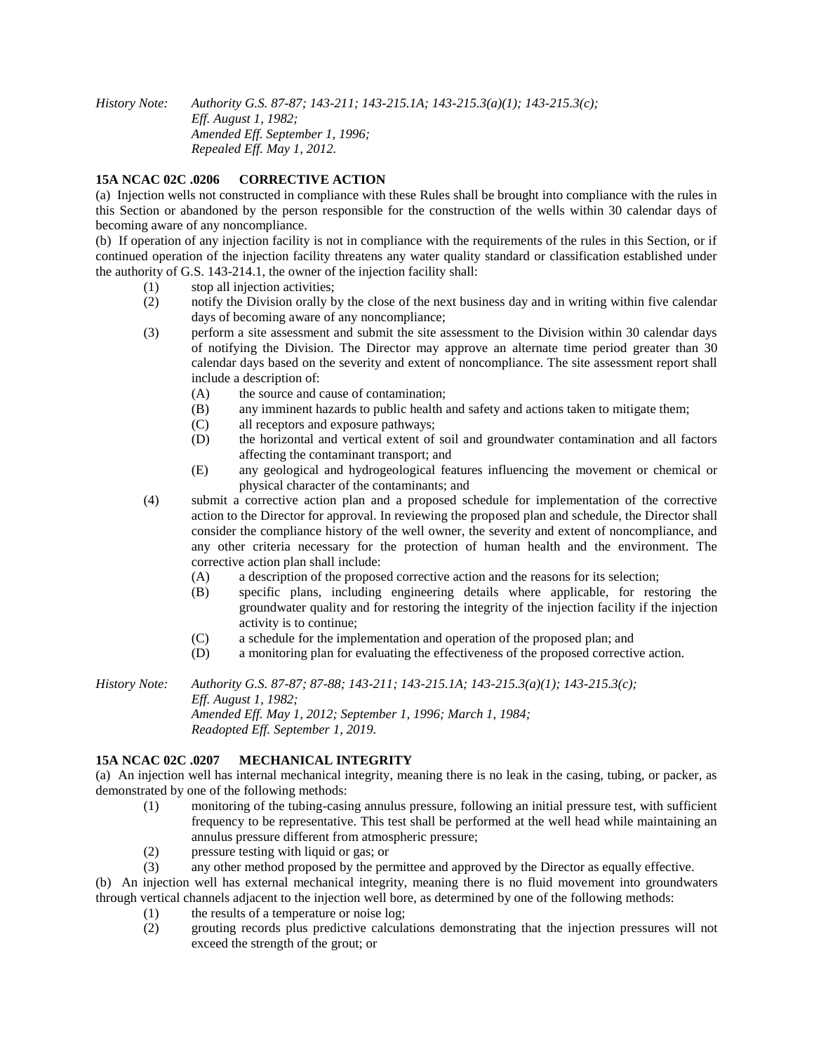*History Note: Authority G.S. 87-87; 143-211; 143-215.1A; 143-215.3(a)(1); 143-215.3(c);*
*Eff. August 1, 1982;*
*Amended Eff. September 1, 1996;*
*Repealed Eff. May 1, 2012.*

**15A NCAC 02C .0206 CORRECTIVE ACTION**

(a) Injection wells not constructed in compliance with these Rules shall be brought into compliance with the rules in this Section or abandoned by the person responsible for the construction of the wells within 30 calendar days of becoming aware of any noncompliance.

(b) If operation of any injection facility is not in compliance with the requirements of the rules in this Section, or if continued operation of the injection facility threatens any water quality standard or classification established under the authority of G.S. 143-214.1, the owner of the injection facility shall:

- (1) stop all injection activities;
- (2) notify the Division orally by the close of the next business day and in writing within five calendar days of becoming aware of any noncompliance;
- (3) perform a site assessment and submit the site assessment to the Division within 30 calendar days of notifying the Division. The Director may approve an alternate time period greater than 30 calendar days based on the severity and extent of noncompliance. The site assessment report shall include a description of:
  - (A) the source and cause of contamination;
  - (B) any imminent hazards to public health and safety and actions taken to mitigate them;
  - (C) all receptors and exposure pathways;
  - (D) the horizontal and vertical extent of soil and groundwater contamination and all factors affecting the contaminant transport; and
  - (E) any geological and hydrogeological features influencing the movement or chemical or physical character of the contaminants; and
- (4) submit a corrective action plan and a proposed schedule for implementation of the corrective action to the Director for approval. In reviewing the proposed plan and schedule, the Director shall consider the compliance history of the well owner, the severity and extent of noncompliance, and any other criteria necessary for the protection of human health and the environment. The corrective action plan shall include:
  - (A) a description of the proposed corrective action and the reasons for its selection;
  - (B) specific plans, including engineering details where applicable, for restoring the groundwater quality and for restoring the integrity of the injection facility if the injection activity is to continue;
  - (C) a schedule for the implementation and operation of the proposed plan; and
  - (D) a monitoring plan for evaluating the effectiveness of the proposed corrective action.

*History Note: Authority G.S. 87-87; 87-88; 143-211; 143-215.1A; 143-215.3(a)(1); 143-215.3(c);*
*Eff. August 1, 1982;*
*Amended Eff. May 1, 2012; September 1, 1996; March 1, 1984;*
*Readopted Eff. September 1, 2019.*

**15A NCAC 02C .0207 MECHANICAL INTEGRITY**

(a) An injection well has internal mechanical integrity, meaning there is no leak in the casing, tubing, or packer, as demonstrated by one of the following methods:

- (1) monitoring of the tubing-casing annulus pressure, following an initial pressure test, with sufficient frequency to be representative. This test shall be performed at the well head while maintaining an annulus pressure different from atmospheric pressure;
- (2) pressure testing with liquid or gas; or
- (3) any other method proposed by the permittee and approved by the Director as equally effective.

(b) An injection well has external mechanical integrity, meaning there is no fluid movement into groundwaters through vertical channels adjacent to the injection well bore, as determined by one of the following methods:

- (1) the results of a temperature or noise log;
- (2) grouting records plus predictive calculations demonstrating that the injection pressures will not exceed the strength of the grout; or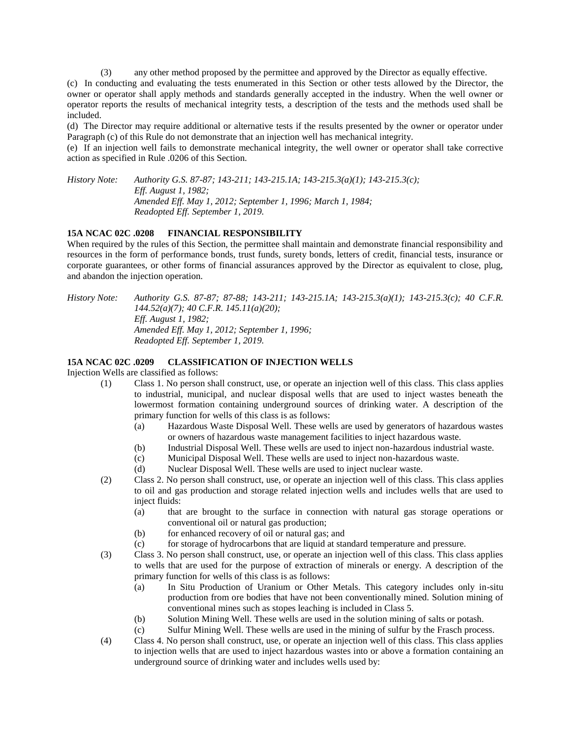(3) any other method proposed by the permittee and approved by the Director as equally effective.

(c) In conducting and evaluating the tests enumerated in this Section or other tests allowed by the Director, the owner or operator shall apply methods and standards generally accepted in the industry. When the well owner or operator reports the results of mechanical integrity tests, a description of the tests and the methods used shall be included.

(d) The Director may require additional or alternative tests if the results presented by the owner or operator under Paragraph (c) of this Rule do not demonstrate that an injection well has mechanical integrity.

(e) If an injection well fails to demonstrate mechanical integrity, the well owner or operator shall take corrective action as specified in Rule .0206 of this Section.

*History Note: Authority G.S. 87-87; 143-211; 143-215.1A; 143-215.3(a)(1); 143-215.3(c);*
*Eff. August 1, 1982;*
*Amended Eff. May 1, 2012; September 1, 1996; March 1, 1984;*
*Readopted Eff. September 1, 2019.*

**15A NCAC 02C .0208 FINANCIAL RESPONSIBILITY**

When required by the rules of this Section, the permittee shall maintain and demonstrate financial responsibility and resources in the form of performance bonds, trust funds, surety bonds, letters of credit, financial tests, insurance or corporate guarantees, or other forms of financial assurances approved by the Director as equivalent to close, plug, and abandon the injection operation.

*History Note: Authority G.S. 87-87; 87-88; 143-211; 143-215.1A; 143-215.3(a)(1); 143-215.3(c); 40 C.F.R. 144.52(a)(7); 40 C.F.R. 145.11(a)(20);*
*Eff. August 1, 1982;*
*Amended Eff. May 1, 2012; September 1, 1996;*
*Readopted Eff. September 1, 2019.*

**15A NCAC 02C .0209 CLASSIFICATION OF INJECTION WELLS**

Injection Wells are classified as follows:

(1) Class 1. No person shall construct, use, or operate an injection well of this class. This class applies to industrial, municipal, and nuclear disposal wells that are used to inject wastes beneath the lowermost formation containing underground sources of drinking water. A description of the primary function for wells of this class is as follows:
   - (a) Hazardous Waste Disposal Well. These wells are used by generators of hazardous wastes or owners of hazardous waste management facilities to inject hazardous waste.
   - (b) Industrial Disposal Well. These wells are used to inject non-hazardous industrial waste.
   - (c) Municipal Disposal Well. These wells are used to inject non-hazardous waste.
   - (d) Nuclear Disposal Well. These wells are used to inject nuclear waste.

(2) Class 2. No person shall construct, use, or operate an injection well of this class. This class applies to oil and gas production and storage related injection wells and includes wells that are used to inject fluids:
   - (a) that are brought to the surface in connection with natural gas storage operations or conventional oil or natural gas production;
   - (b) for enhanced recovery of oil or natural gas; and
   - (c) for storage of hydrocarbons that are liquid at standard temperature and pressure.

(3) Class 3. No person shall construct, use, or operate an injection well of this class. This class applies to wells that are used for the purpose of extraction of minerals or energy. A description of the primary function for wells of this class is as follows:
   - (a) In Situ Production of Uranium or Other Metals. This category includes only in-situ production from ore bodies that have not been conventionally mined. Solution mining of conventional mines such as stopes leaching is included in Class 5.
   - (b) Solution Mining Well. These wells are used in the solution mining of salts or potash.
   - (c) Sulfur Mining Well. These wells are used in the mining of sulfur by the Frasch process.

(4) Class 4. No person shall construct, use, or operate an injection well of this class. This class applies to injection wells that are used to inject hazardous wastes into or above a formation containing an underground source of drinking water and includes wells used by: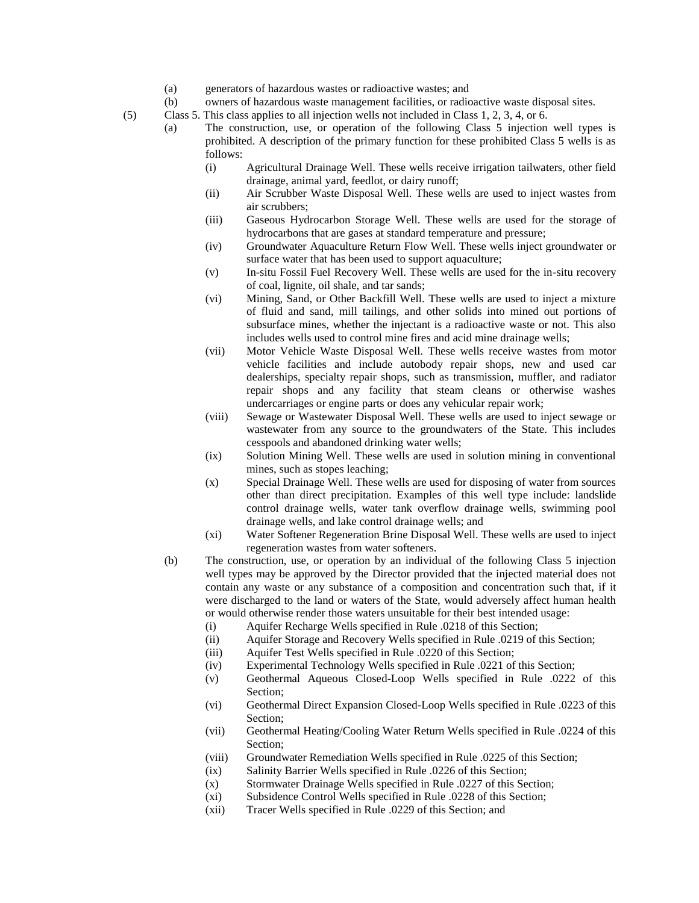(a) generators of hazardous wastes or radioactive wastes; and

(b) owners of hazardous waste management facilities, or radioactive waste disposal sites.

(5) Class 5. This class applies to all injection wells not included in Class 1, 2, 3, 4, or 6.

(a) The construction, use, or operation of the following Class 5 injection well types is prohibited. A description of the primary function for these prohibited Class 5 wells is as follows:

(i) Agricultural Drainage Well. These wells receive irrigation tailwaters, other field drainage, animal yard, feedlot, or dairy runoff;

(ii) Air Scrubber Waste Disposal Well. These wells are used to inject wastes from air scrubbers;

(iii) Gaseous Hydrocarbon Storage Well. These wells are used for the storage of hydrocarbons that are gases at standard temperature and pressure;

(iv) Groundwater Aquaculture Return Flow Well. These wells inject groundwater or surface water that has been used to support aquaculture;

(v) In-situ Fossil Fuel Recovery Well. These wells are used for the in-situ recovery of coal, lignite, oil shale, and tar sands;

(vi) Mining, Sand, or Other Backfill Well. These wells are used to inject a mixture of fluid and sand, mill tailings, and other solids into mined out portions of subsurface mines, whether the injectant is a radioactive waste or not. This also includes wells used to control mine fires and acid mine drainage wells;

(vii) Motor Vehicle Waste Disposal Well. These wells receive wastes from motor vehicle facilities and include autobody repair shops, new and used car dealerships, specialty repair shops, such as transmission, muffler, and radiator repair shops and any facility that steam cleans or otherwise washes undercarriages or engine parts or does any vehicular repair work;

(viii) Sewage or Wastewater Disposal Well. These wells are used to inject sewage or wastewater from any source to the groundwaters of the State. This includes cesspools and abandoned drinking water wells;

(ix) Solution Mining Well. These wells are used in solution mining in conventional mines, such as stopes leaching;

(x) Special Drainage Well. These wells are used for disposing of water from sources other than direct precipitation. Examples of this well type include: landslide control drainage wells, water tank overflow drainage wells, swimming pool drainage wells, and lake control drainage wells; and

(xi) Water Softener Regeneration Brine Disposal Well. These wells are used to inject regeneration wastes from water softeners.

(b) The construction, use, or operation by an individual of the following Class 5 injection well types may be approved by the Director provided that the injected material does not contain any waste or any substance of a composition and concentration such that, if it were discharged to the land or waters of the State, would adversely affect human health or would otherwise render those waters unsuitable for their best intended usage:

(i) Aquifer Recharge Wells specified in Rule .0218 of this Section;

(ii) Aquifer Storage and Recovery Wells specified in Rule .0219 of this Section;

(iii) Aquifer Test Wells specified in Rule .0220 of this Section;

(iv) Experimental Technology Wells specified in Rule .0221 of this Section;

(v) Geothermal Aqueous Closed-Loop Wells specified in Rule .0222 of this Section;

(vi) Geothermal Direct Expansion Closed-Loop Wells specified in Rule .0223 of this Section;

(vii) Geothermal Heating/Cooling Water Return Wells specified in Rule .0224 of this Section;

(viii) Groundwater Remediation Wells specified in Rule .0225 of this Section;

(ix) Salinity Barrier Wells specified in Rule .0226 of this Section;

(x) Stormwater Drainage Wells specified in Rule .0227 of this Section;

(xi) Subsidence Control Wells specified in Rule .0228 of this Section;

(xii) Tracer Wells specified in Rule .0229 of this Section; and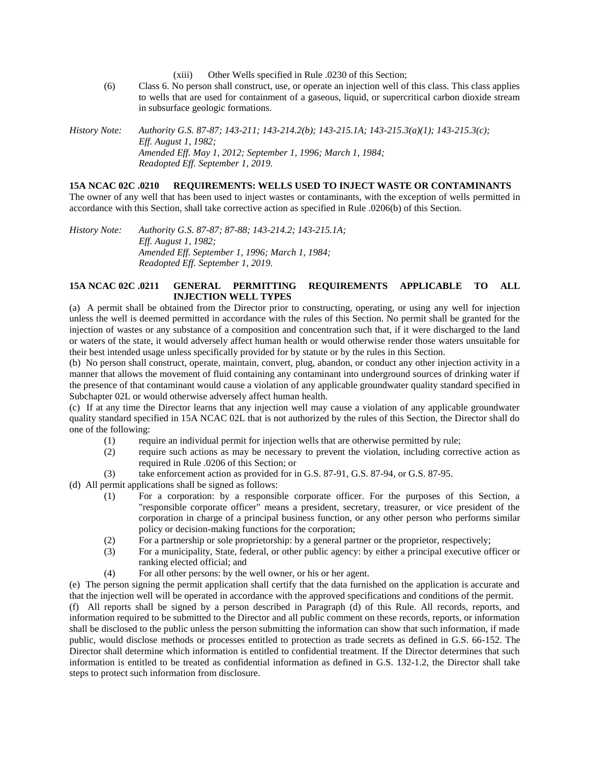(xiii) Other Wells specified in Rule .0230 of this Section;

(6) Class 6. No person shall construct, use, or operate an injection well of this class. This class applies to wells that are used for containment of a gaseous, liquid, or supercritical carbon dioxide stream in subsurface geologic formations.

*History Note: Authority G.S. 87-87; 143-211; 143-214.2(b); 143-215.1A; 143-215.3(a)(1); 143-215.3(c);*
*Eff. August 1, 1982;*
*Amended Eff. May 1, 2012; September 1, 1996; March 1, 1984;*
*Readopted Eff. September 1, 2019.*

**15A NCAC 02C .0210 REQUIREMENTS: WELLS USED TO INJECT WASTE OR CONTAMINANTS**

The owner of any well that has been used to inject wastes or contaminants, with the exception of wells permitted in accordance with this Section, shall take corrective action as specified in Rule .0206(b) of this Section.

*History Note: Authority G.S. 87-87; 87-88; 143-214.2; 143-215.1A;*
*Eff. August 1, 1982;*
*Amended Eff. September 1, 1996; March 1, 1984;*
*Readopted Eff. September 1, 2019.*

**15A NCAC 02C .0211 GENERAL PERMITTING REQUIREMENTS APPLICABLE TO ALL INJECTION WELL TYPES**

(a) A permit shall be obtained from the Director prior to constructing, operating, or using any well for injection unless the well is deemed permitted in accordance with the rules of this Section. No permit shall be granted for the injection of wastes or any substance of a composition and concentration such that, if it were discharged to the land or waters of the state, it would adversely affect human health or would otherwise render those waters unsuitable for their best intended usage unless specifically provided for by statute or by the rules in this Section.

(b) No person shall construct, operate, maintain, convert, plug, abandon, or conduct any other injection activity in a manner that allows the movement of fluid containing any contaminant into underground sources of drinking water if the presence of that contaminant would cause a violation of any applicable groundwater quality standard specified in Subchapter 02L or would otherwise adversely affect human health.

(c) If at any time the Director learns that any injection well may cause a violation of any applicable groundwater quality standard specified in 15A NCAC 02L that is not authorized by the rules of this Section, the Director shall do one of the following:

(1) require an individual permit for injection wells that are otherwise permitted by rule;

(2) require such actions as may be necessary to prevent the violation, including corrective action as required in Rule .0206 of this Section; or

(3) take enforcement action as provided for in G.S. 87-91, G.S. 87-94, or G.S. 87-95.

(d) All permit applications shall be signed as follows:

(1) For a corporation: by a responsible corporate officer. For the purposes of this Section, a "responsible corporate officer" means a president, secretary, treasurer, or vice president of the corporation in charge of a principal business function, or any other person who performs similar policy or decision-making functions for the corporation;

(2) For a partnership or sole proprietorship: by a general partner or the proprietor, respectively;

(3) For a municipality, State, federal, or other public agency: by either a principal executive officer or ranking elected official; and

(4) For all other persons: by the well owner, or his or her agent.

(e) The person signing the permit application shall certify that the data furnished on the application is accurate and that the injection well will be operated in accordance with the approved specifications and conditions of the permit.

(f) All reports shall be signed by a person described in Paragraph (d) of this Rule. All records, reports, and information required to be submitted to the Director and all public comment on these records, reports, or information shall be disclosed to the public unless the person submitting the information can show that such information, if made public, would disclose methods or processes entitled to protection as trade secrets as defined in G.S. 66-152. The Director shall determine which information is entitled to confidential treatment. If the Director determines that such information is entitled to be treated as confidential information as defined in G.S. 132-1.2, the Director shall take steps to protect such information from disclosure.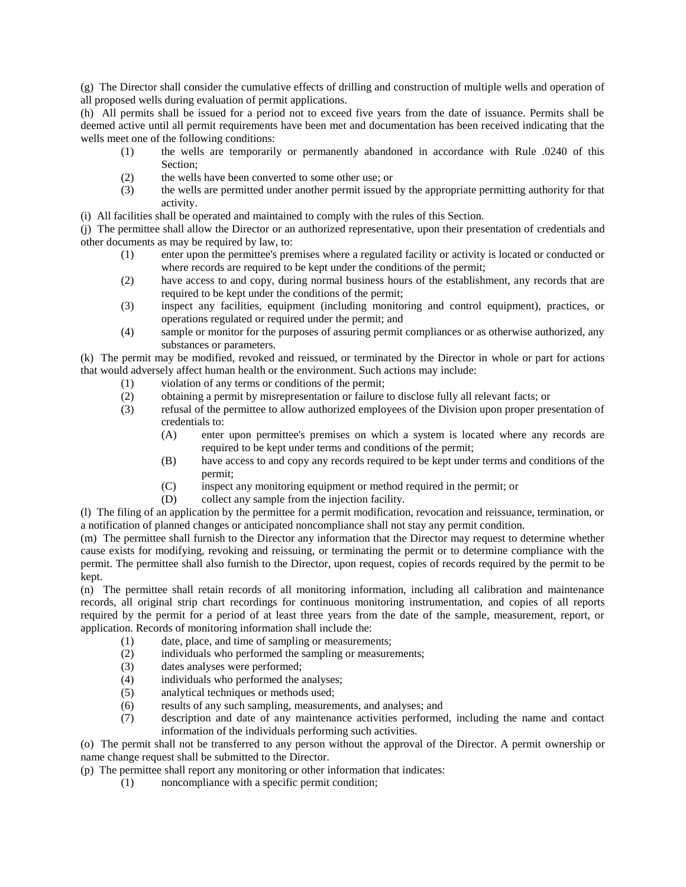(g) The Director shall consider the cumulative effects of drilling and construction of multiple wells and operation of all proposed wells during evaluation of permit applications.

(h) All permits shall be issued for a period not to exceed five years from the date of issuance. Permits shall be deemed active until all permit requirements have been met and documentation has been received indicating that the wells meet one of the following conditions:

(1) the wells are temporarily or permanently abandoned in accordance with Rule .0240 of this Section;

(2) the wells have been converted to some other use; or

(3) the wells are permitted under another permit issued by the appropriate permitting authority for that activity.

(i) All facilities shall be operated and maintained to comply with the rules of this Section.

(j) The permittee shall allow the Director or an authorized representative, upon their presentation of credentials and other documents as may be required by law, to:

(1) enter upon the permittee's premises where a regulated facility or activity is located or conducted or where records are required to be kept under the conditions of the permit;

(2) have access to and copy, during normal business hours of the establishment, any records that are required to be kept under the conditions of the permit;

(3) inspect any facilities, equipment (including monitoring and control equipment), practices, or operations regulated or required under the permit; and

(4) sample or monitor for the purposes of assuring permit compliances or as otherwise authorized, any substances or parameters.

(k) The permit may be modified, revoked and reissued, or terminated by the Director in whole or part for actions that would adversely affect human health or the environment. Such actions may include:

(1) violation of any terms or conditions of the permit;

(2) obtaining a permit by misrepresentation or failure to disclose fully all relevant facts; or

(3) refusal of the permittee to allow authorized employees of the Division upon proper presentation of credentials to:

(A) enter upon permittee's premises on which a system is located where any records are required to be kept under terms and conditions of the permit;

(B) have access to and copy any records required to be kept under terms and conditions of the permit;

(C) inspect any monitoring equipment or method required in the permit; or

(D) collect any sample from the injection facility.

(l) The filing of an application by the permittee for a permit modification, revocation and reissuance, termination, or a notification of planned changes or anticipated noncompliance shall not stay any permit condition.

(m) The permittee shall furnish to the Director any information that the Director may request to determine whether cause exists for modifying, revoking and reissuing, or terminating the permit or to determine compliance with the permit. The permittee shall also furnish to the Director, upon request, copies of records required by the permit to be kept.

(n) The permittee shall retain records of all monitoring information, including all calibration and maintenance records, all original strip chart recordings for continuous monitoring instrumentation, and copies of all reports required by the permit for a period of at least three years from the date of the sample, measurement, report, or application. Records of monitoring information shall include the:

(1) date, place, and time of sampling or measurements;

(2) individuals who performed the sampling or measurements;

(3) dates analyses were performed;

(4) individuals who performed the analyses;

(5) analytical techniques or methods used;

(6) results of any such sampling, measurements, and analyses; and

(7) description and date of any maintenance activities performed, including the name and contact information of the individuals performing such activities.

(o) The permit shall not be transferred to any person without the approval of the Director. A permit ownership or name change request shall be submitted to the Director.

(p) The permittee shall report any monitoring or other information that indicates:

(1) noncompliance with a specific permit condition;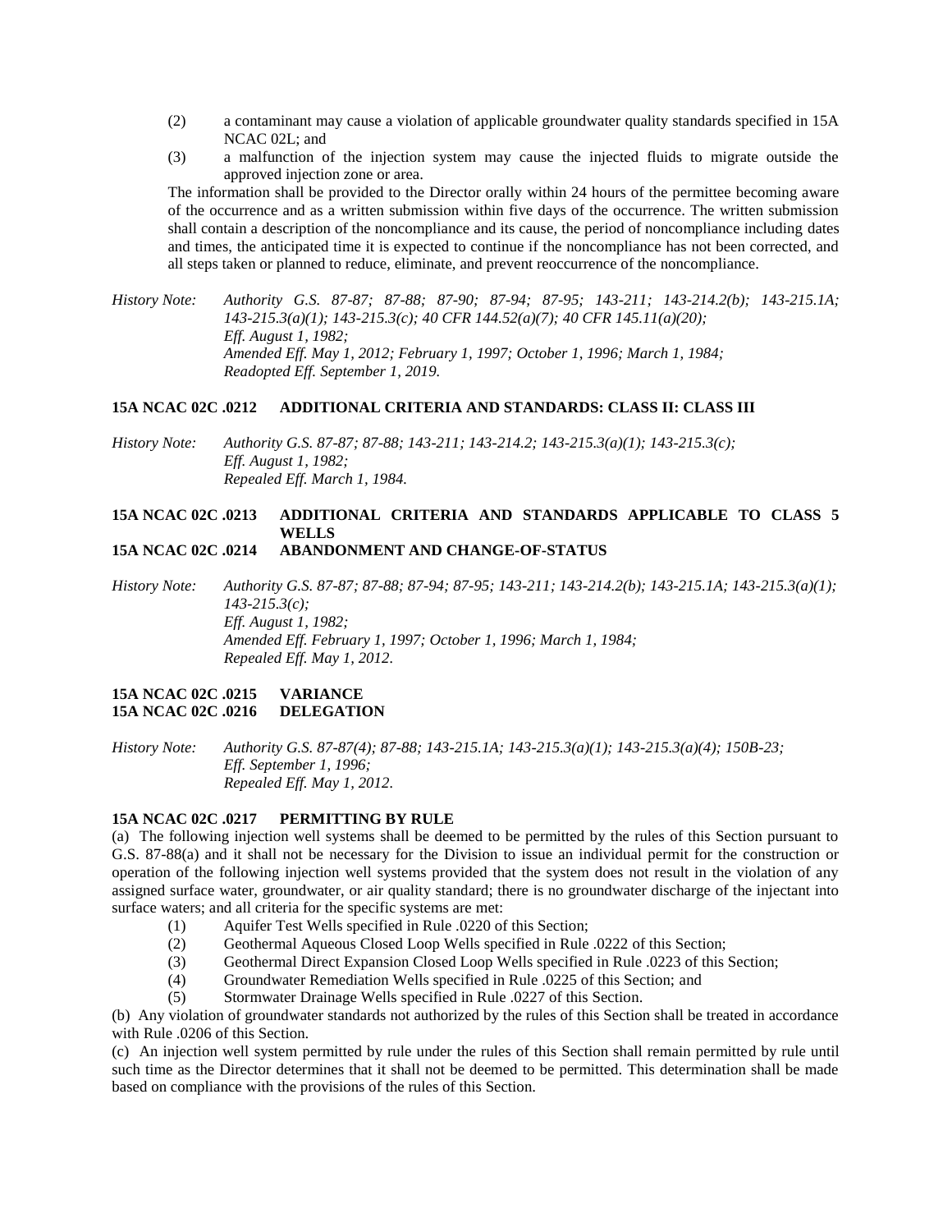(2) a contaminant may cause a violation of applicable groundwater quality standards specified in 15A NCAC 02L; and

(3) a malfunction of the injection system may cause the injected fluids to migrate outside the approved injection zone or area.

The information shall be provided to the Director orally within 24 hours of the permittee becoming aware of the occurrence and as a written submission within five days of the occurrence. The written submission shall contain a description of the noncompliance and its cause, the period of noncompliance including dates and times, the anticipated time it is expected to continue if the noncompliance has not been corrected, and all steps taken or planned to reduce, eliminate, and prevent reoccurrence of the noncompliance.

*History Note: Authority G.S. 87-87; 87-88; 87-90; 87-94; 87-95; 143-211; 143-214.2(b); 143-215.1A; 143-215.3(a)(1); 143-215.3(c); 40 CFR 144.52(a)(7); 40 CFR 145.11(a)(20);*
*Eff. August 1, 1982;*
*Amended Eff. May 1, 2012; February 1, 1997; October 1, 1996; March 1, 1984;*
*Readopted Eff. September 1, 2019.*

**15A NCAC 02C .0212 ADDITIONAL CRITERIA AND STANDARDS: CLASS II: CLASS III**

*History Note: Authority G.S. 87-87; 87-88; 143-211; 143-214.2; 143-215.3(a)(1); 143-215.3(c);*
*Eff. August 1, 1982;*
*Repealed Eff. March 1, 1984.*

**15A NCAC 02C .0213 ADDITIONAL CRITERIA AND STANDARDS APPLICABLE TO CLASS 5 WELLS**
**15A NCAC 02C .0214 ABANDONMENT AND CHANGE-OF-STATUS**

*History Note: Authority G.S. 87-87; 87-88; 87-94; 87-95; 143-211; 143-214.2(b); 143-215.1A; 143-215.3(a)(1); 143-215.3(c);*
*Eff. August 1, 1982;*
*Amended Eff. February 1, 1997; October 1, 1996; March 1, 1984;*
*Repealed Eff. May 1, 2012.*

**15A NCAC 02C .0215 VARIANCE**
**15A NCAC 02C .0216 DELEGATION**

*History Note: Authority G.S. 87-87(4); 87-88; 143-215.1A; 143-215.3(a)(1); 143-215.3(a)(4); 150B-23;*
*Eff. September 1, 1996;*
*Repealed Eff. May 1, 2012.*

**15A NCAC 02C .0217 PERMITTING BY RULE**

(a) The following injection well systems shall be deemed to be permitted by the rules of this Section pursuant to G.S. 87-88(a) and it shall not be necessary for the Division to issue an individual permit for the construction or operation of the following injection well systems provided that the system does not result in the violation of any assigned surface water, groundwater, or air quality standard; there is no groundwater discharge of the injectant into surface waters; and all criteria for the specific systems are met:

(1) Aquifer Test Wells specified in Rule .0220 of this Section;
(2) Geothermal Aqueous Closed Loop Wells specified in Rule .0222 of this Section;
(3) Geothermal Direct Expansion Closed Loop Wells specified in Rule .0223 of this Section;
(4) Groundwater Remediation Wells specified in Rule .0225 of this Section; and
(5) Stormwater Drainage Wells specified in Rule .0227 of this Section.

(b) Any violation of groundwater standards not authorized by the rules of this Section shall be treated in accordance with Rule .0206 of this Section.

(c) An injection well system permitted by rule under the rules of this Section shall remain permitted by rule until such time as the Director determines that it shall not be deemed to be permitted. This determination shall be made based on compliance with the provisions of the rules of this Section.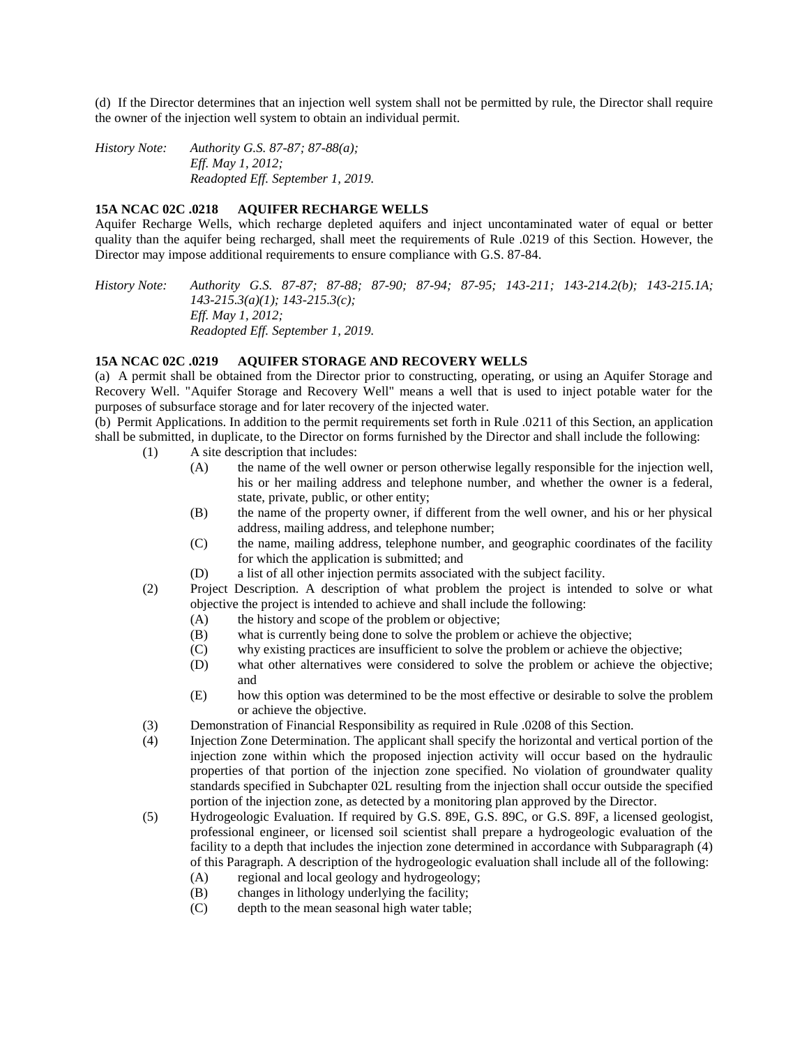(d) If the Director determines that an injection well system shall not be permitted by rule, the Director shall require the owner of the injection well system to obtain an individual permit.

*History Note: Authority G.S. 87-87; 87-88(a);*
*Eff. May 1, 2012;*
*Readopted Eff. September 1, 2019.*

**15A NCAC 02C .0218 AQUIFER RECHARGE WELLS**

Aquifer Recharge Wells, which recharge depleted aquifers and inject uncontaminated water of equal or better quality than the aquifer being recharged, shall meet the requirements of Rule .0219 of this Section. However, the Director may impose additional requirements to ensure compliance with G.S. 87-84.

*History Note: Authority G.S. 87-87; 87-88; 87-90; 87-94; 87-95; 143-211; 143-214.2(b); 143-215.1A; 143-215.3(a)(1); 143-215.3(c);*
*Eff. May 1, 2012;*
*Readopted Eff. September 1, 2019.*

**15A NCAC 02C .0219 AQUIFER STORAGE AND RECOVERY WELLS**

(a) A permit shall be obtained from the Director prior to constructing, operating, or using an Aquifer Storage and Recovery Well. "Aquifer Storage and Recovery Well" means a well that is used to inject potable water for the purposes of subsurface storage and for later recovery of the injected water.

(b) Permit Applications. In addition to the permit requirements set forth in Rule .0211 of this Section, an application shall be submitted, in duplicate, to the Director on forms furnished by the Director and shall include the following:

- (1) A site description that includes:
  - (A) the name of the well owner or person otherwise legally responsible for the injection well, his or her mailing address and telephone number, and whether the owner is a federal, state, private, public, or other entity;
  - (B) the name of the property owner, if different from the well owner, and his or her physical address, mailing address, and telephone number;
  - (C) the name, mailing address, telephone number, and geographic coordinates of the facility for which the application is submitted; and
  - (D) a list of all other injection permits associated with the subject facility.
- (2) Project Description. A description of what problem the project is intended to solve or what objective the project is intended to achieve and shall include the following:
  - (A) the history and scope of the problem or objective;
  - (B) what is currently being done to solve the problem or achieve the objective;
  - (C) why existing practices are insufficient to solve the problem or achieve the objective;
  - (D) what other alternatives were considered to solve the problem or achieve the objective; and
  - (E) how this option was determined to be the most effective or desirable to solve the problem or achieve the objective.
- (3) Demonstration of Financial Responsibility as required in Rule .0208 of this Section.
- (4) Injection Zone Determination. The applicant shall specify the horizontal and vertical portion of the injection zone within which the proposed injection activity will occur based on the hydraulic properties of that portion of the injection zone specified. No violation of groundwater quality standards specified in Subchapter 02L resulting from the injection shall occur outside the specified portion of the injection zone, as detected by a monitoring plan approved by the Director.
- (5) Hydrogeologic Evaluation. If required by G.S. 89E, G.S. 89C, or G.S. 89F, a licensed geologist, professional engineer, or licensed soil scientist shall prepare a hydrogeologic evaluation of the facility to a depth that includes the injection zone determined in accordance with Subparagraph (4) of this Paragraph. A description of the hydrogeologic evaluation shall include all of the following:
  - (A) regional and local geology and hydrogeology;
  - (B) changes in lithology underlying the facility;
  - (C) depth to the mean seasonal high water table;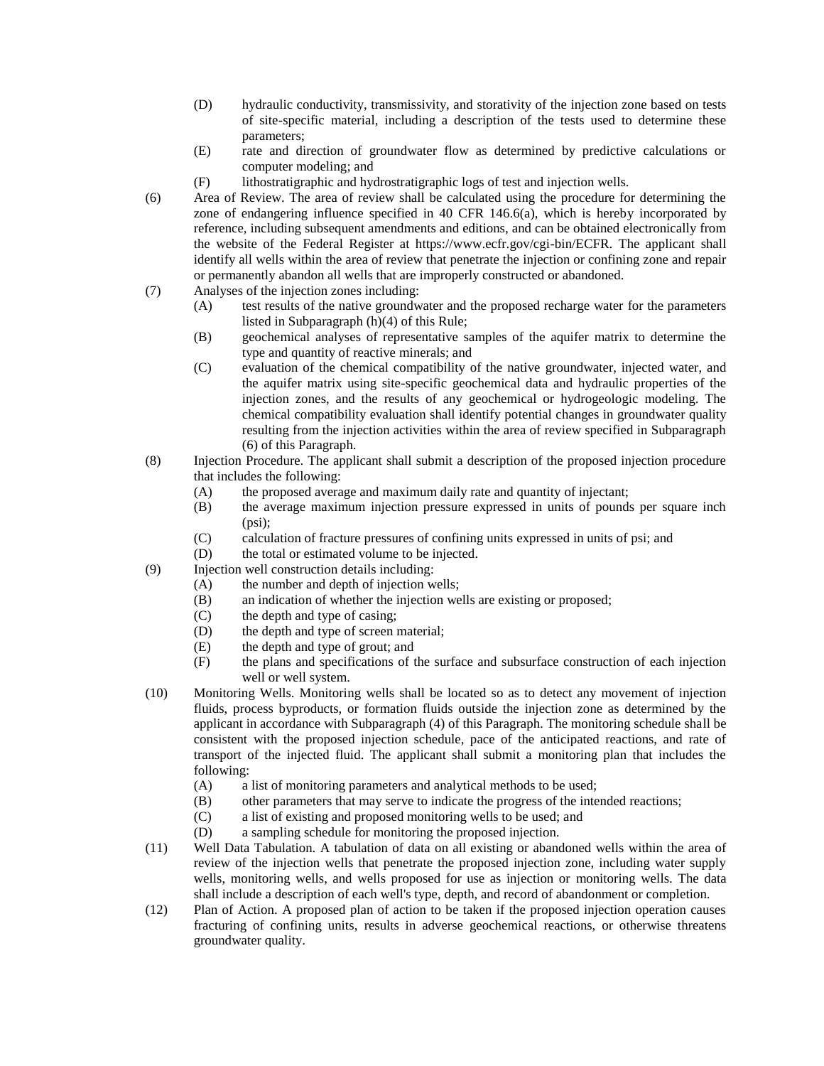(D) hydraulic conductivity, transmissivity, and storativity of the injection zone based on tests of site-specific material, including a description of the tests used to determine these parameters;

(E) rate and direction of groundwater flow as determined by predictive calculations or computer modeling; and

(F) lithostratigraphic and hydrostratigraphic logs of test and injection wells.

(6) Area of Review. The area of review shall be calculated using the procedure for determining the zone of endangering influence specified in 40 CFR 146.6(a), which is hereby incorporated by reference, including subsequent amendments and editions, and can be obtained electronically from the website of the Federal Register at https://www.ecfr.gov/cgi-bin/ECFR. The applicant shall identify all wells within the area of review that penetrate the injection or confining zone and repair or permanently abandon all wells that are improperly constructed or abandoned.

(7) Analyses of the injection zones including:

(A) test results of the native groundwater and the proposed recharge water for the parameters listed in Subparagraph (h)(4) of this Rule;

(B) geochemical analyses of representative samples of the aquifer matrix to determine the type and quantity of reactive minerals; and

(C) evaluation of the chemical compatibility of the native groundwater, injected water, and the aquifer matrix using site-specific geochemical data and hydraulic properties of the injection zones, and the results of any geochemical or hydrogeologic modeling. The chemical compatibility evaluation shall identify potential changes in groundwater quality resulting from the injection activities within the area of review specified in Subparagraph (6) of this Paragraph.

(8) Injection Procedure. The applicant shall submit a description of the proposed injection procedure that includes the following:

(A) the proposed average and maximum daily rate and quantity of injectant;

(B) the average maximum injection pressure expressed in units of pounds per square inch (psi);

(C) calculation of fracture pressures of confining units expressed in units of psi; and

(D) the total or estimated volume to be injected.

(9) Injection well construction details including:

(A) the number and depth of injection wells;

(B) an indication of whether the injection wells are existing or proposed;

(C) the depth and type of casing;

(D) the depth and type of screen material;

(E) the depth and type of grout; and

(F) the plans and specifications of the surface and subsurface construction of each injection well or well system.

(10) Monitoring Wells. Monitoring wells shall be located so as to detect any movement of injection fluids, process byproducts, or formation fluids outside the injection zone as determined by the applicant in accordance with Subparagraph (4) of this Paragraph. The monitoring schedule shall be consistent with the proposed injection schedule, pace of the anticipated reactions, and rate of transport of the injected fluid. The applicant shall submit a monitoring plan that includes the following:

(A) a list of monitoring parameters and analytical methods to be used;

(B) other parameters that may serve to indicate the progress of the intended reactions;

(C) a list of existing and proposed monitoring wells to be used; and

(D) a sampling schedule for monitoring the proposed injection.

(11) Well Data Tabulation. A tabulation of data on all existing or abandoned wells within the area of review of the injection wells that penetrate the proposed injection zone, including water supply wells, monitoring wells, and wells proposed for use as injection or monitoring wells. The data shall include a description of each well's type, depth, and record of abandonment or completion.

(12) Plan of Action. A proposed plan of action to be taken if the proposed injection operation causes fracturing of confining units, results in adverse geochemical reactions, or otherwise threatens groundwater quality.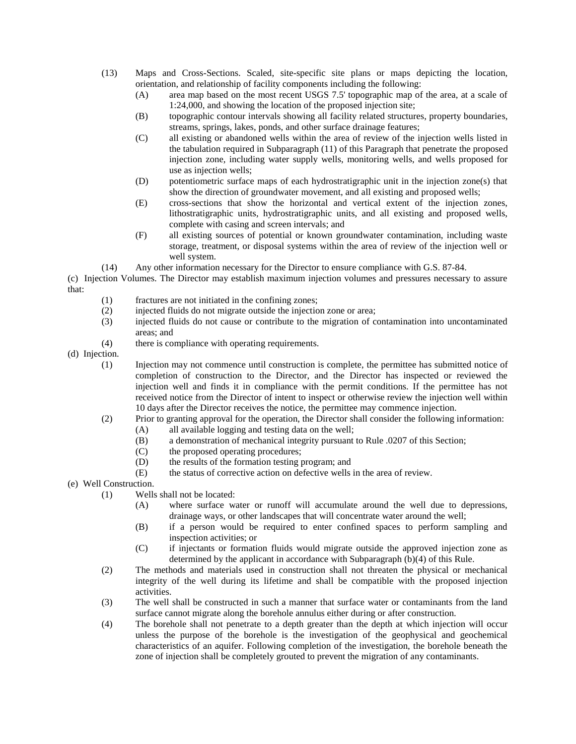(13) Maps and Cross-Sections. Scaled, site-specific site plans or maps depicting the location, orientation, and relationship of facility components including the following:

(A) area map based on the most recent USGS 7.5' topographic map of the area, at a scale of 1:24,000, and showing the location of the proposed injection site;

(B) topographic contour intervals showing all facility related structures, property boundaries, streams, springs, lakes, ponds, and other surface drainage features;

(C) all existing or abandoned wells within the area of review of the injection wells listed in the tabulation required in Subparagraph (11) of this Paragraph that penetrate the proposed injection zone, including water supply wells, monitoring wells, and wells proposed for use as injection wells;

(D) potentiometric surface maps of each hydrostratigraphic unit in the injection zone(s) that show the direction of groundwater movement, and all existing and proposed wells;

(E) cross-sections that show the horizontal and vertical extent of the injection zones, lithostratigraphic units, hydrostratigraphic units, and all existing and proposed wells, complete with casing and screen intervals; and

(F) all existing sources of potential or known groundwater contamination, including waste storage, treatment, or disposal systems within the area of review of the injection well or well system.

(14) Any other information necessary for the Director to ensure compliance with G.S. 87-84.

(c) Injection Volumes. The Director may establish maximum injection volumes and pressures necessary to assure that:

(1) fractures are not initiated in the confining zones;

(2) injected fluids do not migrate outside the injection zone or area;

(3) injected fluids do not cause or contribute to the migration of contamination into uncontaminated areas; and

(4) there is compliance with operating requirements.

(d) Injection.

(1) Injection may not commence until construction is complete, the permittee has submitted notice of completion of construction to the Director, and the Director has inspected or reviewed the injection well and finds it in compliance with the permit conditions. If the permittee has not received notice from the Director of intent to inspect or otherwise review the injection well within 10 days after the Director receives the notice, the permittee may commence injection.

(2) Prior to granting approval for the operation, the Director shall consider the following information:

(A) all available logging and testing data on the well;

(B) a demonstration of mechanical integrity pursuant to Rule .0207 of this Section;

(C) the proposed operating procedures;

(D) the results of the formation testing program; and

(E) the status of corrective action on defective wells in the area of review.

(e) Well Construction.

(1) Wells shall not be located:

(A) where surface water or runoff will accumulate around the well due to depressions, drainage ways, or other landscapes that will concentrate water around the well;

(B) if a person would be required to enter confined spaces to perform sampling and inspection activities; or

(C) if injectants or formation fluids would migrate outside the approved injection zone as determined by the applicant in accordance with Subparagraph (b)(4) of this Rule.

(2) The methods and materials used in construction shall not threaten the physical or mechanical integrity of the well during its lifetime and shall be compatible with the proposed injection activities.

(3) The well shall be constructed in such a manner that surface water or contaminants from the land surface cannot migrate along the borehole annulus either during or after construction.

(4) The borehole shall not penetrate to a depth greater than the depth at which injection will occur unless the purpose of the borehole is the investigation of the geophysical and geochemical characteristics of an aquifer. Following completion of the investigation, the borehole beneath the zone of injection shall be completely grouted to prevent the migration of any contaminants.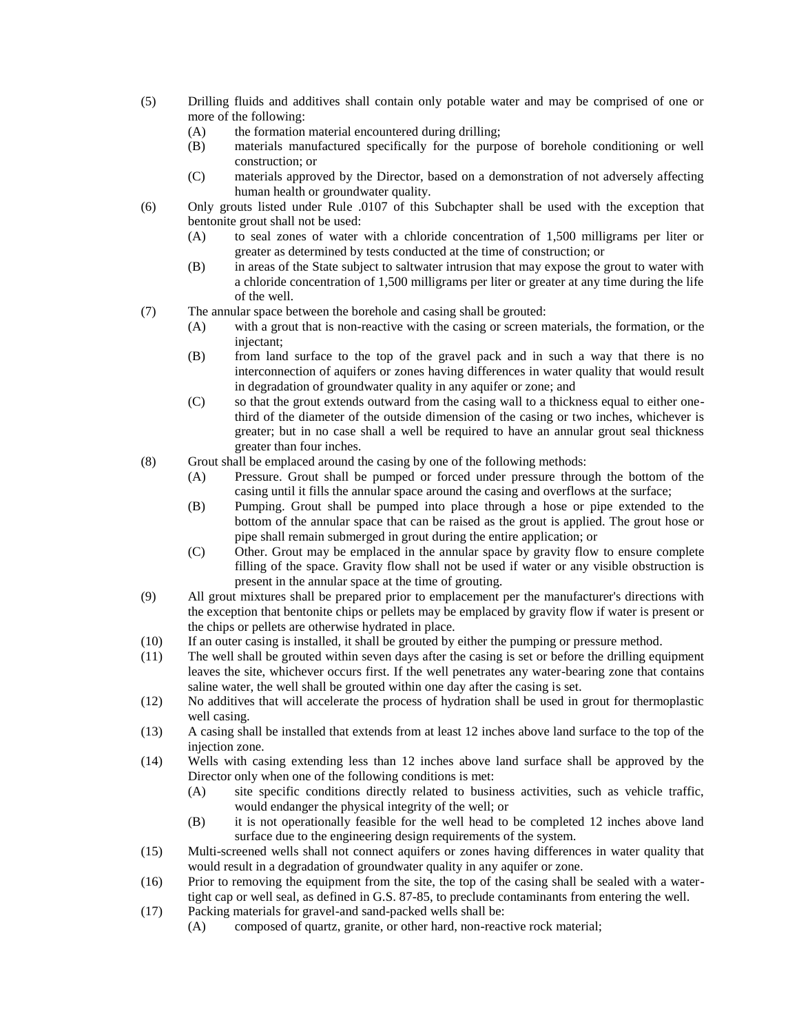(5) Drilling fluids and additives shall contain only potable water and may be comprised of one or more of the following:

    (A) the formation material encountered during drilling;

    (B) materials manufactured specifically for the purpose of borehole conditioning or well construction; or

    (C) materials approved by the Director, based on a demonstration of not adversely affecting human health or groundwater quality.

(6) Only grouts listed under Rule .0107 of this Subchapter shall be used with the exception that bentonite grout shall not be used:

    (A) to seal zones of water with a chloride concentration of 1,500 milligrams per liter or greater as determined by tests conducted at the time of construction; or

    (B) in areas of the State subject to saltwater intrusion that may expose the grout to water with a chloride concentration of 1,500 milligrams per liter or greater at any time during the life of the well.

(7) The annular space between the borehole and casing shall be grouted:

    (A) with a grout that is non-reactive with the casing or screen materials, the formation, or the injectant;

    (B) from land surface to the top of the gravel pack and in such a way that there is no interconnection of aquifers or zones having differences in water quality that would result in degradation of groundwater quality in any aquifer or zone; and

    (C) so that the grout extends outward from the casing wall to a thickness equal to either one-third of the diameter of the outside dimension of the casing or two inches, whichever is greater; but in no case shall a well be required to have an annular grout seal thickness greater than four inches.

(8) Grout shall be emplaced around the casing by one of the following methods:

    (A) Pressure. Grout shall be pumped or forced under pressure through the bottom of the casing until it fills the annular space around the casing and overflows at the surface;

    (B) Pumping. Grout shall be pumped into place through a hose or pipe extended to the bottom of the annular space that can be raised as the grout is applied. The grout hose or pipe shall remain submerged in grout during the entire application; or

    (C) Other. Grout may be emplaced in the annular space by gravity flow to ensure complete filling of the space. Gravity flow shall not be used if water or any visible obstruction is present in the annular space at the time of grouting.

(9) All grout mixtures shall be prepared prior to emplacement per the manufacturer's directions with the exception that bentonite chips or pellets may be emplaced by gravity flow if water is present or the chips or pellets are otherwise hydrated in place.

(10) If an outer casing is installed, it shall be grouted by either the pumping or pressure method.

(11) The well shall be grouted within seven days after the casing is set or before the drilling equipment leaves the site, whichever occurs first. If the well penetrates any water-bearing zone that contains saline water, the well shall be grouted within one day after the casing is set.

(12) No additives that will accelerate the process of hydration shall be used in grout for thermoplastic well casing.

(13) A casing shall be installed that extends from at least 12 inches above land surface to the top of the injection zone.

(14) Wells with casing extending less than 12 inches above land surface shall be approved by the Director only when one of the following conditions is met:

    (A) site specific conditions directly related to business activities, such as vehicle traffic, would endanger the physical integrity of the well; or

    (B) it is not operationally feasible for the well head to be completed 12 inches above land surface due to the engineering design requirements of the system.

(15) Multi-screened wells shall not connect aquifers or zones having differences in water quality that would result in a degradation of groundwater quality in any aquifer or zone.

(16) Prior to removing the equipment from the site, the top of the casing shall be sealed with a water-tight cap or well seal, as defined in G.S. 87-85, to preclude contaminants from entering the well.

(17) Packing materials for gravel-and sand-packed wells shall be:

    (A) composed of quartz, granite, or other hard, non-reactive rock material;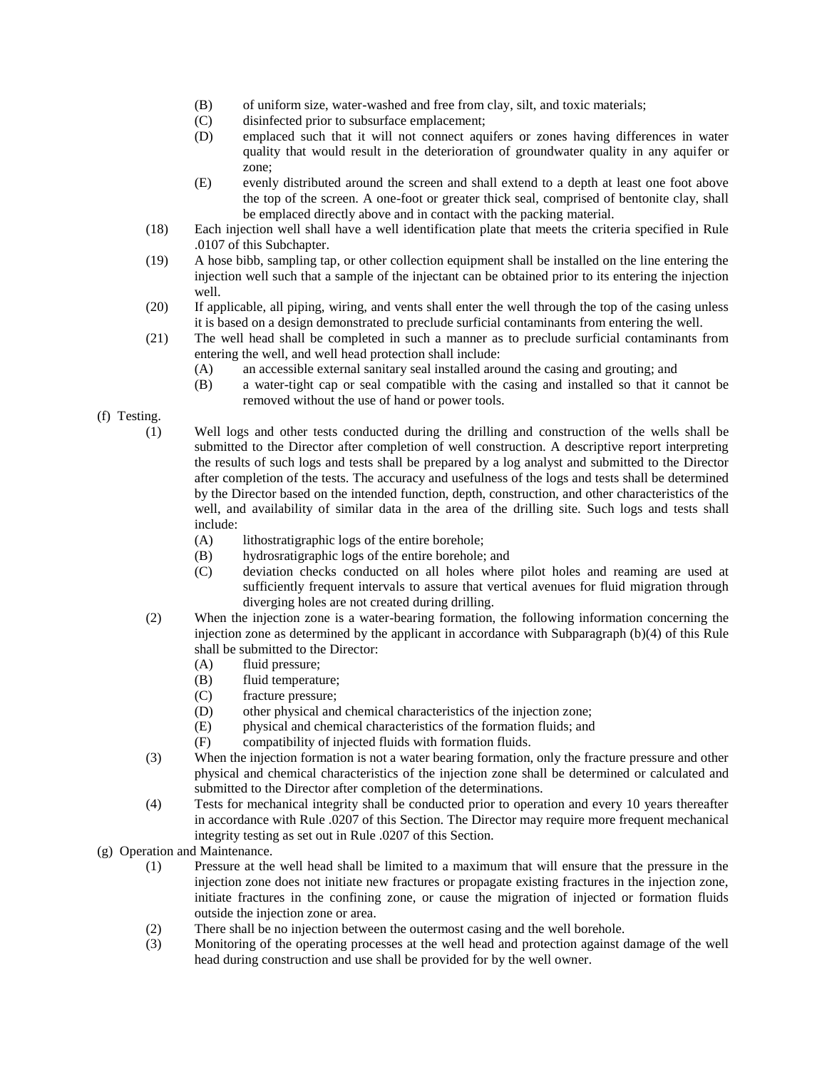(B) of uniform size, water-washed and free from clay, silt, and toxic materials;

(C) disinfected prior to subsurface emplacement;

(D) emplaced such that it will not connect aquifers or zones having differences in water quality that would result in the deterioration of groundwater quality in any aquifer or zone;

(E) evenly distributed around the screen and shall extend to a depth at least one foot above the top of the screen. A one-foot or greater thick seal, comprised of bentonite clay, shall be emplaced directly above and in contact with the packing material.

(18) Each injection well shall have a well identification plate that meets the criteria specified in Rule .0107 of this Subchapter.

(19) A hose bibb, sampling tap, or other collection equipment shall be installed on the line entering the injection well such that a sample of the injectant can be obtained prior to its entering the injection well.

(20) If applicable, all piping, wiring, and vents shall enter the well through the top of the casing unless it is based on a design demonstrated to preclude surficial contaminants from entering the well.

(21) The well head shall be completed in such a manner as to preclude surficial contaminants from entering the well, and well head protection shall include:

(A) an accessible external sanitary seal installed around the casing and grouting; and

(B) a water-tight cap or seal compatible with the casing and installed so that it cannot be removed without the use of hand or power tools.

(f) Testing.

(1) Well logs and other tests conducted during the drilling and construction of the wells shall be submitted to the Director after completion of well construction. A descriptive report interpreting the results of such logs and tests shall be prepared by a log analyst and submitted to the Director after completion of the tests. The accuracy and usefulness of the logs and tests shall be determined by the Director based on the intended function, depth, construction, and other characteristics of the well, and availability of similar data in the area of the drilling site. Such logs and tests shall include:

(A) lithostratigraphic logs of the entire borehole;

(B) hydrosratigraphic logs of the entire borehole; and

(C) deviation checks conducted on all holes where pilot holes and reaming are used at sufficiently frequent intervals to assure that vertical avenues for fluid migration through diverging holes are not created during drilling.

(2) When the injection zone is a water-bearing formation, the following information concerning the injection zone as determined by the applicant in accordance with Subparagraph (b)(4) of this Rule shall be submitted to the Director:

(A) fluid pressure;

(B) fluid temperature;

(C) fracture pressure;

(D) other physical and chemical characteristics of the injection zone;

(E) physical and chemical characteristics of the formation fluids; and

(F) compatibility of injected fluids with formation fluids.

(3) When the injection formation is not a water bearing formation, only the fracture pressure and other physical and chemical characteristics of the injection zone shall be determined or calculated and submitted to the Director after completion of the determinations.

(4) Tests for mechanical integrity shall be conducted prior to operation and every 10 years thereafter in accordance with Rule .0207 of this Section. The Director may require more frequent mechanical integrity testing as set out in Rule .0207 of this Section.

(g) Operation and Maintenance.

(1) Pressure at the well head shall be limited to a maximum that will ensure that the pressure in the injection zone does not initiate new fractures or propagate existing fractures in the injection zone, initiate fractures in the confining zone, or cause the migration of injected or formation fluids outside the injection zone or area.

(2) There shall be no injection between the outermost casing and the well borehole.

(3) Monitoring of the operating processes at the well head and protection against damage of the well head during construction and use shall be provided for by the well owner.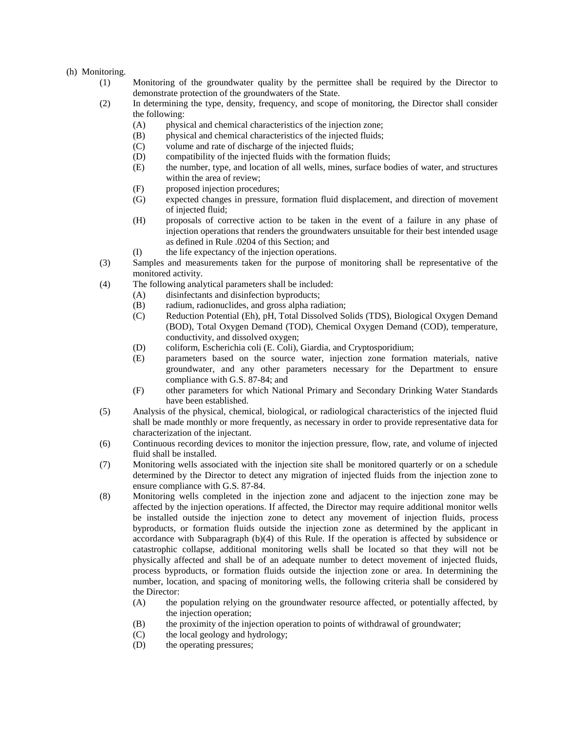(h) Monitoring.

(1) Monitoring of the groundwater quality by the permittee shall be required by the Director to demonstrate protection of the groundwaters of the State.

(2) In determining the type, density, frequency, and scope of monitoring, the Director shall consider the following:

(A) physical and chemical characteristics of the injection zone;

(B) physical and chemical characteristics of the injected fluids;

(C) volume and rate of discharge of the injected fluids;

(D) compatibility of the injected fluids with the formation fluids;

(E) the number, type, and location of all wells, mines, surface bodies of water, and structures within the area of review;

(F) proposed injection procedures;

(G) expected changes in pressure, formation fluid displacement, and direction of movement of injected fluid;

(H) proposals of corrective action to be taken in the event of a failure in any phase of injection operations that renders the groundwaters unsuitable for their best intended usage as defined in Rule .0204 of this Section; and

(I) the life expectancy of the injection operations.

(3) Samples and measurements taken for the purpose of monitoring shall be representative of the monitored activity.

(4) The following analytical parameters shall be included:

(A) disinfectants and disinfection byproducts;

(B) radium, radionuclides, and gross alpha radiation;

(C) Reduction Potential (Eh), pH, Total Dissolved Solids (TDS), Biological Oxygen Demand (BOD), Total Oxygen Demand (TOD), Chemical Oxygen Demand (COD), temperature, conductivity, and dissolved oxygen;

(D) coliform, Escherichia coli (E. Coli), Giardia, and Cryptosporidium;

(E) parameters based on the source water, injection zone formation materials, native groundwater, and any other parameters necessary for the Department to ensure compliance with G.S. 87-84; and

(F) other parameters for which National Primary and Secondary Drinking Water Standards have been established.

(5) Analysis of the physical, chemical, biological, or radiological characteristics of the injected fluid shall be made monthly or more frequently, as necessary in order to provide representative data for characterization of the injectant.

(6) Continuous recording devices to monitor the injection pressure, flow, rate, and volume of injected fluid shall be installed.

(7) Monitoring wells associated with the injection site shall be monitored quarterly or on a schedule determined by the Director to detect any migration of injected fluids from the injection zone to ensure compliance with G.S. 87-84.

(8) Monitoring wells completed in the injection zone and adjacent to the injection zone may be affected by the injection operations. If affected, the Director may require additional monitor wells be installed outside the injection zone to detect any movement of injection fluids, process byproducts, or formation fluids outside the injection zone as determined by the applicant in accordance with Subparagraph (b)(4) of this Rule. If the operation is affected by subsidence or catastrophic collapse, additional monitoring wells shall be located so that they will not be physically affected and shall be of an adequate number to detect movement of injected fluids, process byproducts, or formation fluids outside the injection zone or area. In determining the number, location, and spacing of monitoring wells, the following criteria shall be considered by the Director:

(A) the population relying on the groundwater resource affected, or potentially affected, by the injection operation;

(B) the proximity of the injection operation to points of withdrawal of groundwater;

(C) the local geology and hydrology;

(D) the operating pressures;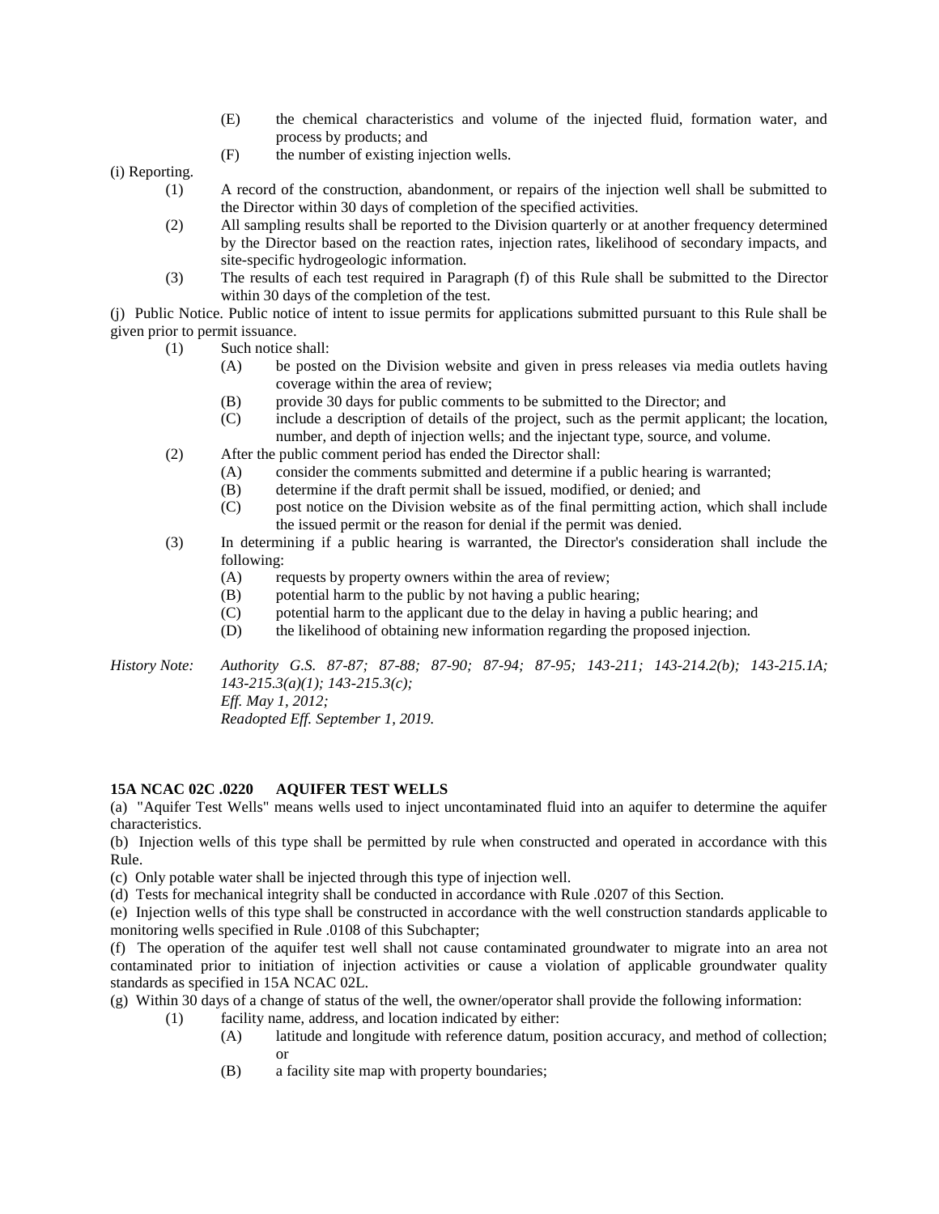(E) the chemical characteristics and volume of the injected fluid, formation water, and process by products; and

(F) the number of existing injection wells.

(i) Reporting.

(1) A record of the construction, abandonment, or repairs of the injection well shall be submitted to the Director within 30 days of completion of the specified activities.

(2) All sampling results shall be reported to the Division quarterly or at another frequency determined by the Director based on the reaction rates, injection rates, likelihood of secondary impacts, and site-specific hydrogeologic information.

(3) The results of each test required in Paragraph (f) of this Rule shall be submitted to the Director within 30 days of the completion of the test.

(j) Public Notice. Public notice of intent to issue permits for applications submitted pursuant to this Rule shall be given prior to permit issuance.

(1) Such notice shall:

(A) be posted on the Division website and given in press releases via media outlets having coverage within the area of review;

(B) provide 30 days for public comments to be submitted to the Director; and

(C) include a description of details of the project, such as the permit applicant; the location, number, and depth of injection wells; and the injectant type, source, and volume.

(2) After the public comment period has ended the Director shall:

(A) consider the comments submitted and determine if a public hearing is warranted;

(B) determine if the draft permit shall be issued, modified, or denied; and

(C) post notice on the Division website as of the final permitting action, which shall include the issued permit or the reason for denial if the permit was denied.

(3) In determining if a public hearing is warranted, the Director's consideration shall include the following:

(A) requests by property owners within the area of review;

(B) potential harm to the public by not having a public hearing;

(C) potential harm to the applicant due to the delay in having a public hearing; and

(D) the likelihood of obtaining new information regarding the proposed injection.

*History Note: Authority G.S. 87-87; 87-88; 87-90; 87-94; 87-95; 143-211; 143-214.2(b); 143-215.1A; 143-215.3(a)(1); 143-215.3(c);*
*Eff. May 1, 2012;*
*Readopted Eff. September 1, 2019.*

**15A NCAC 02C .0220 AQUIFER TEST WELLS**

(a) "Aquifer Test Wells" means wells used to inject uncontaminated fluid into an aquifer to determine the aquifer characteristics.

(b) Injection wells of this type shall be permitted by rule when constructed and operated in accordance with this Rule.

(c) Only potable water shall be injected through this type of injection well.

(d) Tests for mechanical integrity shall be conducted in accordance with Rule .0207 of this Section.

(e) Injection wells of this type shall be constructed in accordance with the well construction standards applicable to monitoring wells specified in Rule .0108 of this Subchapter;

(f) The operation of the aquifer test well shall not cause contaminated groundwater to migrate into an area not contaminated prior to initiation of injection activities or cause a violation of applicable groundwater quality standards as specified in 15A NCAC 02L.

(g) Within 30 days of a change of status of the well, the owner/operator shall provide the following information:

(1) facility name, address, and location indicated by either:

(A) latitude and longitude with reference datum, position accuracy, and method of collection; or

(B) a facility site map with property boundaries;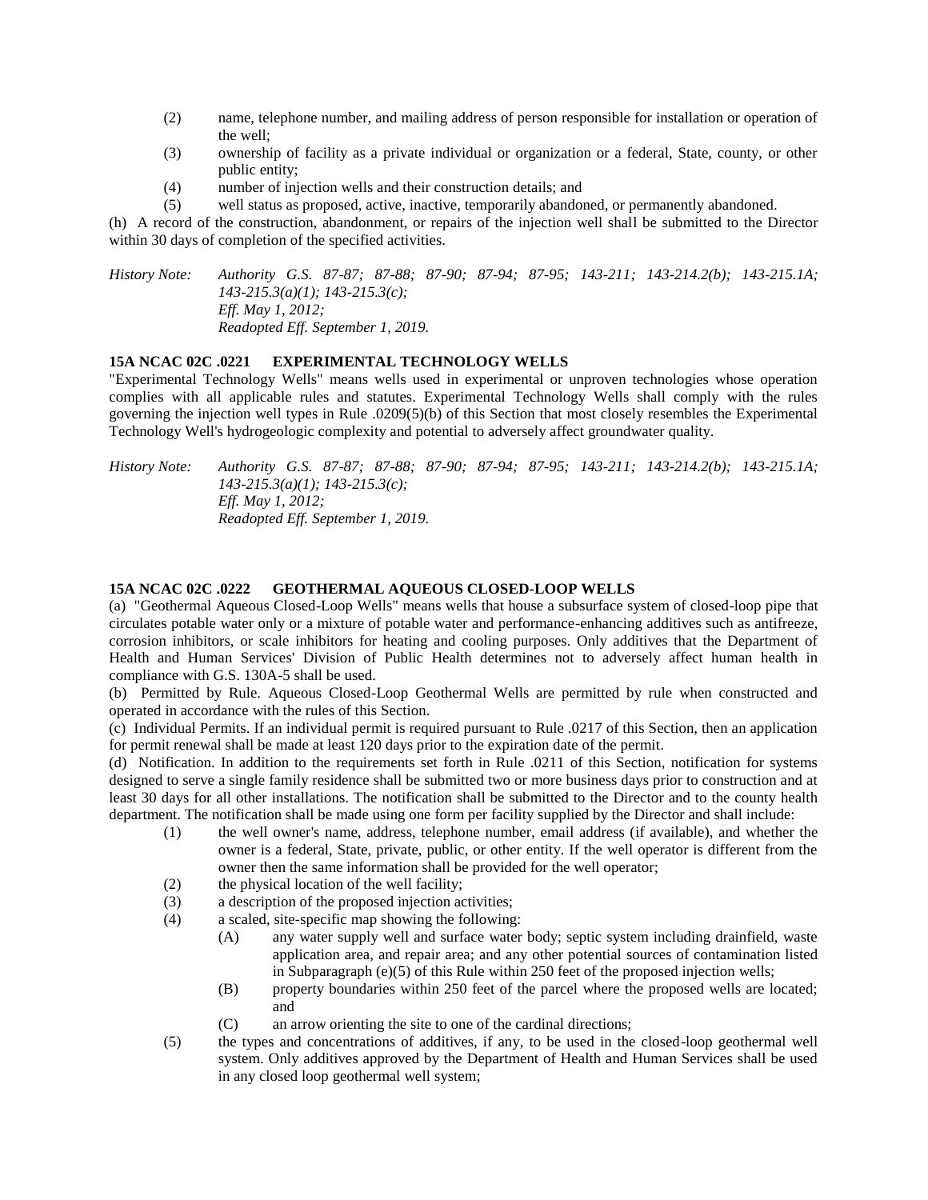(2) name, telephone number, and mailing address of person responsible for installation or operation of the well;

(3) ownership of facility as a private individual or organization or a federal, State, county, or other public entity;

(4) number of injection wells and their construction details; and

(5) well status as proposed, active, inactive, temporarily abandoned, or permanently abandoned.

(h) A record of the construction, abandonment, or repairs of the injection well shall be submitted to the Director within 30 days of completion of the specified activities.

*History Note: Authority G.S. 87-87; 87-88; 87-90; 87-94; 87-95; 143-211; 143-214.2(b); 143-215.1A; 143-215.3(a)(1); 143-215.3(c);*
*Eff. May 1, 2012;*
*Readopted Eff. September 1, 2019.*

**15A NCAC 02C .0221 EXPERIMENTAL TECHNOLOGY WELLS**

"Experimental Technology Wells" means wells used in experimental or unproven technologies whose operation complies with all applicable rules and statutes. Experimental Technology Wells shall comply with the rules governing the injection well types in Rule .0209(5)(b) of this Section that most closely resembles the Experimental Technology Well's hydrogeologic complexity and potential to adversely affect groundwater quality.

*History Note: Authority G.S. 87-87; 87-88; 87-90; 87-94; 87-95; 143-211; 143-214.2(b); 143-215.1A; 143-215.3(a)(1); 143-215.3(c);*
*Eff. May 1, 2012;*
*Readopted Eff. September 1, 2019.*

**15A NCAC 02C .0222 GEOTHERMAL AQUEOUS CLOSED-LOOP WELLS**

(a) "Geothermal Aqueous Closed-Loop Wells" means wells that house a subsurface system of closed-loop pipe that circulates potable water only or a mixture of potable water and performance-enhancing additives such as antifreeze, corrosion inhibitors, or scale inhibitors for heating and cooling purposes. Only additives that the Department of Health and Human Services' Division of Public Health determines not to adversely affect human health in compliance with G.S. 130A-5 shall be used.

(b) Permitted by Rule. Aqueous Closed-Loop Geothermal Wells are permitted by rule when constructed and operated in accordance with the rules of this Section.

(c) Individual Permits. If an individual permit is required pursuant to Rule .0217 of this Section, then an application for permit renewal shall be made at least 120 days prior to the expiration date of the permit.

(d) Notification. In addition to the requirements set forth in Rule .0211 of this Section, notification for systems designed to serve a single family residence shall be submitted two or more business days prior to construction and at least 30 days for all other installations. The notification shall be submitted to the Director and to the county health department. The notification shall be made using one form per facility supplied by the Director and shall include:

(1) the well owner's name, address, telephone number, email address (if available), and whether the owner is a federal, State, private, public, or other entity. If the well operator is different from the owner then the same information shall be provided for the well operator;

(2) the physical location of the well facility;

(3) a description of the proposed injection activities;

(4) a scaled, site-specific map showing the following:

  (A) any water supply well and surface water body; septic system including drainfield, waste application area, and repair area; and any other potential sources of contamination listed in Subparagraph (e)(5) of this Rule within 250 feet of the proposed injection wells;

  (B) property boundaries within 250 feet of the parcel where the proposed wells are located; and

  (C) an arrow orienting the site to one of the cardinal directions;

(5) the types and concentrations of additives, if any, to be used in the closed-loop geothermal well system. Only additives approved by the Department of Health and Human Services shall be used in any closed loop geothermal well system;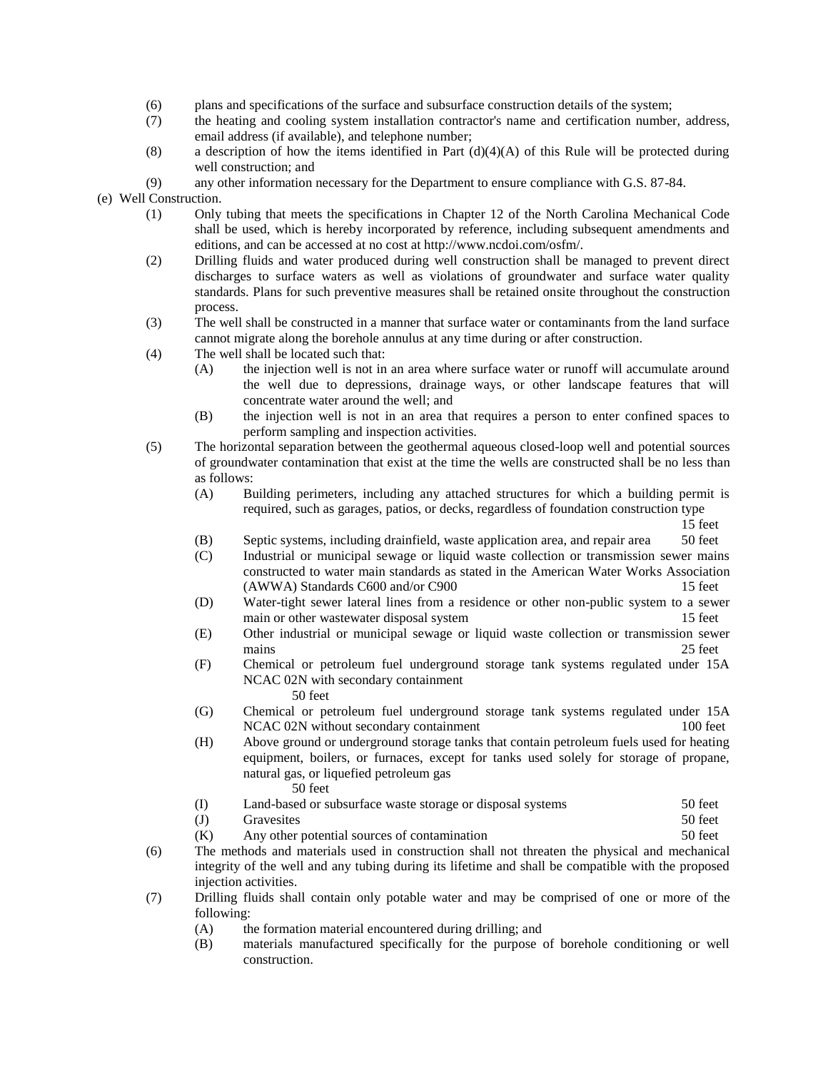(6) plans and specifications of the surface and subsurface construction details of the system;

(7) the heating and cooling system installation contractor's name and certification number, address, email address (if available), and telephone number;

(8) a description of how the items identified in Part (d)(4)(A) of this Rule will be protected during well construction; and

(9) any other information necessary for the Department to ensure compliance with G.S. 87-84.

(e) Well Construction.

(1) Only tubing that meets the specifications in Chapter 12 of the North Carolina Mechanical Code shall be used, which is hereby incorporated by reference, including subsequent amendments and editions, and can be accessed at no cost at http://www.ncdoi.com/osfm/.

(2) Drilling fluids and water produced during well construction shall be managed to prevent direct discharges to surface waters as well as violations of groundwater and surface water quality standards. Plans for such preventive measures shall be retained onsite throughout the construction process.

(3) The well shall be constructed in a manner that surface water or contaminants from the land surface cannot migrate along the borehole annulus at any time during or after construction.

(4) The well shall be located such that:

(A) the injection well is not in an area where surface water or runoff will accumulate around the well due to depressions, drainage ways, or other landscape features that will concentrate water around the well; and

(B) the injection well is not in an area that requires a person to enter confined spaces to perform sampling and inspection activities.

(5) The horizontal separation between the geothermal aqueous closed-loop well and potential sources of groundwater contamination that exist at the time the wells are constructed shall be no less than as follows:

(A) Building perimeters, including any attached structures for which a building permit is required, such as garages, patios, or decks, regardless of foundation construction type — 15 feet

(B) Septic systems, including drainfield, waste application area, and repair area — 50 feet

(C) Industrial or municipal sewage or liquid waste collection or transmission sewer mains constructed to water main standards as stated in the American Water Works Association (AWWA) Standards C600 and/or C900 — 15 feet

(D) Water-tight sewer lateral lines from a residence or other non-public system to a sewer main or other wastewater disposal system — 15 feet

(E) Other industrial or municipal sewage or liquid waste collection or transmission sewer mains — 25 feet

(F) Chemical or petroleum fuel underground storage tank systems regulated under 15A NCAC 02N with secondary containment — 50 feet

(G) Chemical or petroleum fuel underground storage tank systems regulated under 15A NCAC 02N without secondary containment — 100 feet

(H) Above ground or underground storage tanks that contain petroleum fuels used for heating equipment, boilers, or furnaces, except for tanks used solely for storage of propane, natural gas, or liquefied petroleum gas — 50 feet

(I) Land-based or subsurface waste storage or disposal systems — 50 feet

(J) Gravesites — 50 feet

(K) Any other potential sources of contamination — 50 feet

(6) The methods and materials used in construction shall not threaten the physical and mechanical integrity of the well and any tubing during its lifetime and shall be compatible with the proposed injection activities.

(7) Drilling fluids shall contain only potable water and may be comprised of one or more of the following:

(A) the formation material encountered during drilling; and

(B) materials manufactured specifically for the purpose of borehole conditioning or well construction.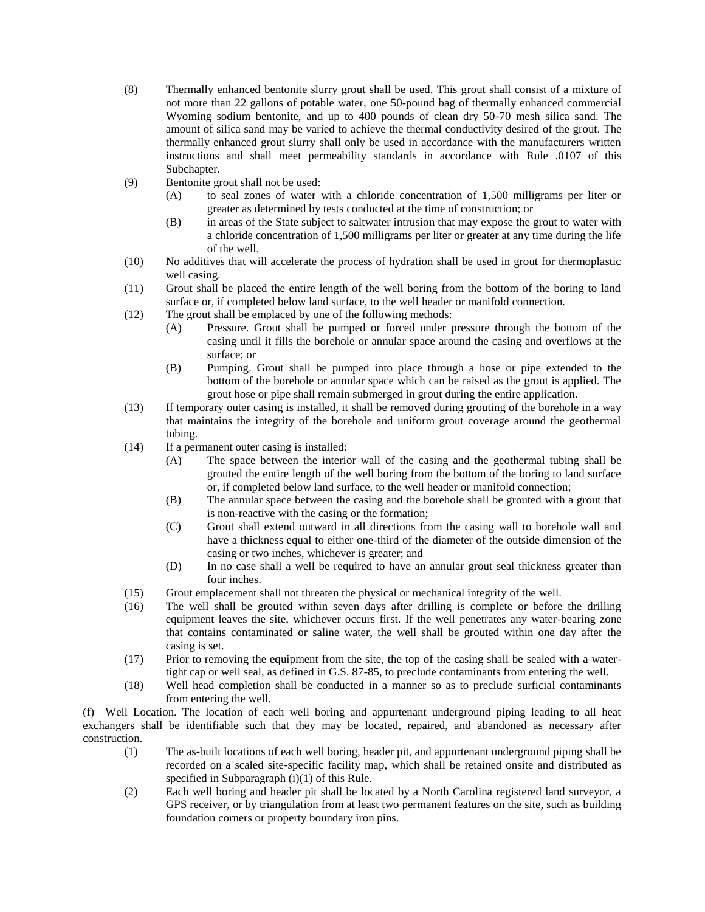(8) Thermally enhanced bentonite slurry grout shall be used. This grout shall consist of a mixture of not more than 22 gallons of potable water, one 50-pound bag of thermally enhanced commercial Wyoming sodium bentonite, and up to 400 pounds of clean dry 50-70 mesh silica sand. The amount of silica sand may be varied to achieve the thermal conductivity desired of the grout. The thermally enhanced grout slurry shall only be used in accordance with the manufacturers written instructions and shall meet permeability standards in accordance with Rule .0107 of this Subchapter.

(9) Bentonite grout shall not be used:

  (A) to seal zones of water with a chloride concentration of 1,500 milligrams per liter or greater as determined by tests conducted at the time of construction; or

  (B) in areas of the State subject to saltwater intrusion that may expose the grout to water with a chloride concentration of 1,500 milligrams per liter or greater at any time during the life of the well.

(10) No additives that will accelerate the process of hydration shall be used in grout for thermoplastic well casing.

(11) Grout shall be placed the entire length of the well boring from the bottom of the boring to land surface or, if completed below land surface, to the well header or manifold connection.

(12) The grout shall be emplaced by one of the following methods:

  (A) Pressure. Grout shall be pumped or forced under pressure through the bottom of the casing until it fills the borehole or annular space around the casing and overflows at the surface; or

  (B) Pumping. Grout shall be pumped into place through a hose or pipe extended to the bottom of the borehole or annular space which can be raised as the grout is applied. The grout hose or pipe shall remain submerged in grout during the entire application.

(13) If temporary outer casing is installed, it shall be removed during grouting of the borehole in a way that maintains the integrity of the borehole and uniform grout coverage around the geothermal tubing.

(14) If a permanent outer casing is installed:

  (A) The space between the interior wall of the casing and the geothermal tubing shall be grouted the entire length of the well boring from the bottom of the boring to land surface or, if completed below land surface, to the well header or manifold connection;

  (B) The annular space between the casing and the borehole shall be grouted with a grout that is non-reactive with the casing or the formation;

  (C) Grout shall extend outward in all directions from the casing wall to borehole wall and have a thickness equal to either one-third of the diameter of the outside dimension of the casing or two inches, whichever is greater; and

  (D) In no case shall a well be required to have an annular grout seal thickness greater than four inches.

(15) Grout emplacement shall not threaten the physical or mechanical integrity of the well.

(16) The well shall be grouted within seven days after drilling is complete or before the drilling equipment leaves the site, whichever occurs first. If the well penetrates any water-bearing zone that contains contaminated or saline water, the well shall be grouted within one day after the casing is set.

(17) Prior to removing the equipment from the site, the top of the casing shall be sealed with a water-tight cap or well seal, as defined in G.S. 87-85, to preclude contaminants from entering the well.

(18) Well head completion shall be conducted in a manner so as to preclude surficial contaminants from entering the well.

(f) Well Location. The location of each well boring and appurtenant underground piping leading to all heat exchangers shall be identifiable such that they may be located, repaired, and abandoned as necessary after construction.

(1) The as-built locations of each well boring, header pit, and appurtenant underground piping shall be recorded on a scaled site-specific facility map, which shall be retained onsite and distributed as specified in Subparagraph (i)(1) of this Rule.

(2) Each well boring and header pit shall be located by a North Carolina registered land surveyor, a GPS receiver, or by triangulation from at least two permanent features on the site, such as building foundation corners or property boundary iron pins.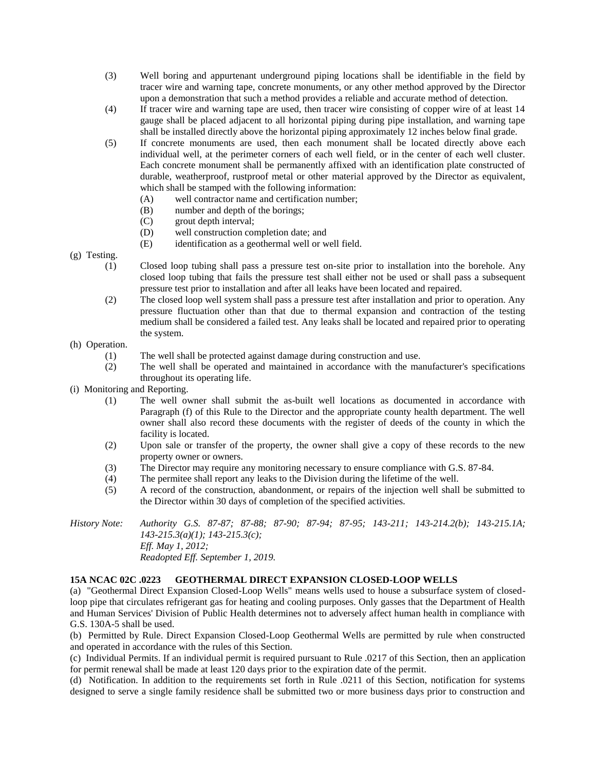(3) Well boring and appurtenant underground piping locations shall be identifiable in the field by tracer wire and warning tape, concrete monuments, or any other method approved by the Director upon a demonstration that such a method provides a reliable and accurate method of detection.

(4) If tracer wire and warning tape are used, then tracer wire consisting of copper wire of at least 14 gauge shall be placed adjacent to all horizontal piping during pipe installation, and warning tape shall be installed directly above the horizontal piping approximately 12 inches below final grade.

(5) If concrete monuments are used, then each monument shall be located directly above each individual well, at the perimeter corners of each well field, or in the center of each well cluster. Each concrete monument shall be permanently affixed with an identification plate constructed of durable, weatherproof, rustproof metal or other material approved by the Director as equivalent, which shall be stamped with the following information:

- (A) well contractor name and certification number;
- (B) number and depth of the borings;
- (C) grout depth interval;
- (D) well construction completion date; and
- (E) identification as a geothermal well or well field.

(g) Testing.

(1) Closed loop tubing shall pass a pressure test on-site prior to installation into the borehole. Any closed loop tubing that fails the pressure test shall either not be used or shall pass a subsequent pressure test prior to installation and after all leaks have been located and repaired.

(2) The closed loop well system shall pass a pressure test after installation and prior to operation. Any pressure fluctuation other than that due to thermal expansion and contraction of the testing medium shall be considered a failed test. Any leaks shall be located and repaired prior to operating the system.

(h) Operation.

(1) The well shall be protected against damage during construction and use.

(2) The well shall be operated and maintained in accordance with the manufacturer's specifications throughout its operating life.

(i) Monitoring and Reporting.

(1) The well owner shall submit the as-built well locations as documented in accordance with Paragraph (f) of this Rule to the Director and the appropriate county health department. The well owner shall also record these documents with the register of deeds of the county in which the facility is located.

(2) Upon sale or transfer of the property, the owner shall give a copy of these records to the new property owner or owners.

(3) The Director may require any monitoring necessary to ensure compliance with G.S. 87-84.

(4) The permitee shall report any leaks to the Division during the lifetime of the well.

(5) A record of the construction, abandonment, or repairs of the injection well shall be submitted to the Director within 30 days of completion of the specified activities.

*History Note: Authority G.S. 87-87; 87-88; 87-90; 87-94; 87-95; 143-211; 143-214.2(b); 143-215.1A; 143-215.3(a)(1); 143-215.3(c);*
*Eff. May 1, 2012;*
*Readopted Eff. September 1, 2019.*

**15A NCAC 02C .0223 GEOTHERMAL DIRECT EXPANSION CLOSED-LOOP WELLS**

(a) "Geothermal Direct Expansion Closed-Loop Wells" means wells used to house a subsurface system of closed-loop pipe that circulates refrigerant gas for heating and cooling purposes. Only gasses that the Department of Health and Human Services' Division of Public Health determines not to adversely affect human health in compliance with G.S. 130A-5 shall be used.

(b) Permitted by Rule. Direct Expansion Closed-Loop Geothermal Wells are permitted by rule when constructed and operated in accordance with the rules of this Section.

(c) Individual Permits. If an individual permit is required pursuant to Rule .0217 of this Section, then an application for permit renewal shall be made at least 120 days prior to the expiration date of the permit.

(d) Notification. In addition to the requirements set forth in Rule .0211 of this Section, notification for systems designed to serve a single family residence shall be submitted two or more business days prior to construction and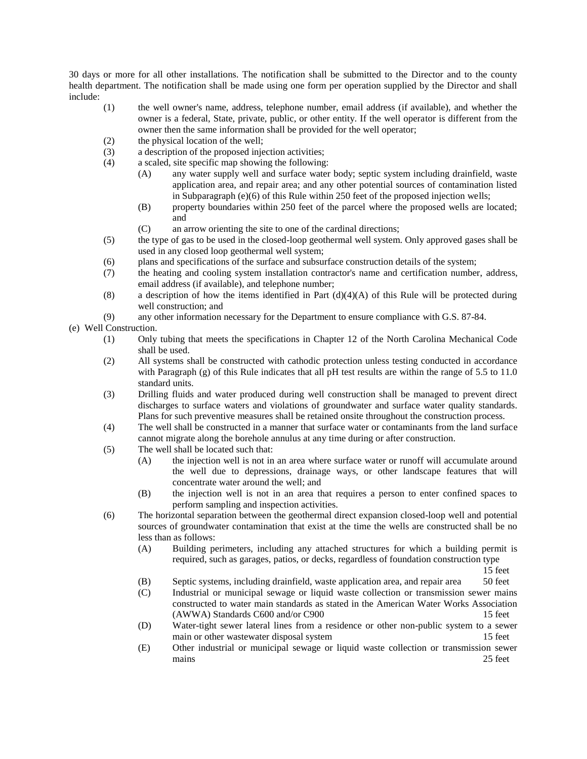30 days or more for all other installations. The notification shall be submitted to the Director and to the county health department. The notification shall be made using one form per operation supplied by the Director and shall include:

(1) the well owner's name, address, telephone number, email address (if available), and whether the owner is a federal, State, private, public, or other entity. If the well operator is different from the owner then the same information shall be provided for the well operator;

(2) the physical location of the well;

(3) a description of the proposed injection activities;

(4) a scaled, site specific map showing the following:

  (A) any water supply well and surface water body; septic system including drainfield, waste application area, and repair area; and any other potential sources of contamination listed in Subparagraph (e)(6) of this Rule within 250 feet of the proposed injection wells;

  (B) property boundaries within 250 feet of the parcel where the proposed wells are located; and

  (C) an arrow orienting the site to one of the cardinal directions;

(5) the type of gas to be used in the closed-loop geothermal well system. Only approved gases shall be used in any closed loop geothermal well system;

(6) plans and specifications of the surface and subsurface construction details of the system;

(7) the heating and cooling system installation contractor's name and certification number, address, email address (if available), and telephone number;

(8) a description of how the items identified in Part (d)(4)(A) of this Rule will be protected during well construction; and

(9) any other information necessary for the Department to ensure compliance with G.S. 87-84.

(e) Well Construction.

(1) Only tubing that meets the specifications in Chapter 12 of the North Carolina Mechanical Code shall be used.

(2) All systems shall be constructed with cathodic protection unless testing conducted in accordance with Paragraph (g) of this Rule indicates that all pH test results are within the range of 5.5 to 11.0 standard units.

(3) Drilling fluids and water produced during well construction shall be managed to prevent direct discharges to surface waters and violations of groundwater and surface water quality standards. Plans for such preventive measures shall be retained onsite throughout the construction process.

(4) The well shall be constructed in a manner that surface water or contaminants from the land surface cannot migrate along the borehole annulus at any time during or after construction.

(5) The well shall be located such that:

  (A) the injection well is not in an area where surface water or runoff will accumulate around the well due to depressions, drainage ways, or other landscape features that will concentrate water around the well; and

  (B) the injection well is not in an area that requires a person to enter confined spaces to perform sampling and inspection activities.

(6) The horizontal separation between the geothermal direct expansion closed-loop well and potential sources of groundwater contamination that exist at the time the wells are constructed shall be no less than as follows:

  (A) Building perimeters, including any attached structures for which a building permit is required, such as garages, patios, or decks, regardless of foundation construction type — 15 feet

  (B) Septic systems, including drainfield, waste application area, and repair area — 50 feet

  (C) Industrial or municipal sewage or liquid waste collection or transmission sewer mains constructed to water main standards as stated in the American Water Works Association (AWWA) Standards C600 and/or C900 — 15 feet

  (D) Water-tight sewer lateral lines from a residence or other non-public system to a sewer main or other wastewater disposal system — 15 feet

  (E) Other industrial or municipal sewage or liquid waste collection or transmission sewer mains — 25 feet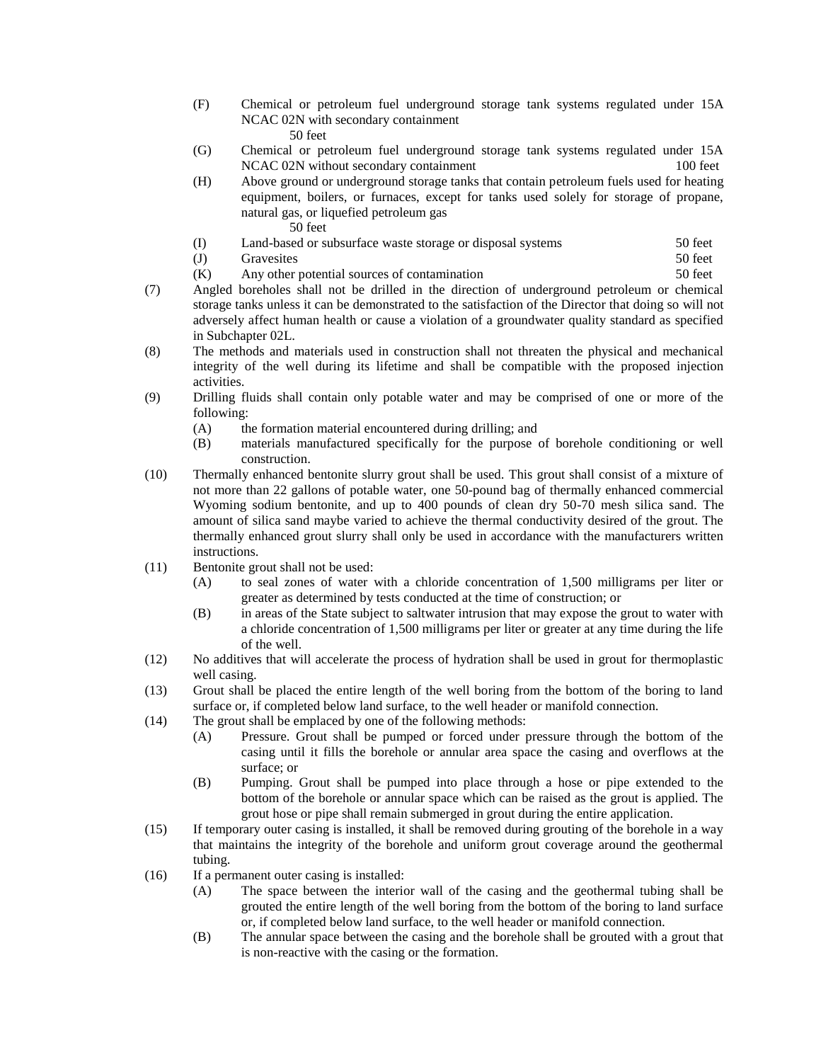- (F) Chemical or petroleum fuel underground storage tank systems regulated under 15A NCAC 02N with secondary containment 50 feet
- (G) Chemical or petroleum fuel underground storage tank systems regulated under 15A NCAC 02N without secondary containment 100 feet
- (H) Above ground or underground storage tanks that contain petroleum fuels used for heating equipment, boilers, or furnaces, except for tanks used solely for storage of propane, natural gas, or liquefied petroleum gas 50 feet
- (I) Land-based or subsurface waste storage or disposal systems 50 feet
- (J) Gravesites 50 feet
- (K) Any other potential sources of contamination 50 feet

(7) Angled boreholes shall not be drilled in the direction of underground petroleum or chemical storage tanks unless it can be demonstrated to the satisfaction of the Director that doing so will not adversely affect human health or cause a violation of a groundwater quality standard as specified in Subchapter 02L.

(8) The methods and materials used in construction shall not threaten the physical and mechanical integrity of the well during its lifetime and shall be compatible with the proposed injection activities.

(9) Drilling fluids shall contain only potable water and may be comprised of one or more of the following:
- (A) the formation material encountered during drilling; and
- (B) materials manufactured specifically for the purpose of borehole conditioning or well construction.

(10) Thermally enhanced bentonite slurry grout shall be used. This grout shall consist of a mixture of not more than 22 gallons of potable water, one 50-pound bag of thermally enhanced commercial Wyoming sodium bentonite, and up to 400 pounds of clean dry 50-70 mesh silica sand. The amount of silica sand maybe varied to achieve the thermal conductivity desired of the grout. The thermally enhanced grout slurry shall only be used in accordance with the manufacturers written instructions.

(11) Bentonite grout shall not be used:
- (A) to seal zones of water with a chloride concentration of 1,500 milligrams per liter or greater as determined by tests conducted at the time of construction; or
- (B) in areas of the State subject to saltwater intrusion that may expose the grout to water with a chloride concentration of 1,500 milligrams per liter or greater at any time during the life of the well.

(12) No additives that will accelerate the process of hydration shall be used in grout for thermoplastic well casing.

(13) Grout shall be placed the entire length of the well boring from the bottom of the boring to land surface or, if completed below land surface, to the well header or manifold connection.

(14) The grout shall be emplaced by one of the following methods:
- (A) Pressure. Grout shall be pumped or forced under pressure through the bottom of the casing until it fills the borehole or annular area space the casing and overflows at the surface; or
- (B) Pumping. Grout shall be pumped into place through a hose or pipe extended to the bottom of the borehole or annular space which can be raised as the grout is applied. The grout hose or pipe shall remain submerged in grout during the entire application.

(15) If temporary outer casing is installed, it shall be removed during grouting of the borehole in a way that maintains the integrity of the borehole and uniform grout coverage around the geothermal tubing.

(16) If a permanent outer casing is installed:
- (A) The space between the interior wall of the casing and the geothermal tubing shall be grouted the entire length of the well boring from the bottom of the boring to land surface or, if completed below land surface, to the well header or manifold connection.
- (B) The annular space between the casing and the borehole shall be grouted with a grout that is non-reactive with the casing or the formation.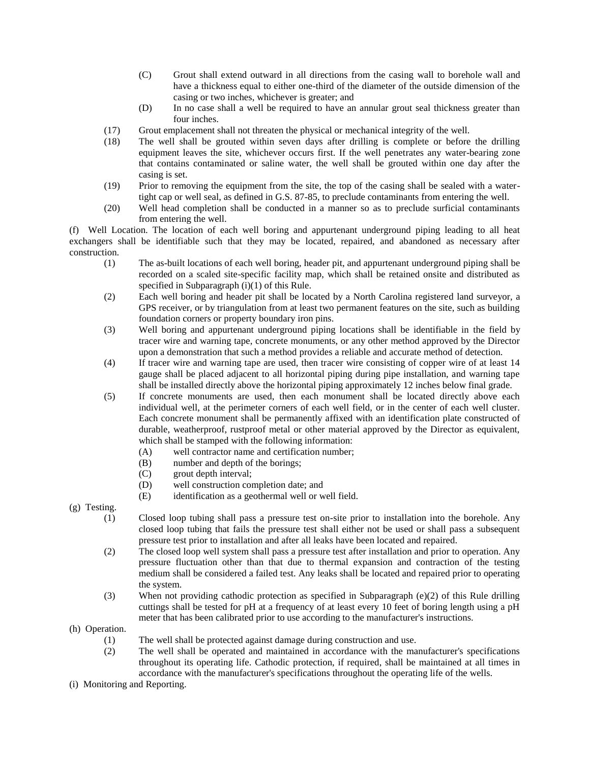(C) Grout shall extend outward in all directions from the casing wall to borehole wall and have a thickness equal to either one-third of the diameter of the outside dimension of the casing or two inches, whichever is greater; and

(D) In no case shall a well be required to have an annular grout seal thickness greater than four inches.

(17) Grout emplacement shall not threaten the physical or mechanical integrity of the well.

(18) The well shall be grouted within seven days after drilling is complete or before the drilling equipment leaves the site, whichever occurs first. If the well penetrates any water-bearing zone that contains contaminated or saline water, the well shall be grouted within one day after the casing is set.

(19) Prior to removing the equipment from the site, the top of the casing shall be sealed with a water-tight cap or well seal, as defined in G.S. 87-85, to preclude contaminants from entering the well.

(20) Well head completion shall be conducted in a manner so as to preclude surficial contaminants from entering the well.

(f) Well Location. The location of each well boring and appurtenant underground piping leading to all heat exchangers shall be identifiable such that they may be located, repaired, and abandoned as necessary after construction.

(1) The as-built locations of each well boring, header pit, and appurtenant underground piping shall be recorded on a scaled site-specific facility map, which shall be retained onsite and distributed as specified in Subparagraph (i)(1) of this Rule.

(2) Each well boring and header pit shall be located by a North Carolina registered land surveyor, a GPS receiver, or by triangulation from at least two permanent features on the site, such as building foundation corners or property boundary iron pins.

(3) Well boring and appurtenant underground piping locations shall be identifiable in the field by tracer wire and warning tape, concrete monuments, or any other method approved by the Director upon a demonstration that such a method provides a reliable and accurate method of detection.

(4) If tracer wire and warning tape are used, then tracer wire consisting of copper wire of at least 14 gauge shall be placed adjacent to all horizontal piping during pipe installation, and warning tape shall be installed directly above the horizontal piping approximately 12 inches below final grade.

(5) If concrete monuments are used, then each monument shall be located directly above each individual well, at the perimeter corners of each well field, or in the center of each well cluster. Each concrete monument shall be permanently affixed with an identification plate constructed of durable, weatherproof, rustproof metal or other material approved by the Director as equivalent, which shall be stamped with the following information:

(A) well contractor name and certification number;

(B) number and depth of the borings;

(C) grout depth interval;

(D) well construction completion date; and

(E) identification as a geothermal well or well field.

(g) Testing.

(1) Closed loop tubing shall pass a pressure test on-site prior to installation into the borehole. Any closed loop tubing that fails the pressure test shall either not be used or shall pass a subsequent pressure test prior to installation and after all leaks have been located and repaired.

(2) The closed loop well system shall pass a pressure test after installation and prior to operation. Any pressure fluctuation other than that due to thermal expansion and contraction of the testing medium shall be considered a failed test. Any leaks shall be located and repaired prior to operating the system.

(3) When not providing cathodic protection as specified in Subparagraph (e)(2) of this Rule drilling cuttings shall be tested for pH at a frequency of at least every 10 feet of boring length using a pH meter that has been calibrated prior to use according to the manufacturer's instructions.

(h) Operation.

(1) The well shall be protected against damage during construction and use.

(2) The well shall be operated and maintained in accordance with the manufacturer's specifications throughout its operating life. Cathodic protection, if required, shall be maintained at all times in accordance with the manufacturer's specifications throughout the operating life of the wells.

(i) Monitoring and Reporting.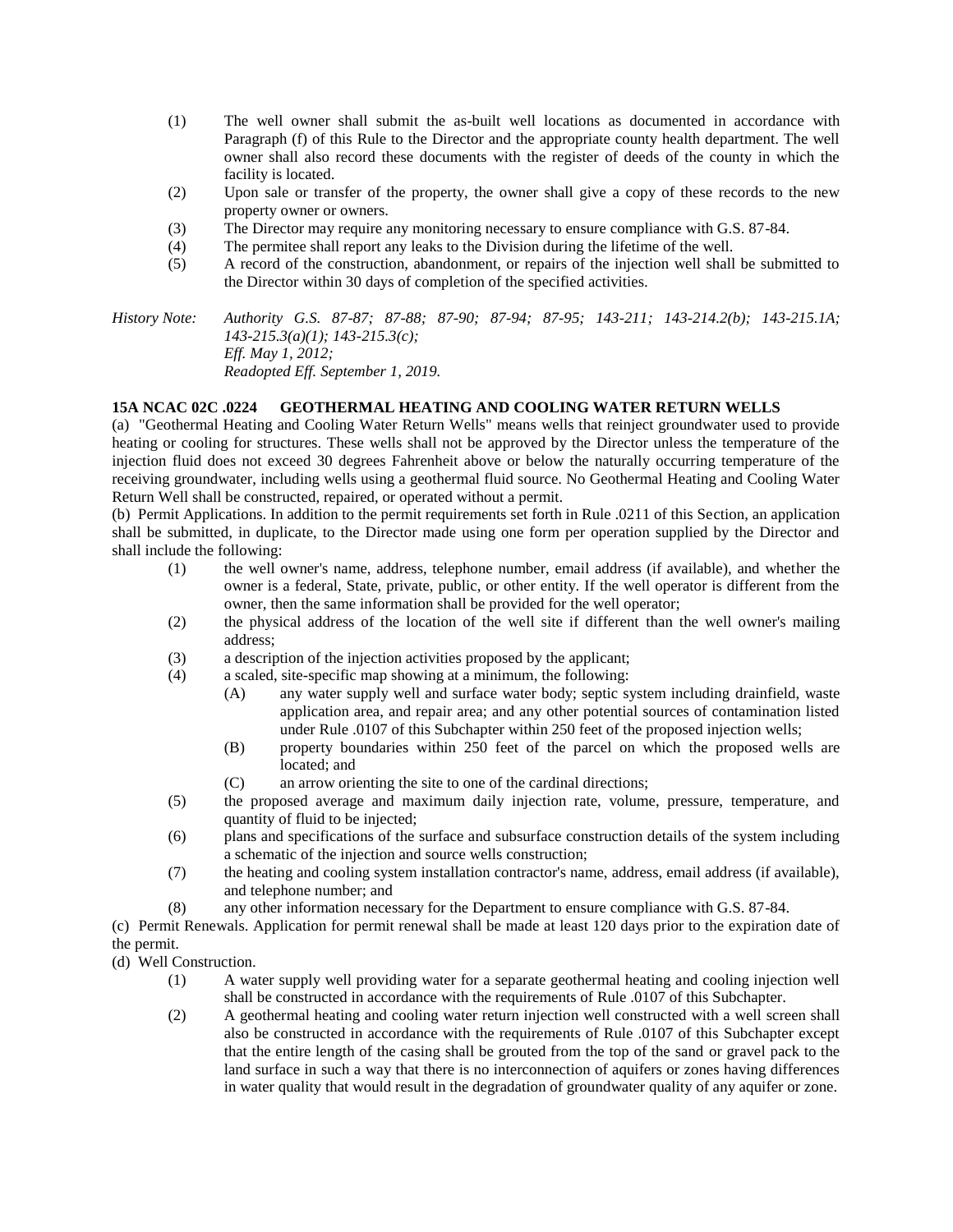(1) The well owner shall submit the as-built well locations as documented in accordance with Paragraph (f) of this Rule to the Director and the appropriate county health department. The well owner shall also record these documents with the register of deeds of the county in which the facility is located.

(2) Upon sale or transfer of the property, the owner shall give a copy of these records to the new property owner or owners.

(3) The Director may require any monitoring necessary to ensure compliance with G.S. 87-84.

(4) The permitee shall report any leaks to the Division during the lifetime of the well.

(5) A record of the construction, abandonment, or repairs of the injection well shall be submitted to the Director within 30 days of completion of the specified activities.

*History Note: Authority G.S. 87-87; 87-88; 87-90; 87-94; 87-95; 143-211; 143-214.2(b); 143-215.1A; 143-215.3(a)(1); 143-215.3(c);*
*Eff. May 1, 2012;*
*Readopted Eff. September 1, 2019.*

**15A NCAC 02C .0224 GEOTHERMAL HEATING AND COOLING WATER RETURN WELLS**

(a) "Geothermal Heating and Cooling Water Return Wells" means wells that reinject groundwater used to provide heating or cooling for structures. These wells shall not be approved by the Director unless the temperature of the injection fluid does not exceed 30 degrees Fahrenheit above or below the naturally occurring temperature of the receiving groundwater, including wells using a geothermal fluid source. No Geothermal Heating and Cooling Water Return Well shall be constructed, repaired, or operated without a permit.

(b) Permit Applications. In addition to the permit requirements set forth in Rule .0211 of this Section, an application shall be submitted, in duplicate, to the Director made using one form per operation supplied by the Director and shall include the following:

(1) the well owner's name, address, telephone number, email address (if available), and whether the owner is a federal, State, private, public, or other entity. If the well operator is different from the owner, then the same information shall be provided for the well operator;

(2) the physical address of the location of the well site if different than the well owner's mailing address;

(3) a description of the injection activities proposed by the applicant;

(4) a scaled, site-specific map showing at a minimum, the following:

   (A) any water supply well and surface water body; septic system including drainfield, waste application area, and repair area; and any other potential sources of contamination listed under Rule .0107 of this Subchapter within 250 feet of the proposed injection wells;

   (B) property boundaries within 250 feet of the parcel on which the proposed wells are located; and

   (C) an arrow orienting the site to one of the cardinal directions;

(5) the proposed average and maximum daily injection rate, volume, pressure, temperature, and quantity of fluid to be injected;

(6) plans and specifications of the surface and subsurface construction details of the system including a schematic of the injection and source wells construction;

(7) the heating and cooling system installation contractor's name, address, email address (if available), and telephone number; and

(8) any other information necessary for the Department to ensure compliance with G.S. 87-84.

(c) Permit Renewals. Application for permit renewal shall be made at least 120 days prior to the expiration date of the permit.

(d) Well Construction.

(1) A water supply well providing water for a separate geothermal heating and cooling injection well shall be constructed in accordance with the requirements of Rule .0107 of this Subchapter.

(2) A geothermal heating and cooling water return injection well constructed with a well screen shall also be constructed in accordance with the requirements of Rule .0107 of this Subchapter except that the entire length of the casing shall be grouted from the top of the sand or gravel pack to the land surface in such a way that there is no interconnection of aquifers or zones having differences in water quality that would result in the degradation of groundwater quality of any aquifer or zone.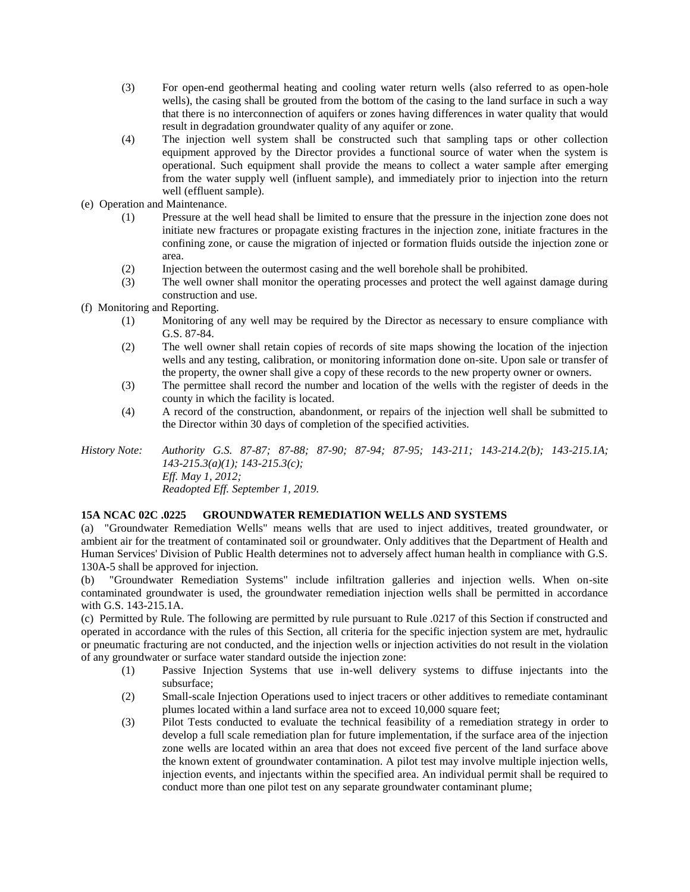(3) For open-end geothermal heating and cooling water return wells (also referred to as open-hole wells), the casing shall be grouted from the bottom of the casing to the land surface in such a way that there is no interconnection of aquifers or zones having differences in water quality that would result in degradation groundwater quality of any aquifer or zone.

(4) The injection well system shall be constructed such that sampling taps or other collection equipment approved by the Director provides a functional source of water when the system is operational. Such equipment shall provide the means to collect a water sample after emerging from the water supply well (influent sample), and immediately prior to injection into the return well (effluent sample).

(e) Operation and Maintenance.

(1) Pressure at the well head shall be limited to ensure that the pressure in the injection zone does not initiate new fractures or propagate existing fractures in the injection zone, initiate fractures in the confining zone, or cause the migration of injected or formation fluids outside the injection zone or area.

(2) Injection between the outermost casing and the well borehole shall be prohibited.

(3) The well owner shall monitor the operating processes and protect the well against damage during construction and use.

(f) Monitoring and Reporting.

(1) Monitoring of any well may be required by the Director as necessary to ensure compliance with G.S. 87-84.

(2) The well owner shall retain copies of records of site maps showing the location of the injection wells and any testing, calibration, or monitoring information done on-site. Upon sale or transfer of the property, the owner shall give a copy of these records to the new property owner or owners.

(3) The permittee shall record the number and location of the wells with the register of deeds in the county in which the facility is located.

(4) A record of the construction, abandonment, or repairs of the injection well shall be submitted to the Director within 30 days of completion of the specified activities.

*History Note: Authority G.S. 87-87; 87-88; 87-90; 87-94; 87-95; 143-211; 143-214.2(b); 143-215.1A; 143-215.3(a)(1); 143-215.3(c);*
*Eff. May 1, 2012;*
*Readopted Eff. September 1, 2019.*

**15A NCAC 02C .0225 GROUNDWATER REMEDIATION WELLS AND SYSTEMS**

(a) "Groundwater Remediation Wells" means wells that are used to inject additives, treated groundwater, or ambient air for the treatment of contaminated soil or groundwater. Only additives that the Department of Health and Human Services' Division of Public Health determines not to adversely affect human health in compliance with G.S. 130A-5 shall be approved for injection.

(b) "Groundwater Remediation Systems" include infiltration galleries and injection wells. When on-site contaminated groundwater is used, the groundwater remediation injection wells shall be permitted in accordance with G.S. 143-215.1A.

(c) Permitted by Rule. The following are permitted by rule pursuant to Rule .0217 of this Section if constructed and operated in accordance with the rules of this Section, all criteria for the specific injection system are met, hydraulic or pneumatic fracturing are not conducted, and the injection wells or injection activities do not result in the violation of any groundwater or surface water standard outside the injection zone:

(1) Passive Injection Systems that use in-well delivery systems to diffuse injectants into the subsurface;

(2) Small-scale Injection Operations used to inject tracers or other additives to remediate contaminant plumes located within a land surface area not to exceed 10,000 square feet;

(3) Pilot Tests conducted to evaluate the technical feasibility of a remediation strategy in order to develop a full scale remediation plan for future implementation, if the surface area of the injection zone wells are located within an area that does not exceed five percent of the land surface above the known extent of groundwater contamination. A pilot test may involve multiple injection wells, injection events, and injectants within the specified area. An individual permit shall be required to conduct more than one pilot test on any separate groundwater contaminant plume;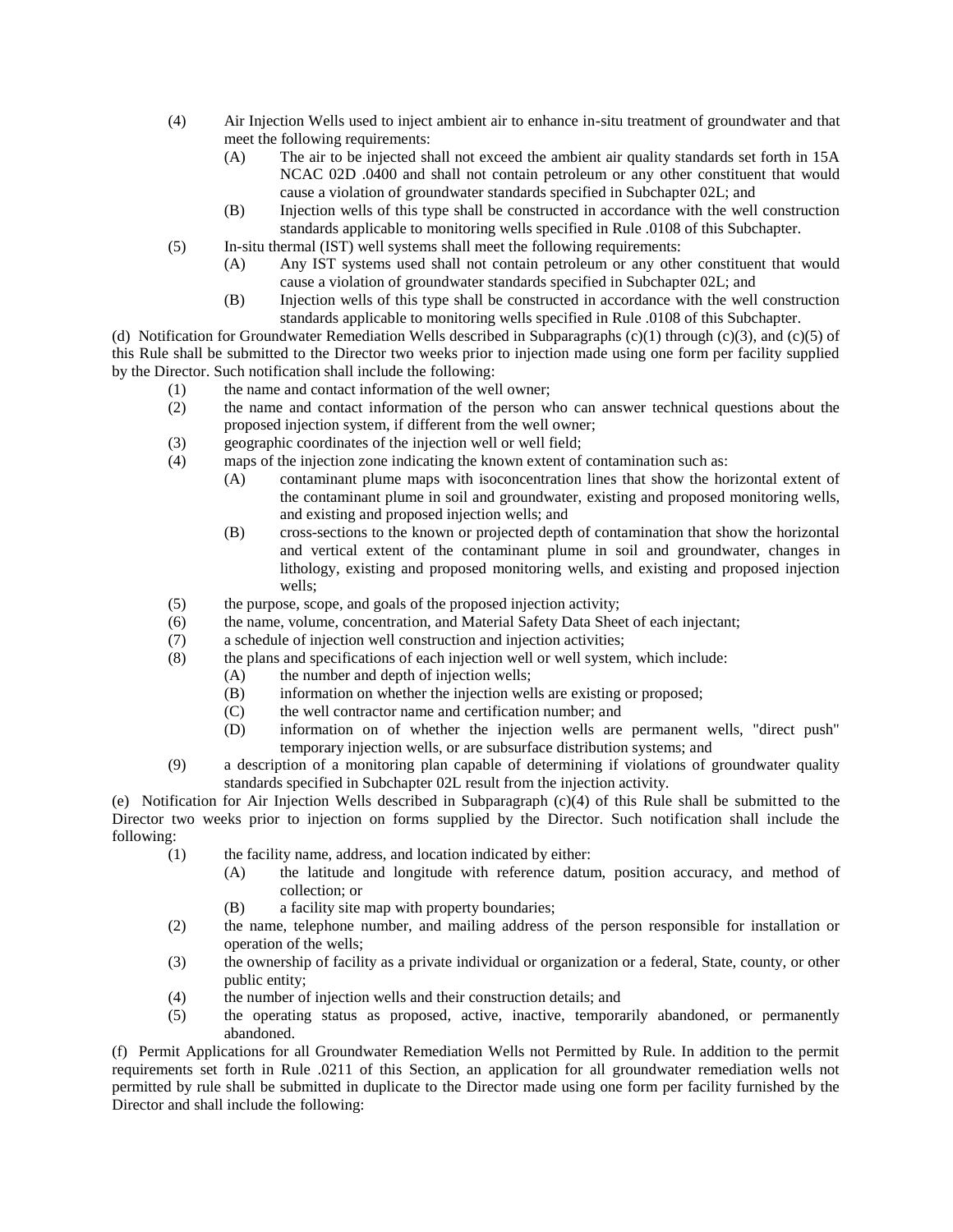(4) Air Injection Wells used to inject ambient air to enhance in-situ treatment of groundwater and that meet the following requirements:

  (A) The air to be injected shall not exceed the ambient air quality standards set forth in 15A NCAC 02D .0400 and shall not contain petroleum or any other constituent that would cause a violation of groundwater standards specified in Subchapter 02L; and

  (B) Injection wells of this type shall be constructed in accordance with the well construction standards applicable to monitoring wells specified in Rule .0108 of this Subchapter.

(5) In-situ thermal (IST) well systems shall meet the following requirements:

  (A) Any IST systems used shall not contain petroleum or any other constituent that would cause a violation of groundwater standards specified in Subchapter 02L; and

  (B) Injection wells of this type shall be constructed in accordance with the well construction standards applicable to monitoring wells specified in Rule .0108 of this Subchapter.

(d) Notification for Groundwater Remediation Wells described in Subparagraphs (c)(1) through (c)(3), and (c)(5) of this Rule shall be submitted to the Director two weeks prior to injection made using one form per facility supplied by the Director. Such notification shall include the following:

(1) the name and contact information of the well owner;

(2) the name and contact information of the person who can answer technical questions about the proposed injection system, if different from the well owner;

(3) geographic coordinates of the injection well or well field;

(4) maps of the injection zone indicating the known extent of contamination such as:

  (A) contaminant plume maps with isoconcentration lines that show the horizontal extent of the contaminant plume in soil and groundwater, existing and proposed monitoring wells, and existing and proposed injection wells; and

  (B) cross-sections to the known or projected depth of contamination that show the horizontal and vertical extent of the contaminant plume in soil and groundwater, changes in lithology, existing and proposed monitoring wells, and existing and proposed injection wells;

(5) the purpose, scope, and goals of the proposed injection activity;

(6) the name, volume, concentration, and Material Safety Data Sheet of each injectant;

(7) a schedule of injection well construction and injection activities;

(8) the plans and specifications of each injection well or well system, which include:

  (A) the number and depth of injection wells;

  (B) information on whether the injection wells are existing or proposed;

  (C) the well contractor name and certification number; and

  (D) information on of whether the injection wells are permanent wells, "direct push" temporary injection wells, or are subsurface distribution systems; and

(9) a description of a monitoring plan capable of determining if violations of groundwater quality standards specified in Subchapter 02L result from the injection activity.

(e) Notification for Air Injection Wells described in Subparagraph (c)(4) of this Rule shall be submitted to the Director two weeks prior to injection on forms supplied by the Director. Such notification shall include the following:

(1) the facility name, address, and location indicated by either:

  (A) the latitude and longitude with reference datum, position accuracy, and method of collection; or

  (B) a facility site map with property boundaries;

(2) the name, telephone number, and mailing address of the person responsible for installation or operation of the wells;

(3) the ownership of facility as a private individual or organization or a federal, State, county, or other public entity;

(4) the number of injection wells and their construction details; and

(5) the operating status as proposed, active, inactive, temporarily abandoned, or permanently abandoned.

(f) Permit Applications for all Groundwater Remediation Wells not Permitted by Rule. In addition to the permit requirements set forth in Rule .0211 of this Section, an application for all groundwater remediation wells not permitted by rule shall be submitted in duplicate to the Director made using one form per facility furnished by the Director and shall include the following: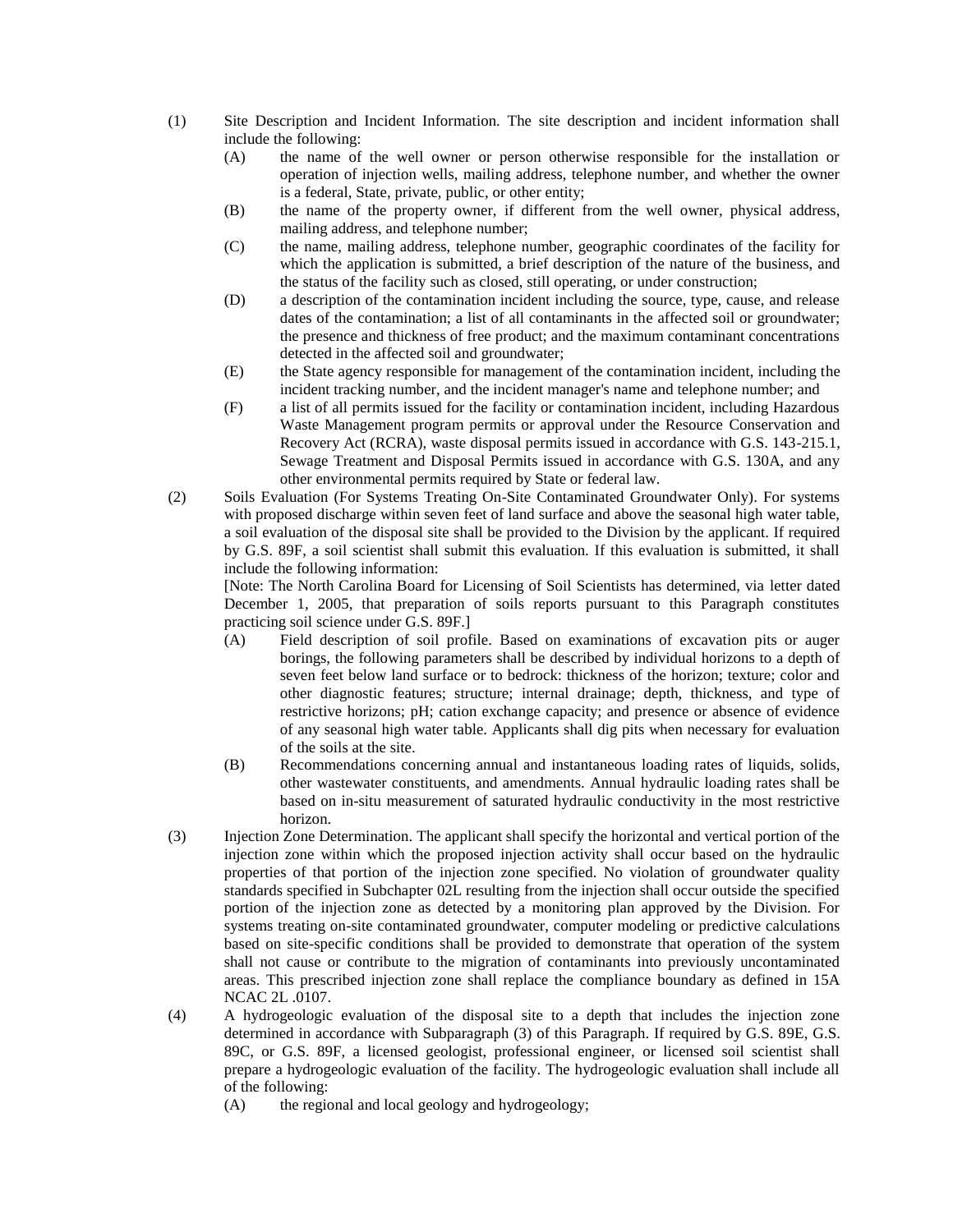(1) Site Description and Incident Information. The site description and incident information shall include the following:

   (A) the name of the well owner or person otherwise responsible for the installation or operation of injection wells, mailing address, telephone number, and whether the owner is a federal, State, private, public, or other entity;

   (B) the name of the property owner, if different from the well owner, physical address, mailing address, and telephone number;

   (C) the name, mailing address, telephone number, geographic coordinates of the facility for which the application is submitted, a brief description of the nature of the business, and the status of the facility such as closed, still operating, or under construction;

   (D) a description of the contamination incident including the source, type, cause, and release dates of the contamination; a list of all contaminants in the affected soil or groundwater; the presence and thickness of free product; and the maximum contaminant concentrations detected in the affected soil and groundwater;

   (E) the State agency responsible for management of the contamination incident, including the incident tracking number, and the incident manager's name and telephone number; and

   (F) a list of all permits issued for the facility or contamination incident, including Hazardous Waste Management program permits or approval under the Resource Conservation and Recovery Act (RCRA), waste disposal permits issued in accordance with G.S. 143-215.1, Sewage Treatment and Disposal Permits issued in accordance with G.S. 130A, and any other environmental permits required by State or federal law.

(2) Soils Evaluation (For Systems Treating On-Site Contaminated Groundwater Only). For systems with proposed discharge within seven feet of land surface and above the seasonal high water table, a soil evaluation of the disposal site shall be provided to the Division by the applicant. If required by G.S. 89F, a soil scientist shall submit this evaluation. If this evaluation is submitted, it shall include the following information:

   [Note: The North Carolina Board for Licensing of Soil Scientists has determined, via letter dated December 1, 2005, that preparation of soils reports pursuant to this Paragraph constitutes practicing soil science under G.S. 89F.]

   (A) Field description of soil profile. Based on examinations of excavation pits or auger borings, the following parameters shall be described by individual horizons to a depth of seven feet below land surface or to bedrock: thickness of the horizon; texture; color and other diagnostic features; structure; internal drainage; depth, thickness, and type of restrictive horizons; pH; cation exchange capacity; and presence or absence of evidence of any seasonal high water table. Applicants shall dig pits when necessary for evaluation of the soils at the site.

   (B) Recommendations concerning annual and instantaneous loading rates of liquids, solids, other wastewater constituents, and amendments. Annual hydraulic loading rates shall be based on in-situ measurement of saturated hydraulic conductivity in the most restrictive horizon.

(3) Injection Zone Determination. The applicant shall specify the horizontal and vertical portion of the injection zone within which the proposed injection activity shall occur based on the hydraulic properties of that portion of the injection zone specified. No violation of groundwater quality standards specified in Subchapter 02L resulting from the injection shall occur outside the specified portion of the injection zone as detected by a monitoring plan approved by the Division. For systems treating on-site contaminated groundwater, computer modeling or predictive calculations based on site-specific conditions shall be provided to demonstrate that operation of the system shall not cause or contribute to the migration of contaminants into previously uncontaminated areas. This prescribed injection zone shall replace the compliance boundary as defined in 15A NCAC 2L .0107.

(4) A hydrogeologic evaluation of the disposal site to a depth that includes the injection zone determined in accordance with Subparagraph (3) of this Paragraph. If required by G.S. 89E, G.S. 89C, or G.S. 89F, a licensed geologist, professional engineer, or licensed soil scientist shall prepare a hydrogeologic evaluation of the facility. The hydrogeologic evaluation shall include all of the following:

   (A) the regional and local geology and hydrogeology;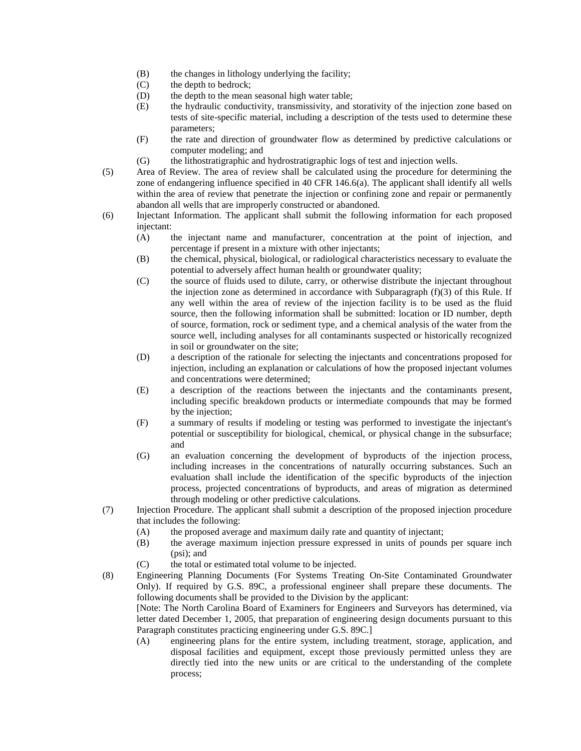(B) the changes in lithology underlying the facility;
(C) the depth to bedrock;
(D) the depth to the mean seasonal high water table;
(E) the hydraulic conductivity, transmissivity, and storativity of the injection zone based on tests of site-specific material, including a description of the tests used to determine these parameters;
(F) the rate and direction of groundwater flow as determined by predictive calculations or computer modeling; and
(G) the lithostratigraphic and hydrostratigraphic logs of test and injection wells.

(5) Area of Review. The area of review shall be calculated using the procedure for determining the zone of endangering influence specified in 40 CFR 146.6(a). The applicant shall identify all wells within the area of review that penetrate the injection or confining zone and repair or permanently abandon all wells that are improperly constructed or abandoned.

(6) Injectant Information. The applicant shall submit the following information for each proposed injectant:
(A) the injectant name and manufacturer, concentration at the point of injection, and percentage if present in a mixture with other injectants;
(B) the chemical, physical, biological, or radiological characteristics necessary to evaluate the potential to adversely affect human health or groundwater quality;
(C) the source of fluids used to dilute, carry, or otherwise distribute the injectant throughout the injection zone as determined in accordance with Subparagraph (f)(3) of this Rule. If any well within the area of review of the injection facility is to be used as the fluid source, then the following information shall be submitted: location or ID number, depth of source, formation, rock or sediment type, and a chemical analysis of the water from the source well, including analyses for all contaminants suspected or historically recognized in soil or groundwater on the site;
(D) a description of the rationale for selecting the injectants and concentrations proposed for injection, including an explanation or calculations of how the proposed injectant volumes and concentrations were determined;
(E) a description of the reactions between the injectants and the contaminants present, including specific breakdown products or intermediate compounds that may be formed by the injection;
(F) a summary of results if modeling or testing was performed to investigate the injectant's potential or susceptibility for biological, chemical, or physical change in the subsurface; and
(G) an evaluation concerning the development of byproducts of the injection process, including increases in the concentrations of naturally occurring substances. Such an evaluation shall include the identification of the specific byproducts of the injection process, projected concentrations of byproducts, and areas of migration as determined through modeling or other predictive calculations.

(7) Injection Procedure. The applicant shall submit a description of the proposed injection procedure that includes the following:
(A) the proposed average and maximum daily rate and quantity of injectant;
(B) the average maximum injection pressure expressed in units of pounds per square inch (psi); and
(C) the total or estimated total volume to be injected.

(8) Engineering Planning Documents (For Systems Treating On-Site Contaminated Groundwater Only). If required by G.S. 89C, a professional engineer shall prepare these documents. The following documents shall be provided to the Division by the applicant:
[Note: The North Carolina Board of Examiners for Engineers and Surveyors has determined, via letter dated December 1, 2005, that preparation of engineering design documents pursuant to this Paragraph constitutes practicing engineering under G.S. 89C.]
(A) engineering plans for the entire system, including treatment, storage, application, and disposal facilities and equipment, except those previously permitted unless they are directly tied into the new units or are critical to the understanding of the complete process;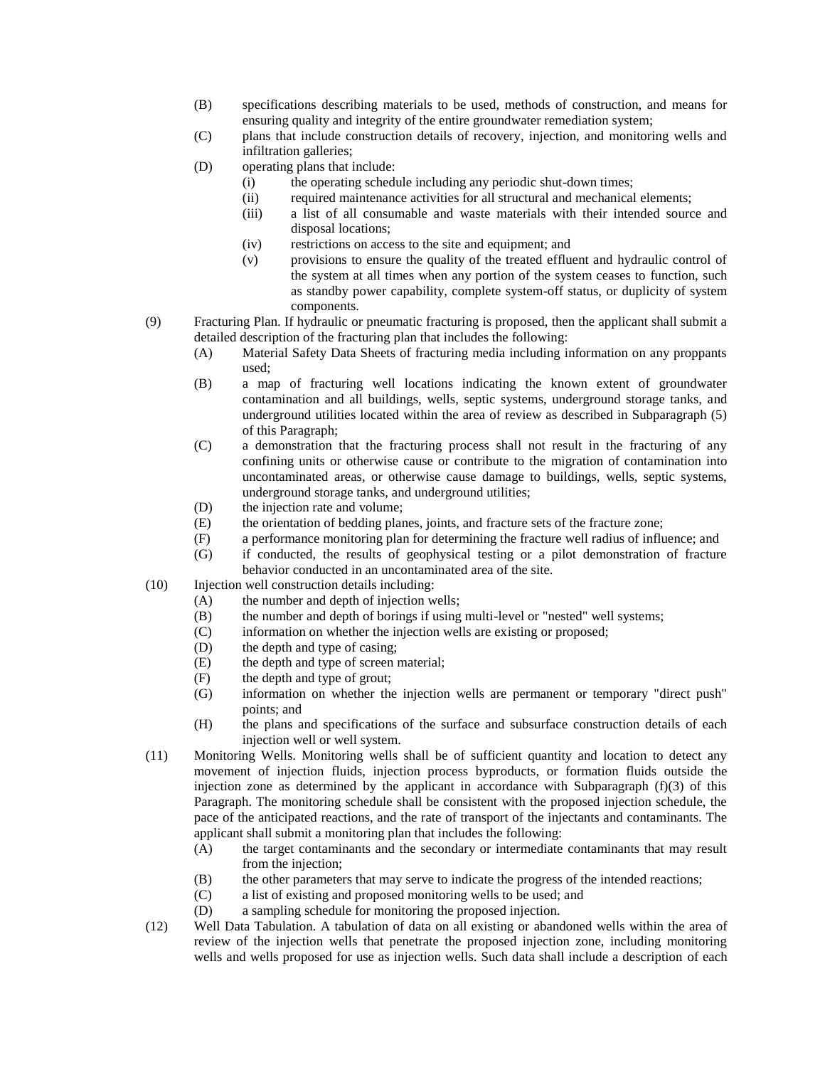(B) specifications describing materials to be used, methods of construction, and means for ensuring quality and integrity of the entire groundwater remediation system;

(C) plans that include construction details of recovery, injection, and monitoring wells and infiltration galleries;

(D) operating plans that include:

  (i) the operating schedule including any periodic shut-down times;

  (ii) required maintenance activities for all structural and mechanical elements;

  (iii) a list of all consumable and waste materials with their intended source and disposal locations;

  (iv) restrictions on access to the site and equipment; and

  (v) provisions to ensure the quality of the treated effluent and hydraulic control of the system at all times when any portion of the system ceases to function, such as standby power capability, complete system-off status, or duplicity of system components.

(9) Fracturing Plan. If hydraulic or pneumatic fracturing is proposed, then the applicant shall submit a detailed description of the fracturing plan that includes the following:

(A) Material Safety Data Sheets of fracturing media including information on any proppants used;

(B) a map of fracturing well locations indicating the known extent of groundwater contamination and all buildings, wells, septic systems, underground storage tanks, and underground utilities located within the area of review as described in Subparagraph (5) of this Paragraph;

(C) a demonstration that the fracturing process shall not result in the fracturing of any confining units or otherwise cause or contribute to the migration of contamination into uncontaminated areas, or otherwise cause damage to buildings, wells, septic systems, underground storage tanks, and underground utilities;

(D) the injection rate and volume;

(E) the orientation of bedding planes, joints, and fracture sets of the fracture zone;

(F) a performance monitoring plan for determining the fracture well radius of influence; and

(G) if conducted, the results of geophysical testing or a pilot demonstration of fracture behavior conducted in an uncontaminated area of the site.

(10) Injection well construction details including:

(A) the number and depth of injection wells;

(B) the number and depth of borings if using multi-level or "nested" well systems;

(C) information on whether the injection wells are existing or proposed;

(D) the depth and type of casing;

(E) the depth and type of screen material;

(F) the depth and type of grout;

(G) information on whether the injection wells are permanent or temporary "direct push" points; and

(H) the plans and specifications of the surface and subsurface construction details of each injection well or well system.

(11) Monitoring Wells. Monitoring wells shall be of sufficient quantity and location to detect any movement of injection fluids, injection process byproducts, or formation fluids outside the injection zone as determined by the applicant in accordance with Subparagraph (f)(3) of this Paragraph. The monitoring schedule shall be consistent with the proposed injection schedule, the pace of the anticipated reactions, and the rate of transport of the injectants and contaminants. The applicant shall submit a monitoring plan that includes the following:

(A) the target contaminants and the secondary or intermediate contaminants that may result from the injection;

(B) the other parameters that may serve to indicate the progress of the intended reactions;

(C) a list of existing and proposed monitoring wells to be used; and

(D) a sampling schedule for monitoring the proposed injection.

(12) Well Data Tabulation. A tabulation of data on all existing or abandoned wells within the area of review of the injection wells that penetrate the proposed injection zone, including monitoring wells and wells proposed for use as injection wells. Such data shall include a description of each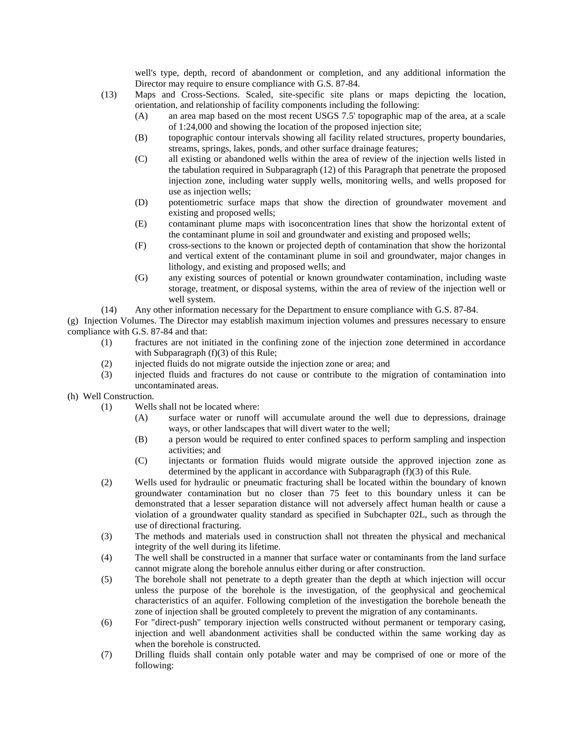well's type, depth, record of abandonment or completion, and any additional information the Director may require to ensure compliance with G.S. 87-84.

(13) Maps and Cross-Sections. Scaled, site-specific site plans or maps depicting the location, orientation, and relationship of facility components including the following:

(A) an area map based on the most recent USGS 7.5' topographic map of the area, at a scale of 1:24,000 and showing the location of the proposed injection site;

(B) topographic contour intervals showing all facility related structures, property boundaries, streams, springs, lakes, ponds, and other surface drainage features;

(C) all existing or abandoned wells within the area of review of the injection wells listed in the tabulation required in Subparagraph (12) of this Paragraph that penetrate the proposed injection zone, including water supply wells, monitoring wells, and wells proposed for use as injection wells;

(D) potentiometric surface maps that show the direction of groundwater movement and existing and proposed wells;

(E) contaminant plume maps with isoconcentration lines that show the horizontal extent of the contaminant plume in soil and groundwater and existing and proposed wells;

(F) cross-sections to the known or projected depth of contamination that show the horizontal and vertical extent of the contaminant plume in soil and groundwater, major changes in lithology, and existing and proposed wells; and

(G) any existing sources of potential or known groundwater contamination, including waste storage, treatment, or disposal systems, within the area of review of the injection well or well system.

(14) Any other information necessary for the Department to ensure compliance with G.S. 87-84.

(g) Injection Volumes. The Director may establish maximum injection volumes and pressures necessary to ensure compliance with G.S. 87-84 and that:

(1) fractures are not initiated in the confining zone of the injection zone determined in accordance with Subparagraph (f)(3) of this Rule;

(2) injected fluids do not migrate outside the injection zone or area; and

(3) injected fluids and fractures do not cause or contribute to the migration of contamination into uncontaminated areas.

(h) Well Construction.

(1) Wells shall not be located where:

(A) surface water or runoff will accumulate around the well due to depressions, drainage ways, or other landscapes that will divert water to the well;

(B) a person would be required to enter confined spaces to perform sampling and inspection activities; and

(C) injectants or formation fluids would migrate outside the approved injection zone as determined by the applicant in accordance with Subparagraph (f)(3) of this Rule.

(2) Wells used for hydraulic or pneumatic fracturing shall be located within the boundary of known groundwater contamination but no closer than 75 feet to this boundary unless it can be demonstrated that a lesser separation distance will not adversely affect human health or cause a violation of a groundwater quality standard as specified in Subchapter 02L, such as through the use of directional fracturing.

(3) The methods and materials used in construction shall not threaten the physical and mechanical integrity of the well during its lifetime.

(4) The well shall be constructed in a manner that surface water or contaminants from the land surface cannot migrate along the borehole annulus either during or after construction.

(5) The borehole shall not penetrate to a depth greater than the depth at which injection will occur unless the purpose of the borehole is the investigation, of the geophysical and geochemical characteristics of an aquifer. Following completion of the investigation the borehole beneath the zone of injection shall be grouted completely to prevent the migration of any contaminants.

(6) For "direct-push" temporary injection wells constructed without permanent or temporary casing, injection and well abandonment activities shall be conducted within the same working day as when the borehole is constructed.

(7) Drilling fluids shall contain only potable water and may be comprised of one or more of the following: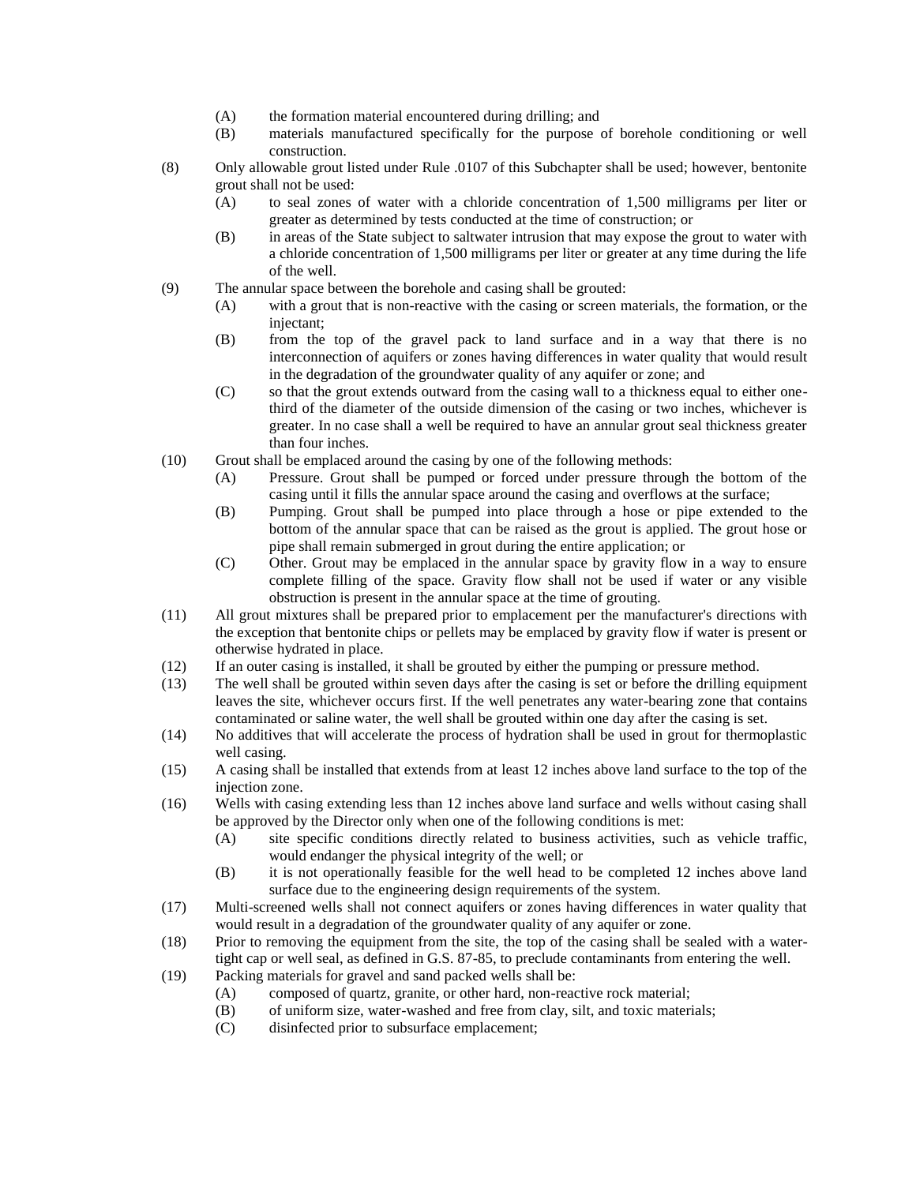(A) the formation material encountered during drilling; and

(B) materials manufactured specifically for the purpose of borehole conditioning or well construction.

(8) Only allowable grout listed under Rule .0107 of this Subchapter shall be used; however, bentonite grout shall not be used:

(A) to seal zones of water with a chloride concentration of 1,500 milligrams per liter or greater as determined by tests conducted at the time of construction; or

(B) in areas of the State subject to saltwater intrusion that may expose the grout to water with a chloride concentration of 1,500 milligrams per liter or greater at any time during the life of the well.

(9) The annular space between the borehole and casing shall be grouted:

(A) with a grout that is non-reactive with the casing or screen materials, the formation, or the injectant;

(B) from the top of the gravel pack to land surface and in a way that there is no interconnection of aquifers or zones having differences in water quality that would result in the degradation of the groundwater quality of any aquifer or zone; and

(C) so that the grout extends outward from the casing wall to a thickness equal to either one-third of the diameter of the outside dimension of the casing or two inches, whichever is greater. In no case shall a well be required to have an annular grout seal thickness greater than four inches.

(10) Grout shall be emplaced around the casing by one of the following methods:

(A) Pressure. Grout shall be pumped or forced under pressure through the bottom of the casing until it fills the annular space around the casing and overflows at the surface;

(B) Pumping. Grout shall be pumped into place through a hose or pipe extended to the bottom of the annular space that can be raised as the grout is applied. The grout hose or pipe shall remain submerged in grout during the entire application; or

(C) Other. Grout may be emplaced in the annular space by gravity flow in a way to ensure complete filling of the space. Gravity flow shall not be used if water or any visible obstruction is present in the annular space at the time of grouting.

(11) All grout mixtures shall be prepared prior to emplacement per the manufacturer's directions with the exception that bentonite chips or pellets may be emplaced by gravity flow if water is present or otherwise hydrated in place.

(12) If an outer casing is installed, it shall be grouted by either the pumping or pressure method.

(13) The well shall be grouted within seven days after the casing is set or before the drilling equipment leaves the site, whichever occurs first. If the well penetrates any water-bearing zone that contains contaminated or saline water, the well shall be grouted within one day after the casing is set.

(14) No additives that will accelerate the process of hydration shall be used in grout for thermoplastic well casing.

(15) A casing shall be installed that extends from at least 12 inches above land surface to the top of the injection zone.

(16) Wells with casing extending less than 12 inches above land surface and wells without casing shall be approved by the Director only when one of the following conditions is met:

(A) site specific conditions directly related to business activities, such as vehicle traffic, would endanger the physical integrity of the well; or

(B) it is not operationally feasible for the well head to be completed 12 inches above land surface due to the engineering design requirements of the system.

(17) Multi-screened wells shall not connect aquifers or zones having differences in water quality that would result in a degradation of the groundwater quality of any aquifer or zone.

(18) Prior to removing the equipment from the site, the top of the casing shall be sealed with a water-tight cap or well seal, as defined in G.S. 87-85, to preclude contaminants from entering the well.

(19) Packing materials for gravel and sand packed wells shall be:

(A) composed of quartz, granite, or other hard, non-reactive rock material;

(B) of uniform size, water-washed and free from clay, silt, and toxic materials;

(C) disinfected prior to subsurface emplacement;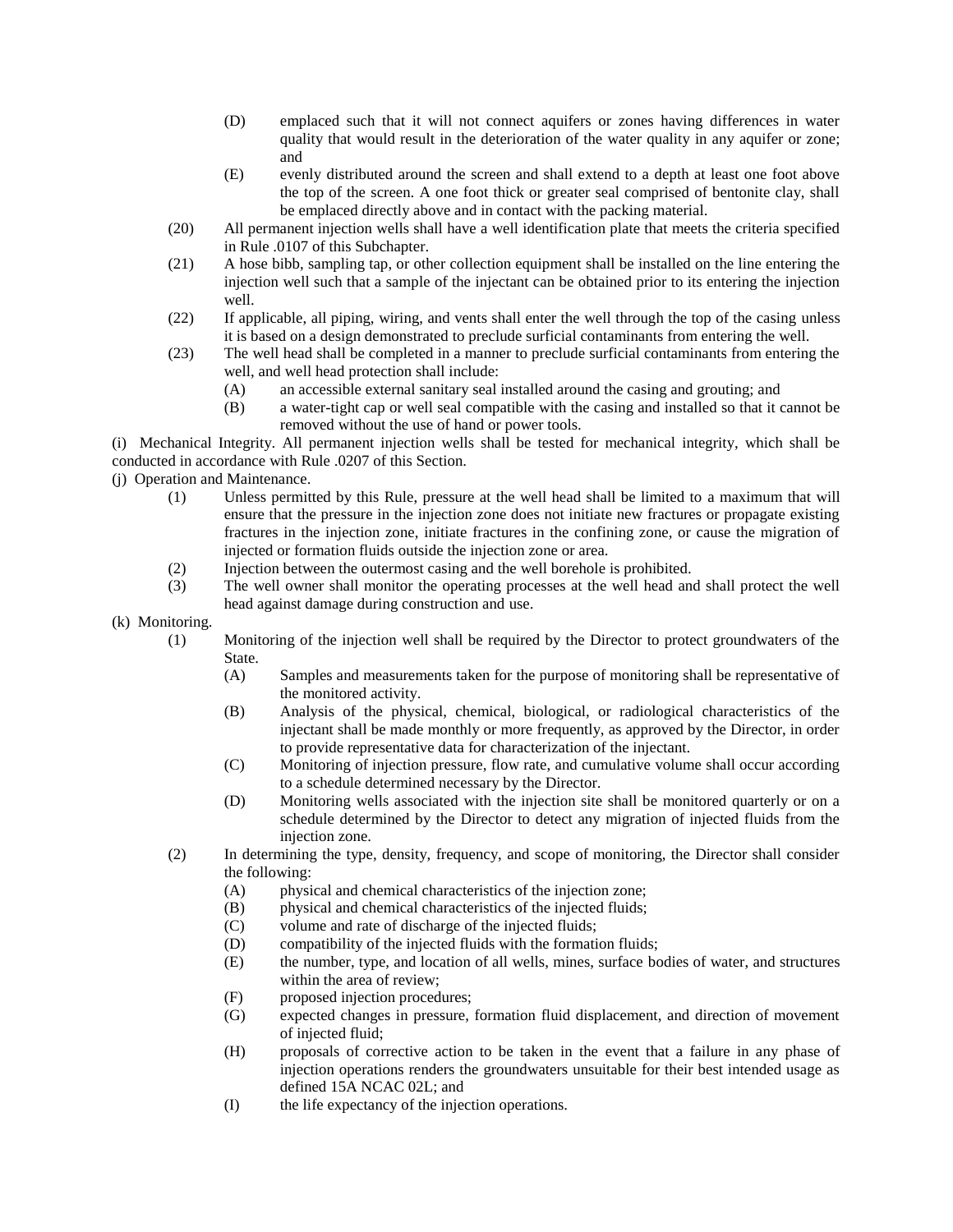(D) emplaced such that it will not connect aquifers or zones having differences in water quality that would result in the deterioration of the water quality in any aquifer or zone; and

(E) evenly distributed around the screen and shall extend to a depth at least one foot above the top of the screen. A one foot thick or greater seal comprised of bentonite clay, shall be emplaced directly above and in contact with the packing material.

(20) All permanent injection wells shall have a well identification plate that meets the criteria specified in Rule .0107 of this Subchapter.

(21) A hose bibb, sampling tap, or other collection equipment shall be installed on the line entering the injection well such that a sample of the injectant can be obtained prior to its entering the injection well.

(22) If applicable, all piping, wiring, and vents shall enter the well through the top of the casing unless it is based on a design demonstrated to preclude surficial contaminants from entering the well.

(23) The well head shall be completed in a manner to preclude surficial contaminants from entering the well, and well head protection shall include:

(A) an accessible external sanitary seal installed around the casing and grouting; and

(B) a water-tight cap or well seal compatible with the casing and installed so that it cannot be removed without the use of hand or power tools.

(i) Mechanical Integrity. All permanent injection wells shall be tested for mechanical integrity, which shall be conducted in accordance with Rule .0207 of this Section.

(j) Operation and Maintenance.

(1) Unless permitted by this Rule, pressure at the well head shall be limited to a maximum that will ensure that the pressure in the injection zone does not initiate new fractures or propagate existing fractures in the injection zone, initiate fractures in the confining zone, or cause the migration of injected or formation fluids outside the injection zone or area.

(2) Injection between the outermost casing and the well borehole is prohibited.

(3) The well owner shall monitor the operating processes at the well head and shall protect the well head against damage during construction and use.

(k) Monitoring.

(1) Monitoring of the injection well shall be required by the Director to protect groundwaters of the State.

(A) Samples and measurements taken for the purpose of monitoring shall be representative of the monitored activity.

(B) Analysis of the physical, chemical, biological, or radiological characteristics of the injectant shall be made monthly or more frequently, as approved by the Director, in order to provide representative data for characterization of the injectant.

(C) Monitoring of injection pressure, flow rate, and cumulative volume shall occur according to a schedule determined necessary by the Director.

(D) Monitoring wells associated with the injection site shall be monitored quarterly or on a schedule determined by the Director to detect any migration of injected fluids from the injection zone.

(2) In determining the type, density, frequency, and scope of monitoring, the Director shall consider the following:

(A) physical and chemical characteristics of the injection zone;

(B) physical and chemical characteristics of the injected fluids;

(C) volume and rate of discharge of the injected fluids;

(D) compatibility of the injected fluids with the formation fluids;

(E) the number, type, and location of all wells, mines, surface bodies of water, and structures within the area of review;

(F) proposed injection procedures;

(G) expected changes in pressure, formation fluid displacement, and direction of movement of injected fluid;

(H) proposals of corrective action to be taken in the event that a failure in any phase of injection operations renders the groundwaters unsuitable for their best intended usage as defined 15A NCAC 02L; and

(I) the life expectancy of the injection operations.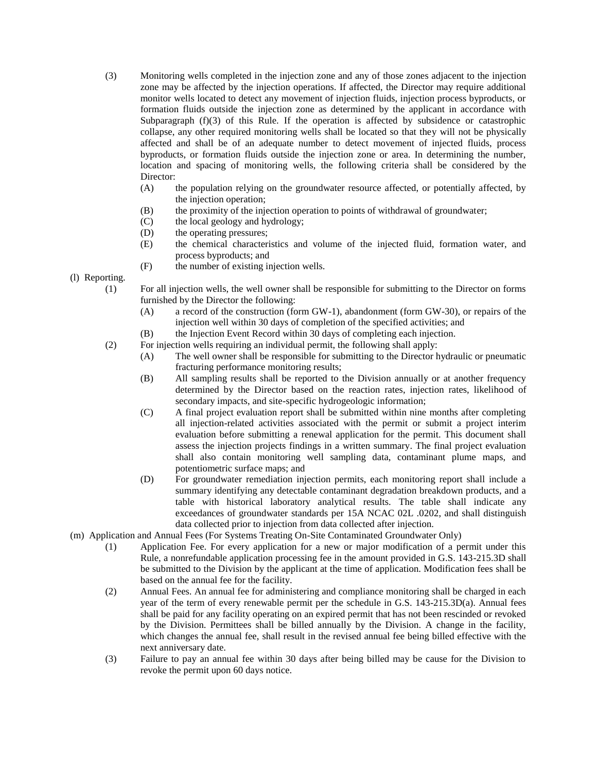(3) Monitoring wells completed in the injection zone and any of those zones adjacent to the injection zone may be affected by the injection operations. If affected, the Director may require additional monitor wells located to detect any movement of injection fluids, injection process byproducts, or formation fluids outside the injection zone as determined by the applicant in accordance with Subparagraph (f)(3) of this Rule. If the operation is affected by subsidence or catastrophic collapse, any other required monitoring wells shall be located so that they will not be physically affected and shall be of an adequate number to detect movement of injected fluids, process byproducts, or formation fluids outside the injection zone or area. In determining the number, location and spacing of monitoring wells, the following criteria shall be considered by the Director:

- (A) the population relying on the groundwater resource affected, or potentially affected, by the injection operation;
- (B) the proximity of the injection operation to points of withdrawal of groundwater;
- (C) the local geology and hydrology;
- (D) the operating pressures;
- (E) the chemical characteristics and volume of the injected fluid, formation water, and process byproducts; and
- (F) the number of existing injection wells.

(l) Reporting.

(1) For all injection wells, the well owner shall be responsible for submitting to the Director on forms furnished by the Director the following:

- (A) a record of the construction (form GW-1), abandonment (form GW-30), or repairs of the injection well within 30 days of completion of the specified activities; and
- (B) the Injection Event Record within 30 days of completing each injection.

(2) For injection wells requiring an individual permit, the following shall apply:

- (A) The well owner shall be responsible for submitting to the Director hydraulic or pneumatic fracturing performance monitoring results;
- (B) All sampling results shall be reported to the Division annually or at another frequency determined by the Director based on the reaction rates, injection rates, likelihood of secondary impacts, and site-specific hydrogeologic information;
- (C) A final project evaluation report shall be submitted within nine months after completing all injection-related activities associated with the permit or submit a project interim evaluation before submitting a renewal application for the permit. This document shall assess the injection projects findings in a written summary. The final project evaluation shall also contain monitoring well sampling data, contaminant plume maps, and potentiometric surface maps; and
- (D) For groundwater remediation injection permits, each monitoring report shall include a summary identifying any detectable contaminant degradation breakdown products, and a table with historical laboratory analytical results. The table shall indicate any exceedances of groundwater standards per 15A NCAC 02L .0202, and shall distinguish data collected prior to injection from data collected after injection.

(m) Application and Annual Fees (For Systems Treating On-Site Contaminated Groundwater Only)

(1) Application Fee. For every application for a new or major modification of a permit under this Rule, a nonrefundable application processing fee in the amount provided in G.S. 143-215.3D shall be submitted to the Division by the applicant at the time of application. Modification fees shall be based on the annual fee for the facility.

(2) Annual Fees. An annual fee for administering and compliance monitoring shall be charged in each year of the term of every renewable permit per the schedule in G.S. 143-215.3D(a). Annual fees shall be paid for any facility operating on an expired permit that has not been rescinded or revoked by the Division. Permittees shall be billed annually by the Division. A change in the facility, which changes the annual fee, shall result in the revised annual fee being billed effective with the next anniversary date.

(3) Failure to pay an annual fee within 30 days after being billed may be cause for the Division to revoke the permit upon 60 days notice.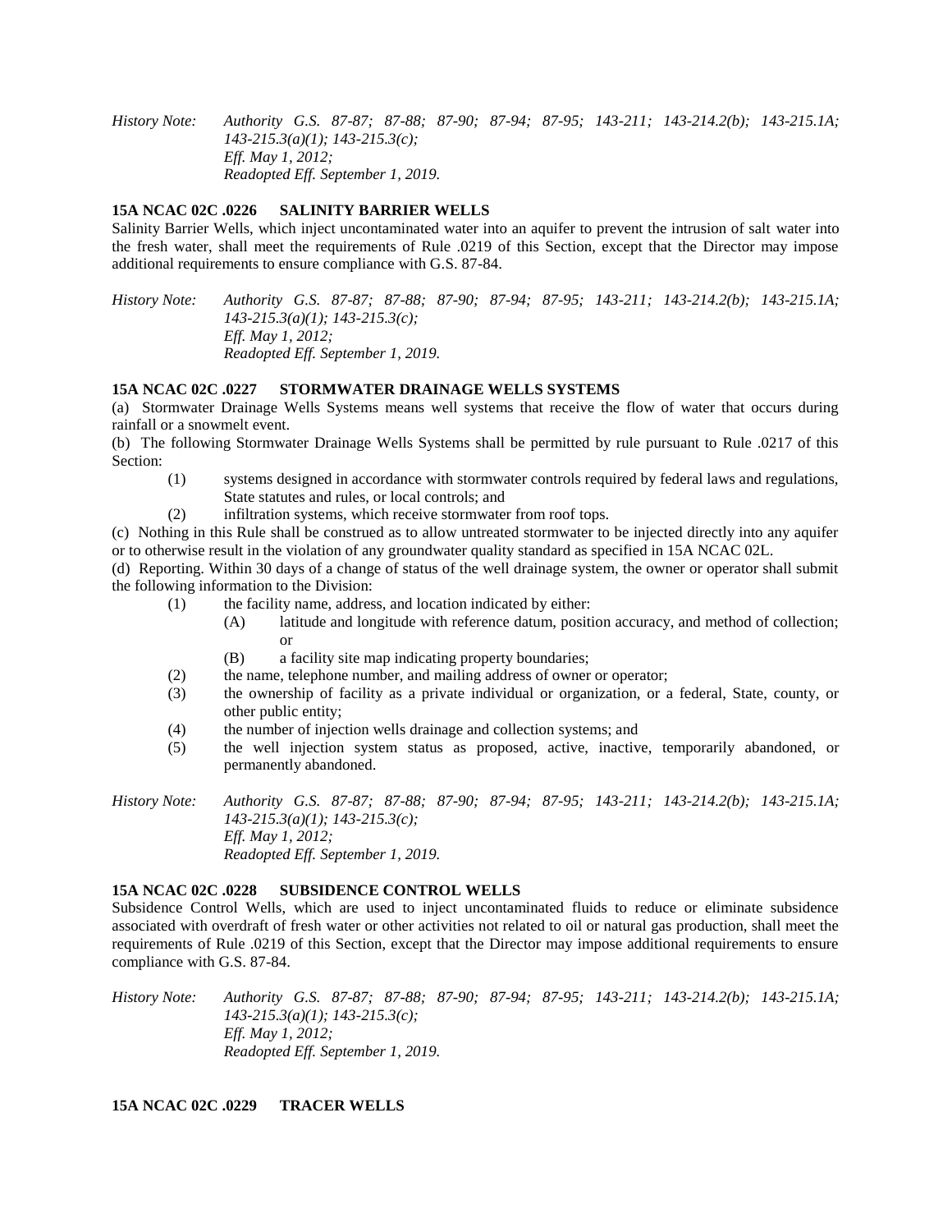*History Note: Authority G.S. 87-87; 87-88; 87-90; 87-94; 87-95; 143-211; 143-214.2(b); 143-215.1A; 143-215.3(a)(1); 143-215.3(c);*
*Eff. May 1, 2012;*
*Readopted Eff. September 1, 2019.*

**15A NCAC 02C .0226 SALINITY BARRIER WELLS**

Salinity Barrier Wells, which inject uncontaminated water into an aquifer to prevent the intrusion of salt water into the fresh water, shall meet the requirements of Rule .0219 of this Section, except that the Director may impose additional requirements to ensure compliance with G.S. 87-84.

*History Note: Authority G.S. 87-87; 87-88; 87-90; 87-94; 87-95; 143-211; 143-214.2(b); 143-215.1A; 143-215.3(a)(1); 143-215.3(c);*
*Eff. May 1, 2012;*
*Readopted Eff. September 1, 2019.*

**15A NCAC 02C .0227 STORMWATER DRAINAGE WELLS SYSTEMS**

(a) Stormwater Drainage Wells Systems means well systems that receive the flow of water that occurs during rainfall or a snowmelt event.

(b) The following Stormwater Drainage Wells Systems shall be permitted by rule pursuant to Rule .0217 of this Section:

- (1) systems designed in accordance with stormwater controls required by federal laws and regulations, State statutes and rules, or local controls; and
- (2) infiltration systems, which receive stormwater from roof tops.

(c) Nothing in this Rule shall be construed as to allow untreated stormwater to be injected directly into any aquifer or to otherwise result in the violation of any groundwater quality standard as specified in 15A NCAC 02L.

(d) Reporting. Within 30 days of a change of status of the well drainage system, the owner or operator shall submit the following information to the Division:

- (1) the facility name, address, and location indicated by either:
  - (A) latitude and longitude with reference datum, position accuracy, and method of collection; or
  - (B) a facility site map indicating property boundaries;
- (2) the name, telephone number, and mailing address of owner or operator;
- (3) the ownership of facility as a private individual or organization, or a federal, State, county, or other public entity;
- (4) the number of injection wells drainage and collection systems; and
- (5) the well injection system status as proposed, active, inactive, temporarily abandoned, or permanently abandoned.

*History Note: Authority G.S. 87-87; 87-88; 87-90; 87-94; 87-95; 143-211; 143-214.2(b); 143-215.1A; 143-215.3(a)(1); 143-215.3(c);*
*Eff. May 1, 2012;*
*Readopted Eff. September 1, 2019.*

**15A NCAC 02C .0228 SUBSIDENCE CONTROL WELLS**

Subsidence Control Wells, which are used to inject uncontaminated fluids to reduce or eliminate subsidence associated with overdraft of fresh water or other activities not related to oil or natural gas production, shall meet the requirements of Rule .0219 of this Section, except that the Director may impose additional requirements to ensure compliance with G.S. 87-84.

*History Note: Authority G.S. 87-87; 87-88; 87-90; 87-94; 87-95; 143-211; 143-214.2(b); 143-215.1A; 143-215.3(a)(1); 143-215.3(c);*
*Eff. May 1, 2012;*
*Readopted Eff. September 1, 2019.*

**15A NCAC 02C .0229 TRACER WELLS**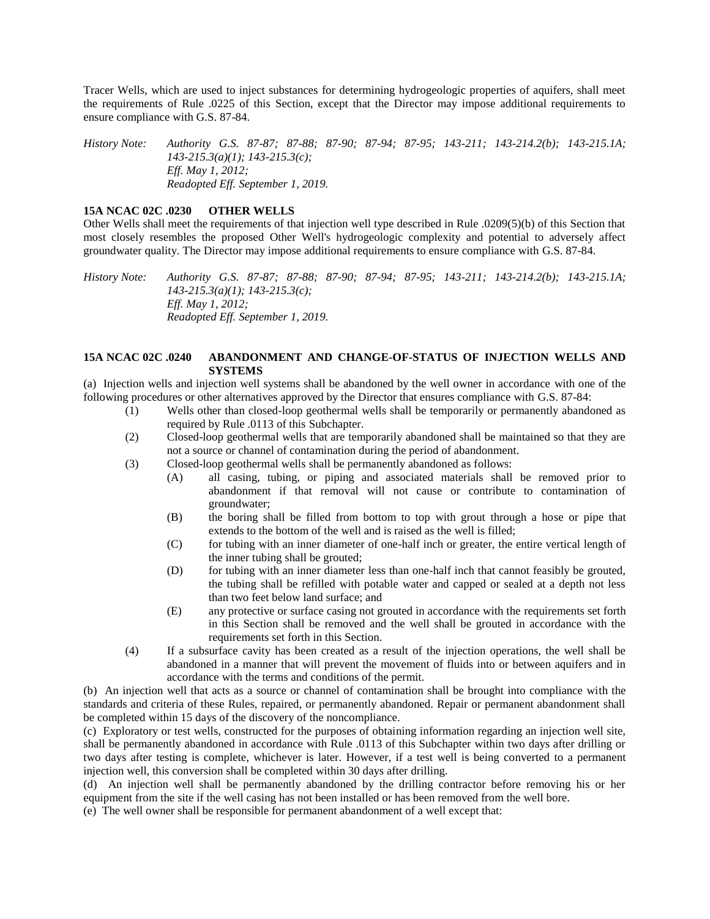Tracer Wells, which are used to inject substances for determining hydrogeologic properties of aquifers, shall meet the requirements of Rule .0225 of this Section, except that the Director may impose additional requirements to ensure compliance with G.S. 87-84.

*History Note: Authority G.S. 87-87; 87-88; 87-90; 87-94; 87-95; 143-211; 143-214.2(b); 143-215.1A; 143-215.3(a)(1); 143-215.3(c);*
*Eff. May 1, 2012;*
*Readopted Eff. September 1, 2019.*

**15A NCAC 02C .0230 OTHER WELLS**

Other Wells shall meet the requirements of that injection well type described in Rule .0209(5)(b) of this Section that most closely resembles the proposed Other Well's hydrogeologic complexity and potential to adversely affect groundwater quality. The Director may impose additional requirements to ensure compliance with G.S. 87-84.

*History Note: Authority G.S. 87-87; 87-88; 87-90; 87-94; 87-95; 143-211; 143-214.2(b); 143-215.1A; 143-215.3(a)(1); 143-215.3(c);*
*Eff. May 1, 2012;*
*Readopted Eff. September 1, 2019.*

**15A NCAC 02C .0240 ABANDONMENT AND CHANGE-OF-STATUS OF INJECTION WELLS AND SYSTEMS**

(a) Injection wells and injection well systems shall be abandoned by the well owner in accordance with one of the following procedures or other alternatives approved by the Director that ensures compliance with G.S. 87-84:

- (1) Wells other than closed-loop geothermal wells shall be temporarily or permanently abandoned as required by Rule .0113 of this Subchapter.
- (2) Closed-loop geothermal wells that are temporarily abandoned shall be maintained so that they are not a source or channel of contamination during the period of abandonment.
- (3) Closed-loop geothermal wells shall be permanently abandoned as follows:
  - (A) all casing, tubing, or piping and associated materials shall be removed prior to abandonment if that removal will not cause or contribute to contamination of groundwater;
  - (B) the boring shall be filled from bottom to top with grout through a hose or pipe that extends to the bottom of the well and is raised as the well is filled;
  - (C) for tubing with an inner diameter of one-half inch or greater, the entire vertical length of the inner tubing shall be grouted;
  - (D) for tubing with an inner diameter less than one-half inch that cannot feasibly be grouted, the tubing shall be refilled with potable water and capped or sealed at a depth not less than two feet below land surface; and
  - (E) any protective or surface casing not grouted in accordance with the requirements set forth in this Section shall be removed and the well shall be grouted in accordance with the requirements set forth in this Section.
- (4) If a subsurface cavity has been created as a result of the injection operations, the well shall be abandoned in a manner that will prevent the movement of fluids into or between aquifers and in accordance with the terms and conditions of the permit.

(b) An injection well that acts as a source or channel of contamination shall be brought into compliance with the standards and criteria of these Rules, repaired, or permanently abandoned. Repair or permanent abandonment shall be completed within 15 days of the discovery of the noncompliance.

(c) Exploratory or test wells, constructed for the purposes of obtaining information regarding an injection well site, shall be permanently abandoned in accordance with Rule .0113 of this Subchapter within two days after drilling or two days after testing is complete, whichever is later. However, if a test well is being converted to a permanent injection well, this conversion shall be completed within 30 days after drilling.

(d) An injection well shall be permanently abandoned by the drilling contractor before removing his or her equipment from the site if the well casing has not been installed or has been removed from the well bore.

(e) The well owner shall be responsible for permanent abandonment of a well except that: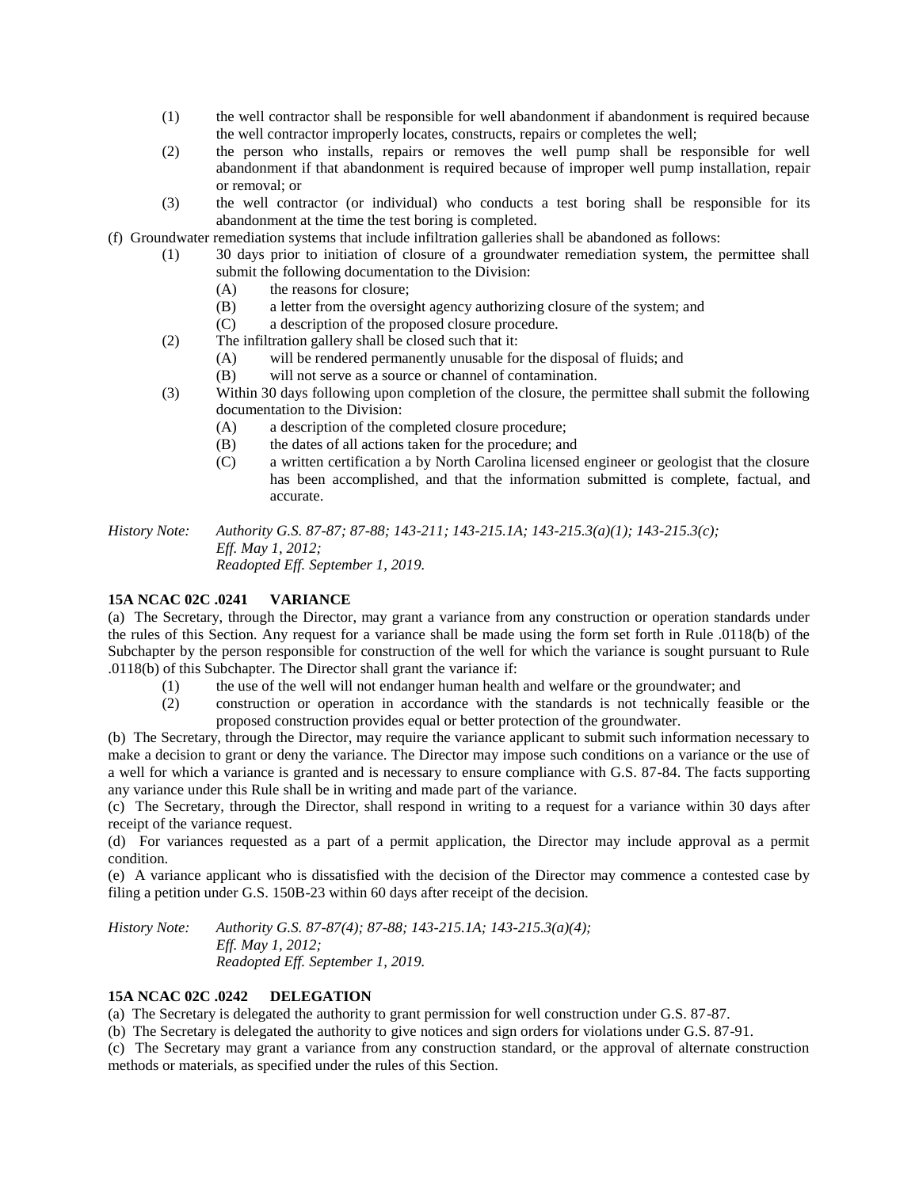(1) the well contractor shall be responsible for well abandonment if abandonment is required because the well contractor improperly locates, constructs, repairs or completes the well;

(2) the person who installs, repairs or removes the well pump shall be responsible for well abandonment if that abandonment is required because of improper well pump installation, repair or removal; or

(3) the well contractor (or individual) who conducts a test boring shall be responsible for its abandonment at the time the test boring is completed.

(f) Groundwater remediation systems that include infiltration galleries shall be abandoned as follows:

(1) 30 days prior to initiation of closure of a groundwater remediation system, the permittee shall submit the following documentation to the Division:

(A) the reasons for closure;

(B) a letter from the oversight agency authorizing closure of the system; and

(C) a description of the proposed closure procedure.

(2) The infiltration gallery shall be closed such that it:

(A) will be rendered permanently unusable for the disposal of fluids; and

(B) will not serve as a source or channel of contamination.

(3) Within 30 days following upon completion of the closure, the permittee shall submit the following documentation to the Division:

(A) a description of the completed closure procedure;

(B) the dates of all actions taken for the procedure; and

(C) a written certification a by North Carolina licensed engineer or geologist that the closure has been accomplished, and that the information submitted is complete, factual, and accurate.

*History Note: Authority G.S. 87-87; 87-88; 143-211; 143-215.1A; 143-215.3(a)(1); 143-215.3(c);*
*Eff. May 1, 2012;*
*Readopted Eff. September 1, 2019.*

**15A NCAC 02C .0241 VARIANCE**

(a) The Secretary, through the Director, may grant a variance from any construction or operation standards under the rules of this Section. Any request for a variance shall be made using the form set forth in Rule .0118(b) of the Subchapter by the person responsible for construction of the well for which the variance is sought pursuant to Rule .0118(b) of this Subchapter. The Director shall grant the variance if:

(1) the use of the well will not endanger human health and welfare or the groundwater; and

(2) construction or operation in accordance with the standards is not technically feasible or the proposed construction provides equal or better protection of the groundwater.

(b) The Secretary, through the Director, may require the variance applicant to submit such information necessary to make a decision to grant or deny the variance. The Director may impose such conditions on a variance or the use of a well for which a variance is granted and is necessary to ensure compliance with G.S. 87-84. The facts supporting any variance under this Rule shall be in writing and made part of the variance.

(c) The Secretary, through the Director, shall respond in writing to a request for a variance within 30 days after receipt of the variance request.

(d) For variances requested as a part of a permit application, the Director may include approval as a permit condition.

(e) A variance applicant who is dissatisfied with the decision of the Director may commence a contested case by filing a petition under G.S. 150B-23 within 60 days after receipt of the decision.

*History Note: Authority G.S. 87-87(4); 87-88; 143-215.1A; 143-215.3(a)(4);*
*Eff. May 1, 2012;*
*Readopted Eff. September 1, 2019.*

**15A NCAC 02C .0242 DELEGATION**

(a) The Secretary is delegated the authority to grant permission for well construction under G.S. 87-87.

(b) The Secretary is delegated the authority to give notices and sign orders for violations under G.S. 87-91.

(c) The Secretary may grant a variance from any construction standard, or the approval of alternate construction methods or materials, as specified under the rules of this Section.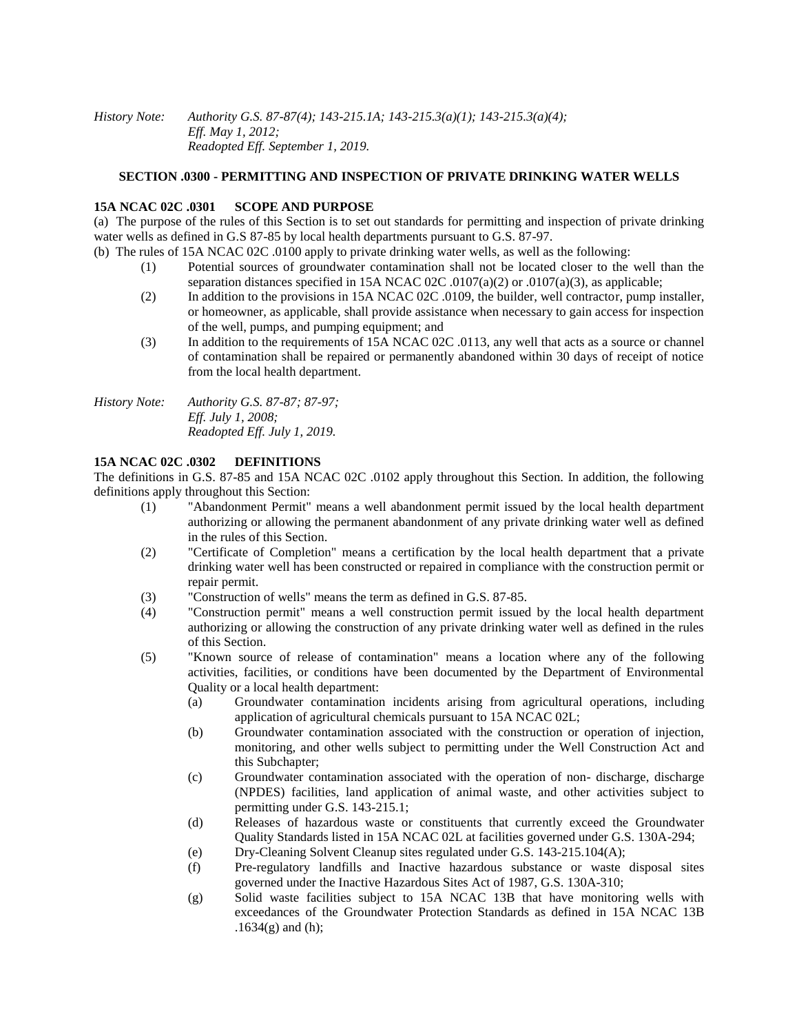*History Note: Authority G.S. 87-87(4); 143-215.1A; 143-215.3(a)(1); 143-215.3(a)(4);*
*Eff. May 1, 2012;*
*Readopted Eff. September 1, 2019.*

## SECTION .0300 - PERMITTING AND INSPECTION OF PRIVATE DRINKING WATER WELLS

### 15A NCAC 02C .0301 SCOPE AND PURPOSE

(a) The purpose of the rules of this Section is to set out standards for permitting and inspection of private drinking water wells as defined in G.S 87-85 by local health departments pursuant to G.S. 87-97.

(b) The rules of 15A NCAC 02C .0100 apply to private drinking water wells, as well as the following:

(1) Potential sources of groundwater contamination shall not be located closer to the well than the separation distances specified in 15A NCAC 02C .0107(a)(2) or .0107(a)(3), as applicable;

(2) In addition to the provisions in 15A NCAC 02C .0109, the builder, well contractor, pump installer, or homeowner, as applicable, shall provide assistance when necessary to gain access for inspection of the well, pumps, and pumping equipment; and

(3) In addition to the requirements of 15A NCAC 02C .0113, any well that acts as a source or channel of contamination shall be repaired or permanently abandoned within 30 days of receipt of notice from the local health department.

*History Note: Authority G.S. 87-87; 87-97;*
*Eff. July 1, 2008;*
*Readopted Eff. July 1, 2019.*

### 15A NCAC 02C .0302 DEFINITIONS

The definitions in G.S. 87-85 and 15A NCAC 02C .0102 apply throughout this Section. In addition, the following definitions apply throughout this Section:

(1) "Abandonment Permit" means a well abandonment permit issued by the local health department authorizing or allowing the permanent abandonment of any private drinking water well as defined in the rules of this Section.

(2) "Certificate of Completion" means a certification by the local health department that a private drinking water well has been constructed or repaired in compliance with the construction permit or repair permit.

(3) "Construction of wells" means the term as defined in G.S. 87-85.

(4) "Construction permit" means a well construction permit issued by the local health department authorizing or allowing the construction of any private drinking water well as defined in the rules of this Section.

(5) "Known source of release of contamination" means a location where any of the following activities, facilities, or conditions have been documented by the Department of Environmental Quality or a local health department:

(a) Groundwater contamination incidents arising from agricultural operations, including application of agricultural chemicals pursuant to 15A NCAC 02L;

(b) Groundwater contamination associated with the construction or operation of injection, monitoring, and other wells subject to permitting under the Well Construction Act and this Subchapter;

(c) Groundwater contamination associated with the operation of non- discharge, discharge (NPDES) facilities, land application of animal waste, and other activities subject to permitting under G.S. 143-215.1;

(d) Releases of hazardous waste or constituents that currently exceed the Groundwater Quality Standards listed in 15A NCAC 02L at facilities governed under G.S. 130A-294;

(e) Dry-Cleaning Solvent Cleanup sites regulated under G.S. 143-215.104(A);

(f) Pre-regulatory landfills and Inactive hazardous substance or waste disposal sites governed under the Inactive Hazardous Sites Act of 1987, G.S. 130A-310;

(g) Solid waste facilities subject to 15A NCAC 13B that have monitoring wells with exceedances of the Groundwater Protection Standards as defined in 15A NCAC 13B .1634(g) and (h);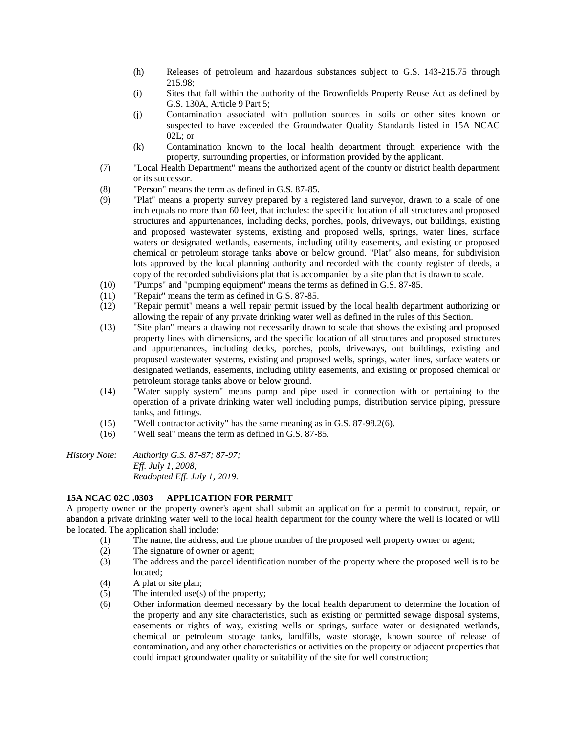(h) Releases of petroleum and hazardous substances subject to G.S. 143-215.75 through 215.98;

(i) Sites that fall within the authority of the Brownfields Property Reuse Act as defined by G.S. 130A, Article 9 Part 5;

(j) Contamination associated with pollution sources in soils or other sites known or suspected to have exceeded the Groundwater Quality Standards listed in 15A NCAC 02L; or

(k) Contamination known to the local health department through experience with the property, surrounding properties, or information provided by the applicant.

(7) "Local Health Department" means the authorized agent of the county or district health department or its successor.

(8) "Person" means the term as defined in G.S. 87-85.

(9) "Plat" means a property survey prepared by a registered land surveyor, drawn to a scale of one inch equals no more than 60 feet, that includes: the specific location of all structures and proposed structures and appurtenances, including decks, porches, pools, driveways, out buildings, existing and proposed wastewater systems, existing and proposed wells, springs, water lines, surface waters or designated wetlands, easements, including utility easements, and existing or proposed chemical or petroleum storage tanks above or below ground. "Plat" also means, for subdivision lots approved by the local planning authority and recorded with the county register of deeds, a copy of the recorded subdivisions plat that is accompanied by a site plan that is drawn to scale.

(10) "Pumps" and "pumping equipment" means the terms as defined in G.S. 87-85.

(11) "Repair" means the term as defined in G.S. 87-85.

(12) "Repair permit" means a well repair permit issued by the local health department authorizing or allowing the repair of any private drinking water well as defined in the rules of this Section.

(13) "Site plan" means a drawing not necessarily drawn to scale that shows the existing and proposed property lines with dimensions, and the specific location of all structures and proposed structures and appurtenances, including decks, porches, pools, driveways, out buildings, existing and proposed wastewater systems, existing and proposed wells, springs, water lines, surface waters or designated wetlands, easements, including utility easements, and existing or proposed chemical or petroleum storage tanks above or below ground.

(14) "Water supply system" means pump and pipe used in connection with or pertaining to the operation of a private drinking water well including pumps, distribution service piping, pressure tanks, and fittings.

(15) "Well contractor activity" has the same meaning as in G.S. 87-98.2(6).

(16) "Well seal" means the term as defined in G.S. 87-85.

*History Note: Authority G.S. 87-87; 87-97;*
*Eff. July 1, 2008;*
*Readopted Eff. July 1, 2019.*

**15A NCAC 02C .0303 APPLICATION FOR PERMIT**

A property owner or the property owner's agent shall submit an application for a permit to construct, repair, or abandon a private drinking water well to the local health department for the county where the well is located or will be located. The application shall include:

(1) The name, the address, and the phone number of the proposed well property owner or agent;

(2) The signature of owner or agent;

(3) The address and the parcel identification number of the property where the proposed well is to be located;

(4) A plat or site plan;

(5) The intended use(s) of the property;

(6) Other information deemed necessary by the local health department to determine the location of the property and any site characteristics, such as existing or permitted sewage disposal systems, easements or rights of way, existing wells or springs, surface water or designated wetlands, chemical or petroleum storage tanks, landfills, waste storage, known source of release of contamination, and any other characteristics or activities on the property or adjacent properties that could impact groundwater quality or suitability of the site for well construction;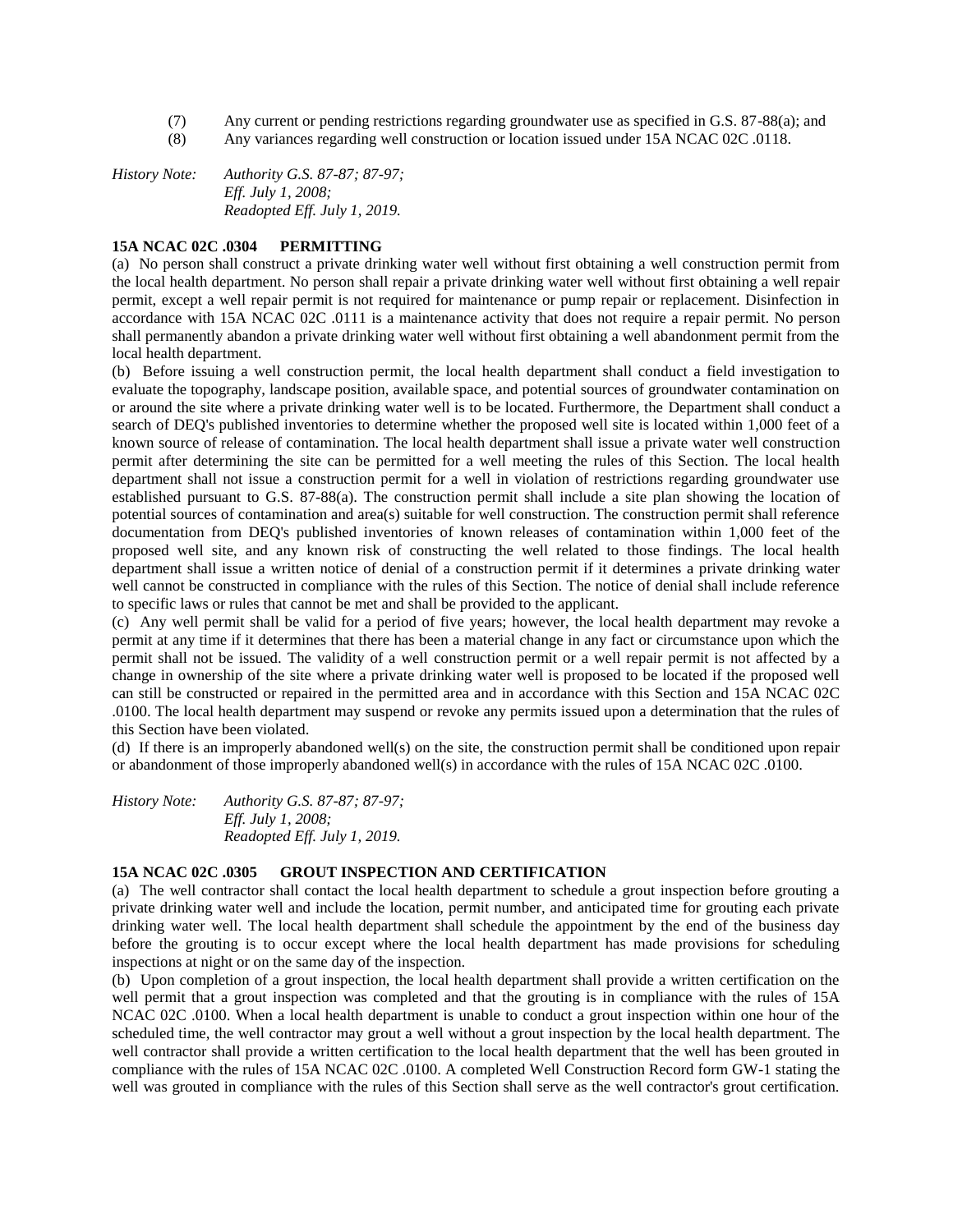(7) Any current or pending restrictions regarding groundwater use as specified in G.S. 87-88(a); and
(8) Any variances regarding well construction or location issued under 15A NCAC 02C .0118.

*History Note: Authority G.S. 87-87; 87-97;*
*Eff. July 1, 2008;*
*Readopted Eff. July 1, 2019.*

**15A NCAC 02C .0304 PERMITTING**

(a) No person shall construct a private drinking water well without first obtaining a well construction permit from the local health department. No person shall repair a private drinking water well without first obtaining a well repair permit, except a well repair permit is not required for maintenance or pump repair or replacement. Disinfection in accordance with 15A NCAC 02C .0111 is a maintenance activity that does not require a repair permit. No person shall permanently abandon a private drinking water well without first obtaining a well abandonment permit from the local health department.

(b) Before issuing a well construction permit, the local health department shall conduct a field investigation to evaluate the topography, landscape position, available space, and potential sources of groundwater contamination on or around the site where a private drinking water well is to be located. Furthermore, the Department shall conduct a search of DEQ's published inventories to determine whether the proposed well site is located within 1,000 feet of a known source of release of contamination. The local health department shall issue a private water well construction permit after determining the site can be permitted for a well meeting the rules of this Section. The local health department shall not issue a construction permit for a well in violation of restrictions regarding groundwater use established pursuant to G.S. 87-88(a). The construction permit shall include a site plan showing the location of potential sources of contamination and area(s) suitable for well construction. The construction permit shall reference documentation from DEQ's published inventories of known releases of contamination within 1,000 feet of the proposed well site, and any known risk of constructing the well related to those findings. The local health department shall issue a written notice of denial of a construction permit if it determines a private drinking water well cannot be constructed in compliance with the rules of this Section. The notice of denial shall include reference to specific laws or rules that cannot be met and shall be provided to the applicant.

(c) Any well permit shall be valid for a period of five years; however, the local health department may revoke a permit at any time if it determines that there has been a material change in any fact or circumstance upon which the permit shall not be issued. The validity of a well construction permit or a well repair permit is not affected by a change in ownership of the site where a private drinking water well is proposed to be located if the proposed well can still be constructed or repaired in the permitted area and in accordance with this Section and 15A NCAC 02C .0100. The local health department may suspend or revoke any permits issued upon a determination that the rules of this Section have been violated.

(d) If there is an improperly abandoned well(s) on the site, the construction permit shall be conditioned upon repair or abandonment of those improperly abandoned well(s) in accordance with the rules of 15A NCAC 02C .0100.

*History Note: Authority G.S. 87-87; 87-97;*
*Eff. July 1, 2008;*
*Readopted Eff. July 1, 2019.*

**15A NCAC 02C .0305 GROUT INSPECTION AND CERTIFICATION**

(a) The well contractor shall contact the local health department to schedule a grout inspection before grouting a private drinking water well and include the location, permit number, and anticipated time for grouting each private drinking water well. The local health department shall schedule the appointment by the end of the business day before the grouting is to occur except where the local health department has made provisions for scheduling inspections at night or on the same day of the inspection.

(b) Upon completion of a grout inspection, the local health department shall provide a written certification on the well permit that a grout inspection was completed and that the grouting is in compliance with the rules of 15A NCAC 02C .0100. When a local health department is unable to conduct a grout inspection within one hour of the scheduled time, the well contractor may grout a well without a grout inspection by the local health department. The well contractor shall provide a written certification to the local health department that the well has been grouted in compliance with the rules of 15A NCAC 02C .0100. A completed Well Construction Record form GW-1 stating the well was grouted in compliance with the rules of this Section shall serve as the well contractor's grout certification.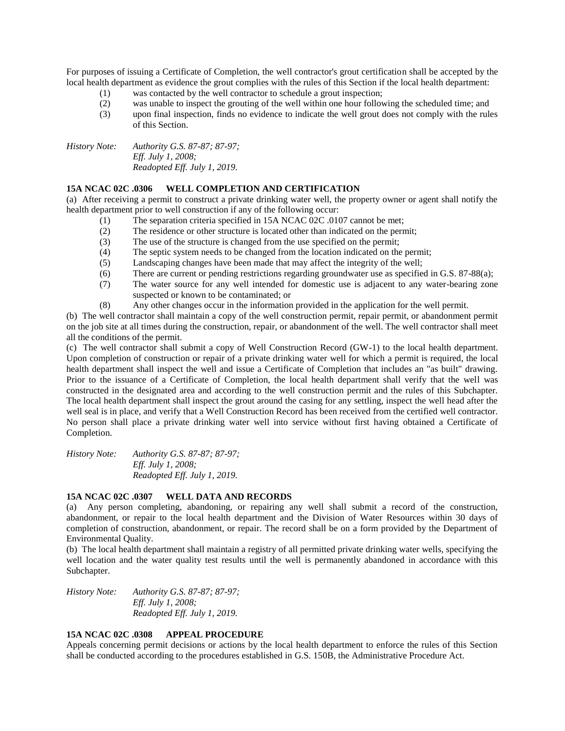For purposes of issuing a Certificate of Completion, the well contractor's grout certification shall be accepted by the local health department as evidence the grout complies with the rules of this Section if the local health department:

(1) was contacted by the well contractor to schedule a grout inspection;

(2) was unable to inspect the grouting of the well within one hour following the scheduled time; and

(3) upon final inspection, finds no evidence to indicate the well grout does not comply with the rules of this Section.

*History Note: Authority G.S. 87-87; 87-97;*
*Eff. July 1, 2008;*
*Readopted Eff. July 1, 2019.*

**15A NCAC 02C .0306 WELL COMPLETION AND CERTIFICATION**

(a) After receiving a permit to construct a private drinking water well, the property owner or agent shall notify the health department prior to well construction if any of the following occur:

(1) The separation criteria specified in 15A NCAC 02C .0107 cannot be met;

(2) The residence or other structure is located other than indicated on the permit;

(3) The use of the structure is changed from the use specified on the permit;

(4) The septic system needs to be changed from the location indicated on the permit;

(5) Landscaping changes have been made that may affect the integrity of the well;

(6) There are current or pending restrictions regarding groundwater use as specified in G.S. 87-88(a);

(7) The water source for any well intended for domestic use is adjacent to any water-bearing zone suspected or known to be contaminated; or

(8) Any other changes occur in the information provided in the application for the well permit.

(b) The well contractor shall maintain a copy of the well construction permit, repair permit, or abandonment permit on the job site at all times during the construction, repair, or abandonment of the well. The well contractor shall meet all the conditions of the permit.

(c) The well contractor shall submit a copy of Well Construction Record (GW-1) to the local health department. Upon completion of construction or repair of a private drinking water well for which a permit is required, the local health department shall inspect the well and issue a Certificate of Completion that includes an "as built" drawing. Prior to the issuance of a Certificate of Completion, the local health department shall verify that the well was constructed in the designated area and according to the well construction permit and the rules of this Subchapter. The local health department shall inspect the grout around the casing for any settling, inspect the well head after the well seal is in place, and verify that a Well Construction Record has been received from the certified well contractor. No person shall place a private drinking water well into service without first having obtained a Certificate of Completion.

*History Note: Authority G.S. 87-87; 87-97;*
*Eff. July 1, 2008;*
*Readopted Eff. July 1, 2019.*

**15A NCAC 02C .0307 WELL DATA AND RECORDS**

(a) Any person completing, abandoning, or repairing any well shall submit a record of the construction, abandonment, or repair to the local health department and the Division of Water Resources within 30 days of completion of construction, abandonment, or repair. The record shall be on a form provided by the Department of Environmental Quality.

(b) The local health department shall maintain a registry of all permitted private drinking water wells, specifying the well location and the water quality test results until the well is permanently abandoned in accordance with this Subchapter.

*History Note: Authority G.S. 87-87; 87-97;*
*Eff. July 1, 2008;*
*Readopted Eff. July 1, 2019.*

**15A NCAC 02C .0308 APPEAL PROCEDURE**

Appeals concerning permit decisions or actions by the local health department to enforce the rules of this Section shall be conducted according to the procedures established in G.S. 150B, the Administrative Procedure Act.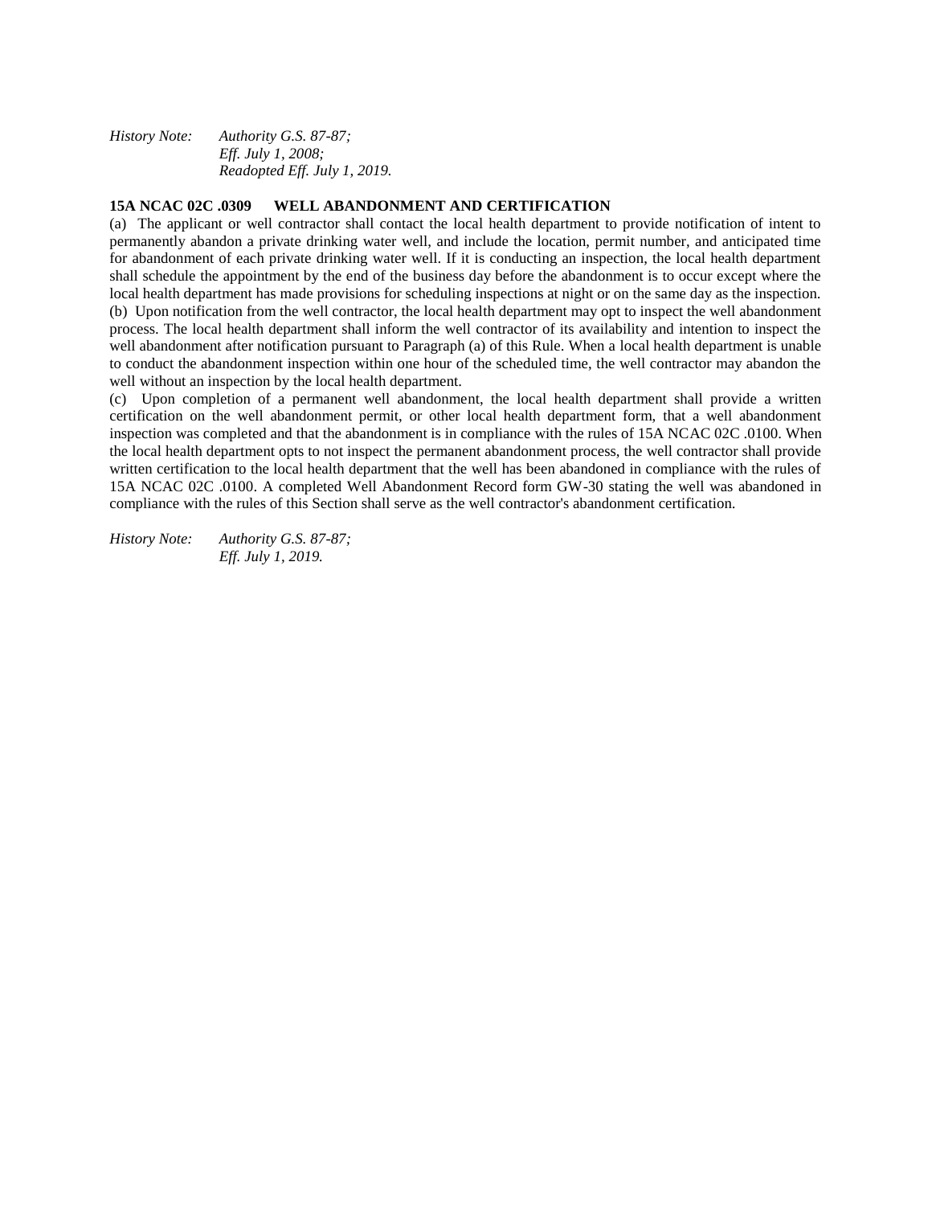*History Note: Authority G.S. 87-87;*
*Eff. July 1, 2008;*
*Readopted Eff. July 1, 2019.*

**15A NCAC 02C .0309 WELL ABANDONMENT AND CERTIFICATION**

(a) The applicant or well contractor shall contact the local health department to provide notification of intent to permanently abandon a private drinking water well, and include the location, permit number, and anticipated time for abandonment of each private drinking water well. If it is conducting an inspection, the local health department shall schedule the appointment by the end of the business day before the abandonment is to occur except where the local health department has made provisions for scheduling inspections at night or on the same day as the inspection.

(b) Upon notification from the well contractor, the local health department may opt to inspect the well abandonment process. The local health department shall inform the well contractor of its availability and intention to inspect the well abandonment after notification pursuant to Paragraph (a) of this Rule. When a local health department is unable to conduct the abandonment inspection within one hour of the scheduled time, the well contractor may abandon the well without an inspection by the local health department.

(c) Upon completion of a permanent well abandonment, the local health department shall provide a written certification on the well abandonment permit, or other local health department form, that a well abandonment inspection was completed and that the abandonment is in compliance with the rules of 15A NCAC 02C .0100. When the local health department opts to not inspect the permanent abandonment process, the well contractor shall provide written certification to the local health department that the well has been abandoned in compliance with the rules of 15A NCAC 02C .0100. A completed Well Abandonment Record form GW-30 stating the well was abandoned in compliance with the rules of this Section shall serve as the well contractor's abandonment certification.

*History Note: Authority G.S. 87-87;*
*Eff. July 1, 2019.*